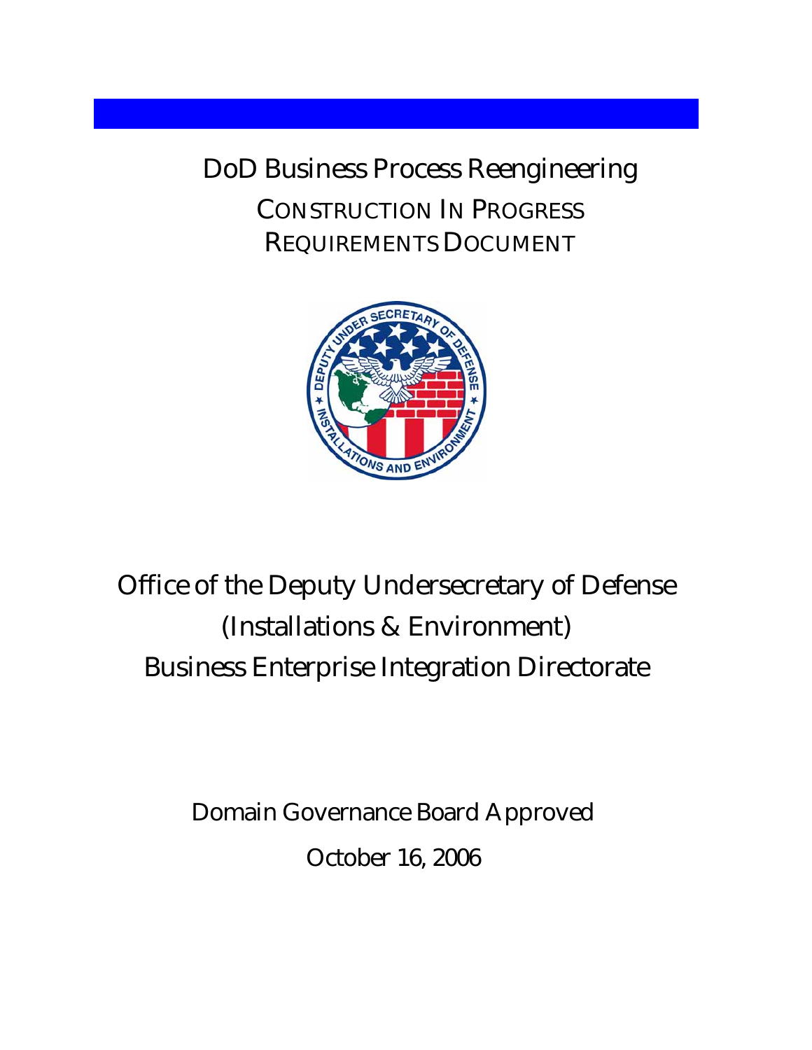# DoD Business Process Reengineering

## CONSTRUCTION IN PROGRESS REQUIREMENTS DOCUMENT

Office of the Deputy Undersecretary of Defense (Installations & Environment) Business Enterprise Integration Directorate

Domain Governance Board Approved

October 16, 2006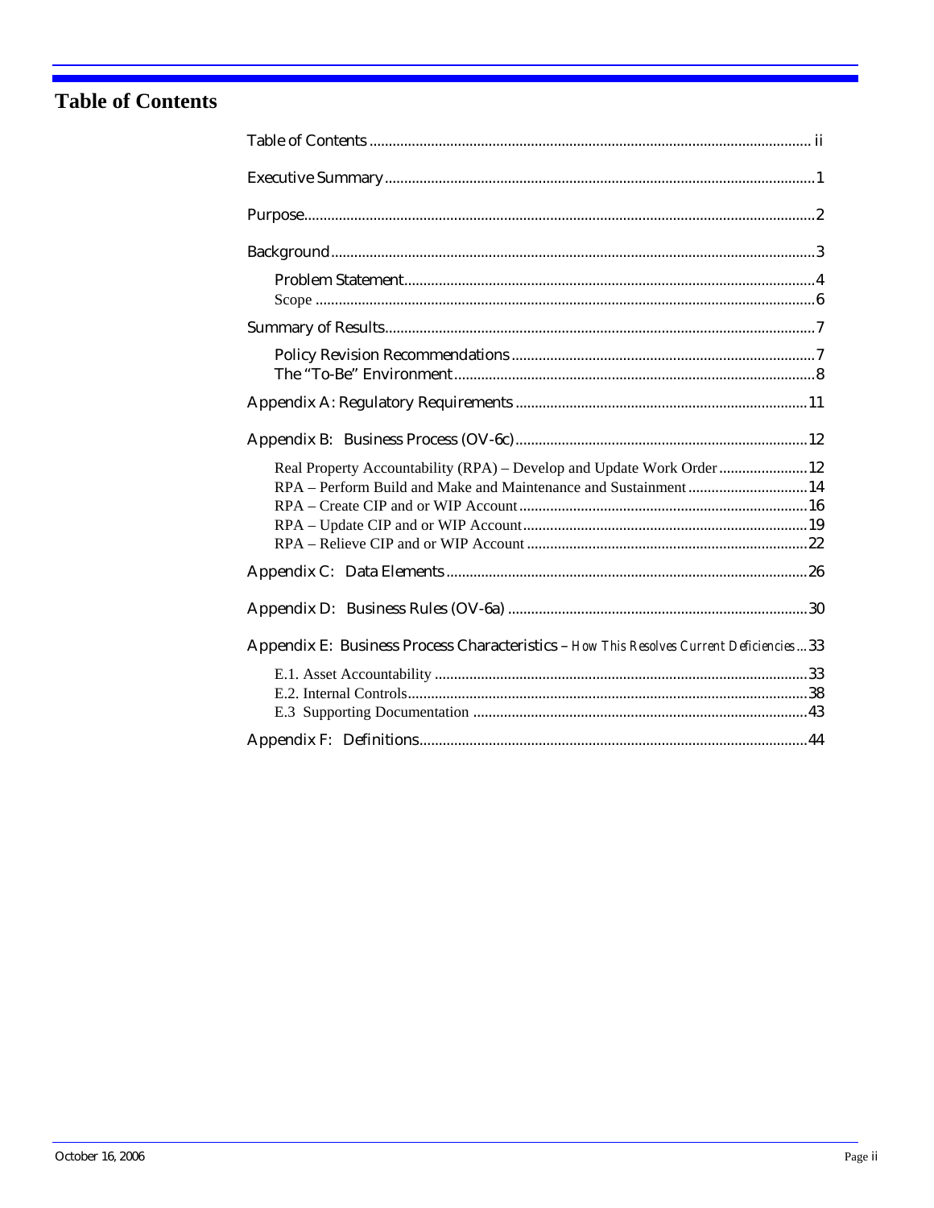# Table of Contents

Table of Contents ................................................................ ii

Executive Summary ................................................................ 1

Purpose ................................................................ 2

Background ................................................................ 3

- Problem Statement ................................................................ 4
- Scope ................................................................ 6

Summary of Results ................................................................ 7

- Policy Revision Recommendations ................................................................ 7
- The "To-Be" Environment ................................................................ 8

Appendix A: Regulatory Requirements ................................................................ 11

Appendix B: Business Process (OV-6c) ................................................................ 12

- Real Property Accountability (RPA) – Develop and Update Work Order ................................................................ 12
- RPA – Perform Build and Make and Maintenance and Sustainment ................................................................ 14
- RPA – Create CIP and or WIP Account ................................................................ 16
- RPA – Update CIP and or WIP Account ................................................................ 19
- RPA – Relieve CIP and or WIP Account ................................................................ 22

Appendix C: Data Elements ................................................................ 26

Appendix D: Business Rules (OV-6a) ................................................................ 30

Appendix E: Business Process Characteristics – *How This Resolves Current Deficiencies* ... 33

- E.1. Asset Accountability ................................................................ 33
- E.2. Internal Controls ................................................................ 38
- E.3 Supporting Documentation ................................................................ 43

Appendix F: Definitions ................................................................ 44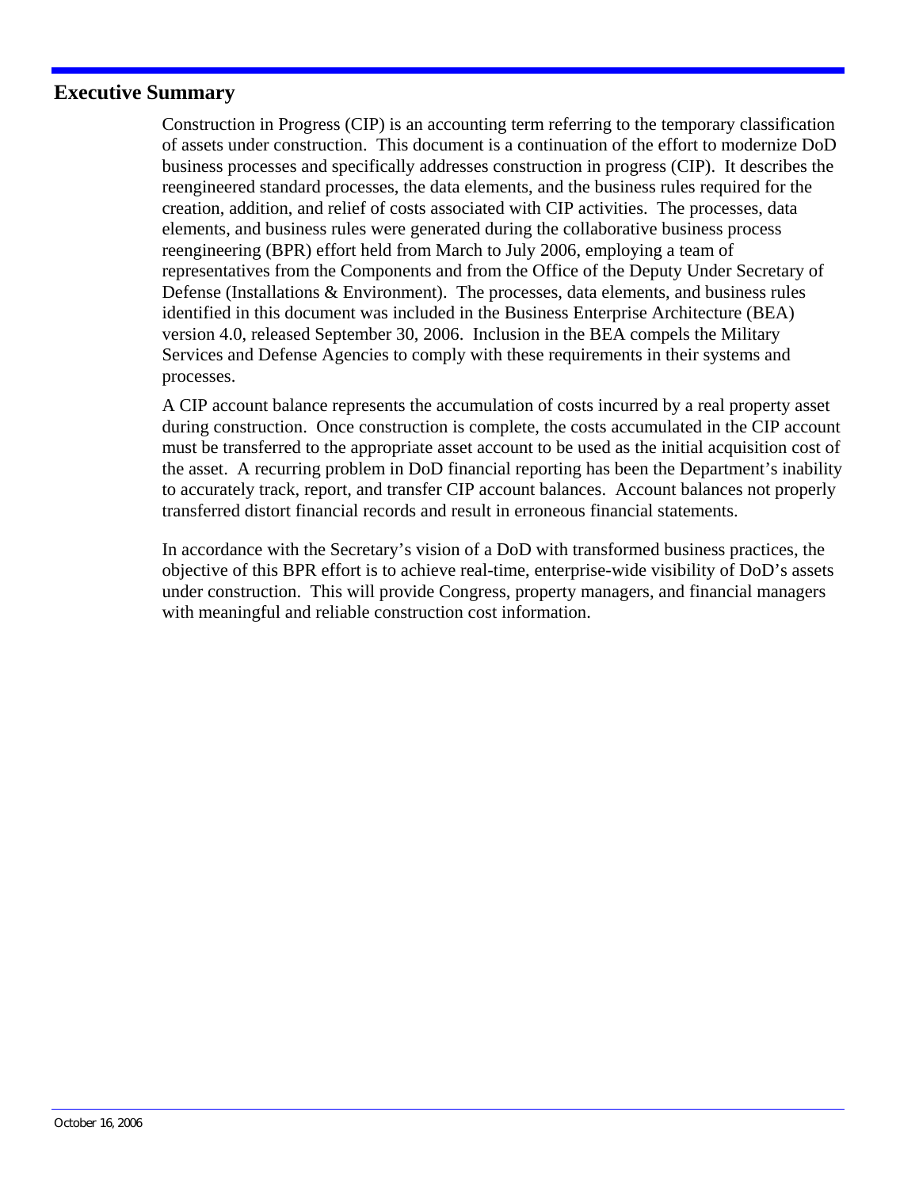# Executive Summary

Construction in Progress (CIP) is an accounting term referring to the temporary classification of assets under construction. This document is a continuation of the effort to modernize DoD business processes and specifically addresses construction in progress (CIP). It describes the reengineered standard processes, the data elements, and the business rules required for the creation, addition, and relief of costs associated with CIP activities. The processes, data elements, and business rules were generated during the collaborative business process reengineering (BPR) effort held from March to July 2006, employing a team of representatives from the Components and from the Office of the Deputy Under Secretary of Defense (Installations & Environment). The processes, data elements, and business rules identified in this document was included in the Business Enterprise Architecture (BEA) version 4.0, released September 30, 2006. Inclusion in the BEA compels the Military Services and Defense Agencies to comply with these requirements in their systems and processes.

A CIP account balance represents the accumulation of costs incurred by a real property asset during construction. Once construction is complete, the costs accumulated in the CIP account must be transferred to the appropriate asset account to be used as the initial acquisition cost of the asset. A recurring problem in DoD financial reporting has been the Department's inability to accurately track, report, and transfer CIP account balances. Account balances not properly transferred distort financial records and result in erroneous financial statements.

In accordance with the Secretary's vision of a DoD with transformed business practices, the objective of this BPR effort is to achieve real-time, enterprise-wide visibility of DoD's assets under construction. This will provide Congress, property managers, and financial managers with meaningful and reliable construction cost information.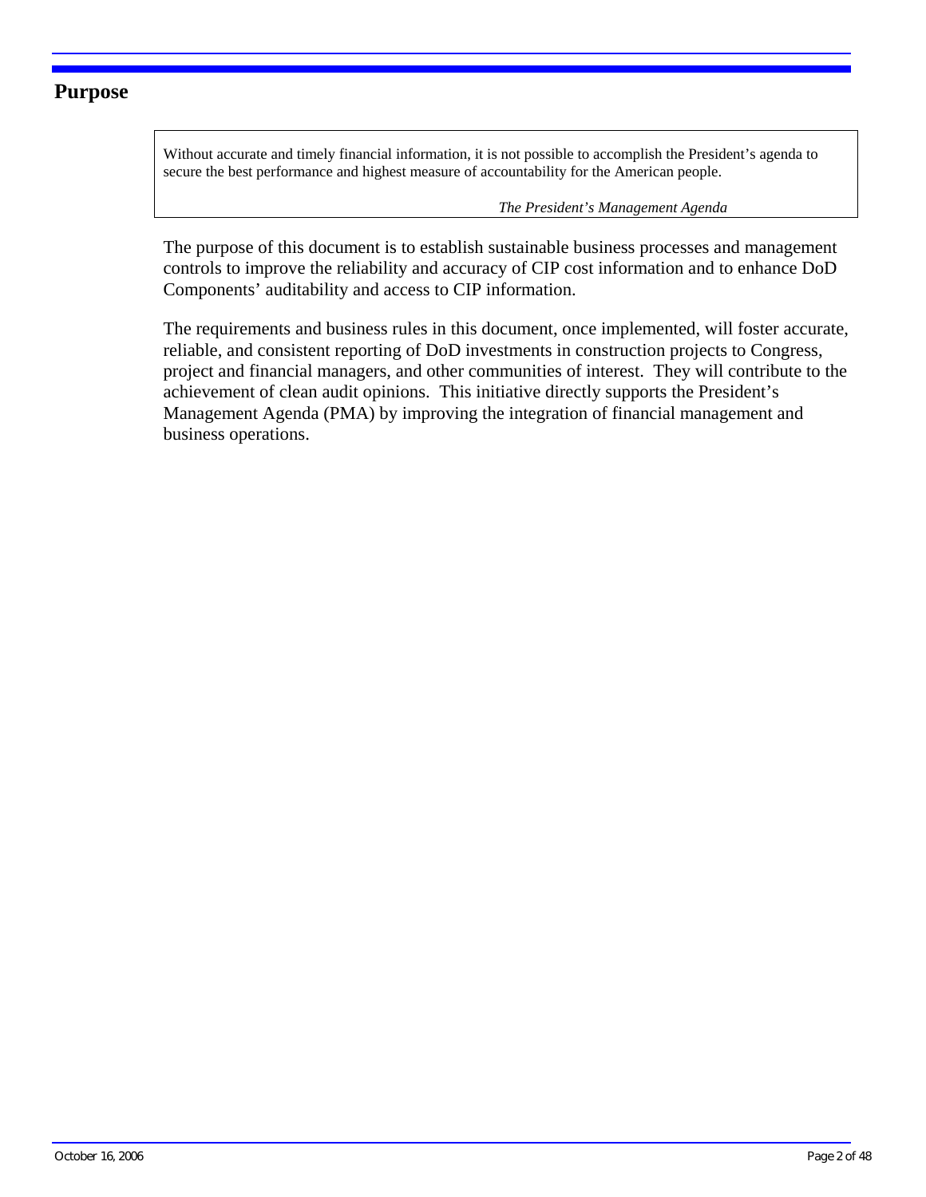## Purpose

> Without accurate and timely financial information, it is not possible to accomplish the President's agenda to secure the best performance and highest measure of accountability for the American people.
>
> *The President's Management Agenda*

The purpose of this document is to establish sustainable business processes and management controls to improve the reliability and accuracy of CIP cost information and to enhance DoD Components' auditability and access to CIP information.

The requirements and business rules in this document, once implemented, will foster accurate, reliable, and consistent reporting of DoD investments in construction projects to Congress, project and financial managers, and other communities of interest. They will contribute to the achievement of clean audit opinions. This initiative directly supports the President's Management Agenda (PMA) by improving the integration of financial management and business operations.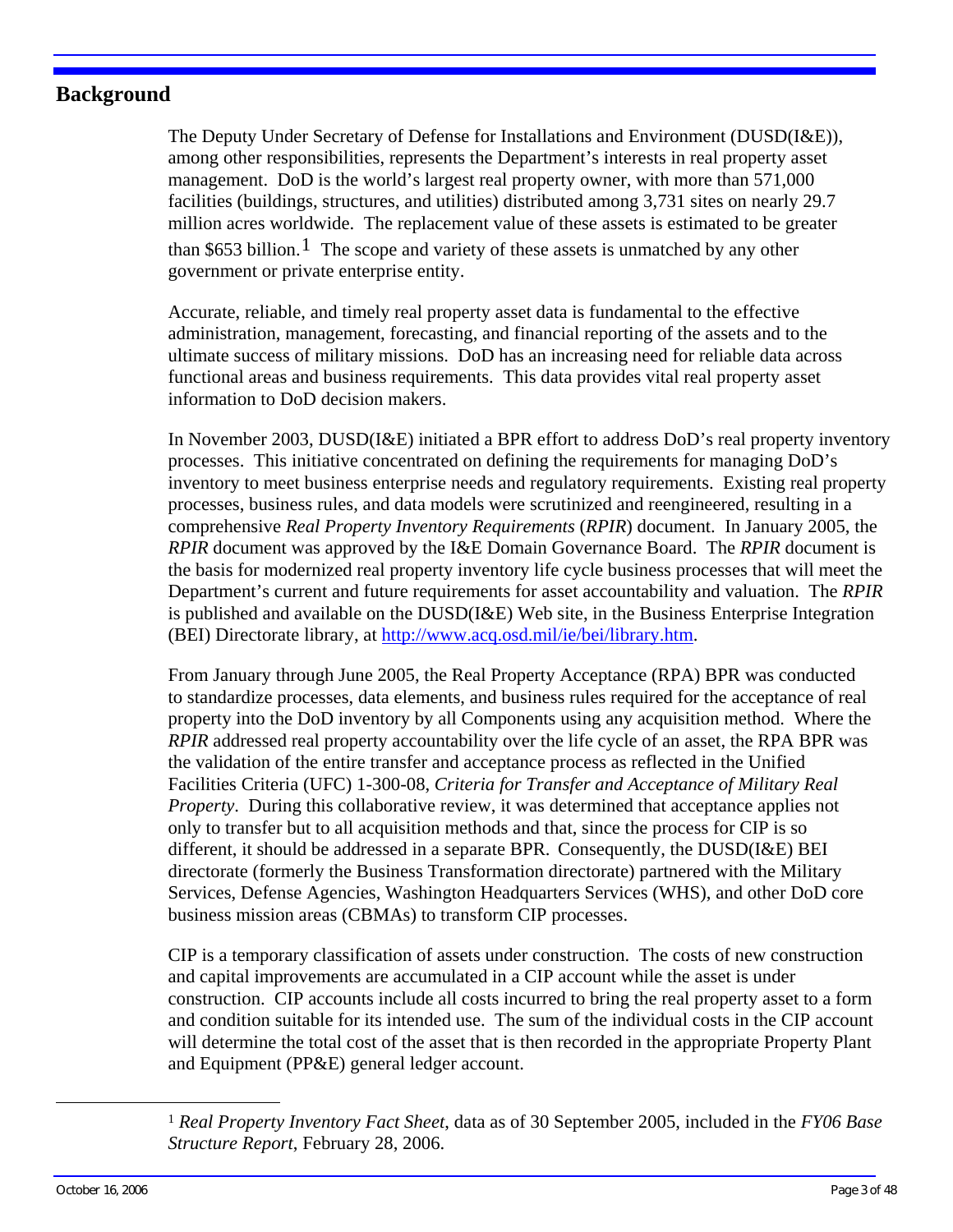## Background

The Deputy Under Secretary of Defense for Installations and Environment (DUSD(I&E)), among other responsibilities, represents the Department's interests in real property asset management. DoD is the world's largest real property owner, with more than 571,000 facilities (buildings, structures, and utilities) distributed among 3,731 sites on nearly 29.7 million acres worldwide. The replacement value of these assets is estimated to be greater than $653 billion.[1] The scope and variety of these assets is unmatched by any other government or private enterprise entity.

Accurate, reliable, and timely real property asset data is fundamental to the effective administration, management, forecasting, and financial reporting of the assets and to the ultimate success of military missions. DoD has an increasing need for reliable data across functional areas and business requirements. This data provides vital real property asset information to DoD decision makers.

In November 2003, DUSD(I&E) initiated a BPR effort to address DoD's real property inventory processes. This initiative concentrated on defining the requirements for managing DoD's inventory to meet business enterprise needs and regulatory requirements. Existing real property processes, business rules, and data models were scrutinized and reengineered, resulting in a comprehensive *Real Property Inventory Requirements* (*RPIR*) document. In January 2005, the *RPIR* document was approved by the I&E Domain Governance Board. The *RPIR* document is the basis for modernized real property inventory life cycle business processes that will meet the Department's current and future requirements for asset accountability and valuation. The *RPIR* is published and available on the DUSD(I&E) Web site, in the Business Enterprise Integration (BEI) Directorate library, at http://www.acq.osd.mil/ie/bei/library.htm.

From January through June 2005, the Real Property Acceptance (RPA) BPR was conducted to standardize processes, data elements, and business rules required for the acceptance of real property into the DoD inventory by all Components using any acquisition method. Where the *RPIR* addressed real property accountability over the life cycle of an asset, the RPA BPR was the validation of the entire transfer and acceptance process as reflected in the Unified Facilities Criteria (UFC) 1-300-08, *Criteria for Transfer and Acceptance of Military Real Property*. During this collaborative review, it was determined that acceptance applies not only to transfer but to all acquisition methods and that, since the process for CIP is so different, it should be addressed in a separate BPR. Consequently, the DUSD(I&E) BEI directorate (formerly the Business Transformation directorate) partnered with the Military Services, Defense Agencies, Washington Headquarters Services (WHS), and other DoD core business mission areas (CBMAs) to transform CIP processes.

CIP is a temporary classification of assets under construction. The costs of new construction and capital improvements are accumulated in a CIP account while the asset is under construction. CIP accounts include all costs incurred to bring the real property asset to a form and condition suitable for its intended use. The sum of the individual costs in the CIP account will determine the total cost of the asset that is then recorded in the appropriate Property Plant and Equipment (PP&E) general ledger account.

---

[1] *Real Property Inventory Fact Sheet*, data as of 30 September 2005, included in the *FY06 Base Structure Report*, February 28, 2006.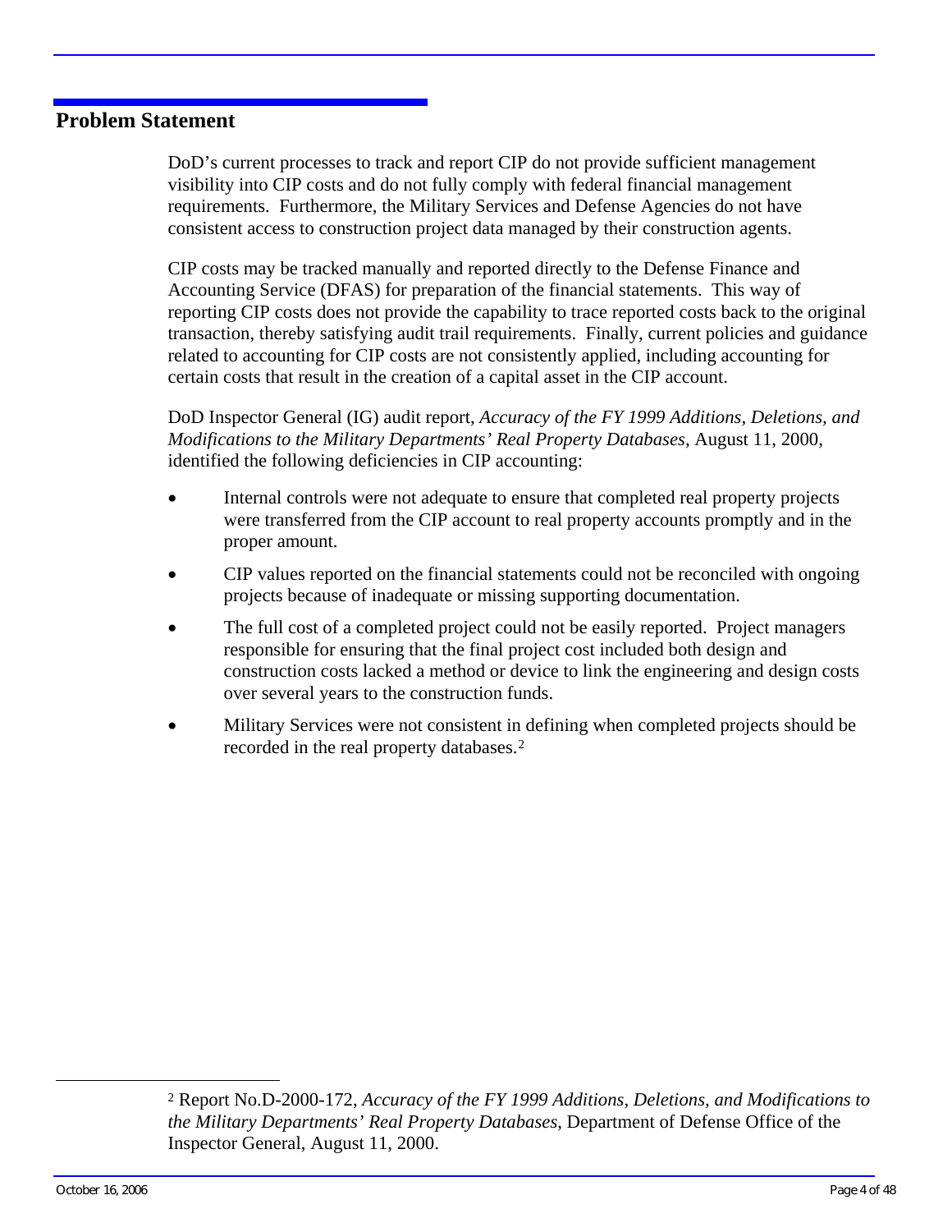## Problem Statement

DoD's current processes to track and report CIP do not provide sufficient management visibility into CIP costs and do not fully comply with federal financial management requirements. Furthermore, the Military Services and Defense Agencies do not have consistent access to construction project data managed by their construction agents.

CIP costs may be tracked manually and reported directly to the Defense Finance and Accounting Service (DFAS) for preparation of the financial statements. This way of reporting CIP costs does not provide the capability to trace reported costs back to the original transaction, thereby satisfying audit trail requirements. Finally, current policies and guidance related to accounting for CIP costs are not consistently applied, including accounting for certain costs that result in the creation of a capital asset in the CIP account.

DoD Inspector General (IG) audit report, *Accuracy of the FY 1999 Additions, Deletions, and Modifications to the Military Departments' Real Property Databases*, August 11, 2000, identified the following deficiencies in CIP accounting:

- Internal controls were not adequate to ensure that completed real property projects were transferred from the CIP account to real property accounts promptly and in the proper amount.
- CIP values reported on the financial statements could not be reconciled with ongoing projects because of inadequate or missing supporting documentation.
- The full cost of a completed project could not be easily reported. Project managers responsible for ensuring that the final project cost included both design and construction costs lacked a method or device to link the engineering and design costs over several years to the construction funds.
- Military Services were not consistent in defining when completed projects should be recorded in the real property databases.[2]

[2] Report No.D-2000-172, *Accuracy of the FY 1999 Additions, Deletions, and Modifications to the Military Departments' Real Property Databases*, Department of Defense Office of the Inspector General, August 11, 2000.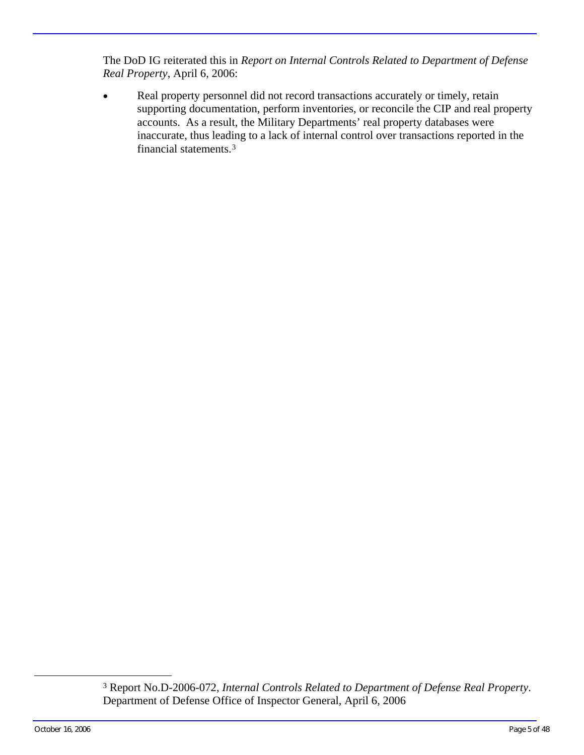The DoD IG reiterated this in *Report on Internal Controls Related to Department of Defense Real Property*, April 6, 2006:

- Real property personnel did not record transactions accurately or timely, retain supporting documentation, perform inventories, or reconcile the CIP and real property accounts. As a result, the Military Departments' real property databases were inaccurate, thus leading to a lack of internal control over transactions reported in the financial statements.[3]

[3] Report No.D-2006-072, *Internal Controls Related to Department of Defense Real Property*. Department of Defense Office of Inspector General, April 6, 2006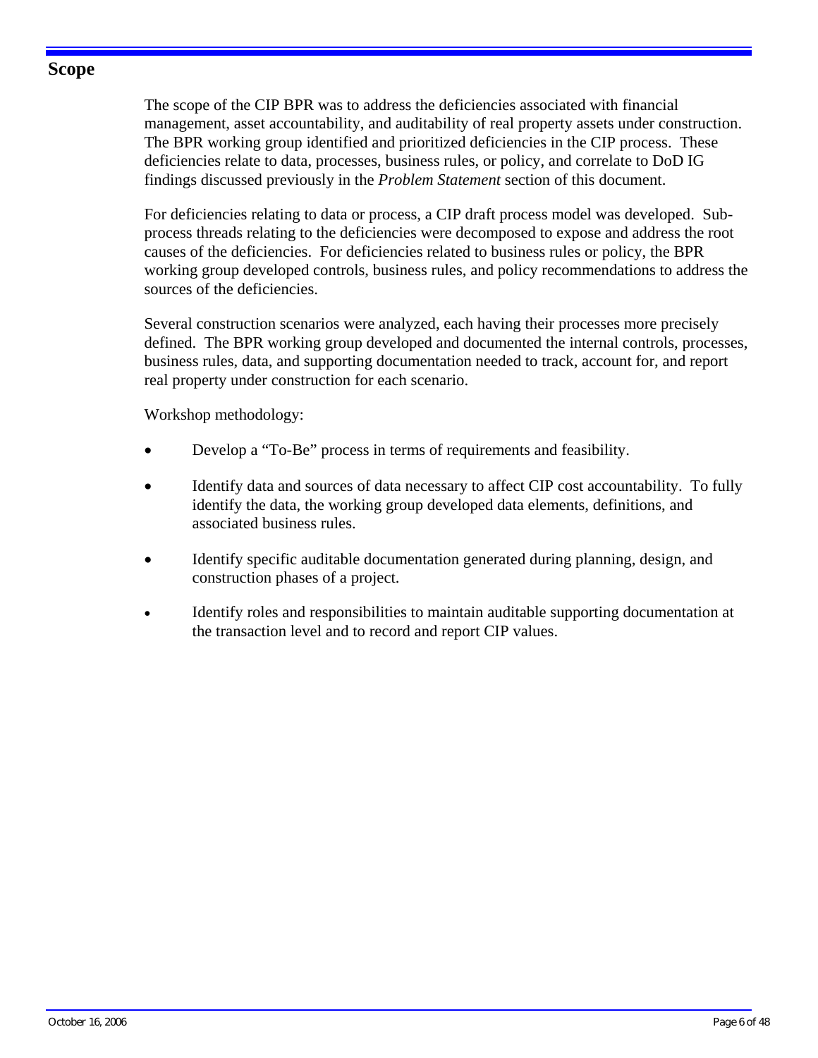## Scope

The scope of the CIP BPR was to address the deficiencies associated with financial management, asset accountability, and auditability of real property assets under construction. The BPR working group identified and prioritized deficiencies in the CIP process. These deficiencies relate to data, processes, business rules, or policy, and correlate to DoD IG findings discussed previously in the *Problem Statement* section of this document.

For deficiencies relating to data or process, a CIP draft process model was developed. Sub-process threads relating to the deficiencies were decomposed to expose and address the root causes of the deficiencies. For deficiencies related to business rules or policy, the BPR working group developed controls, business rules, and policy recommendations to address the sources of the deficiencies.

Several construction scenarios were analyzed, each having their processes more precisely defined. The BPR working group developed and documented the internal controls, processes, business rules, data, and supporting documentation needed to track, account for, and report real property under construction for each scenario.

Workshop methodology:

- Develop a "To-Be" process in terms of requirements and feasibility.
- Identify data and sources of data necessary to affect CIP cost accountability. To fully identify the data, the working group developed data elements, definitions, and associated business rules.
- Identify specific auditable documentation generated during planning, design, and construction phases of a project.
- Identify roles and responsibilities to maintain auditable supporting documentation at the transaction level and to record and report CIP values.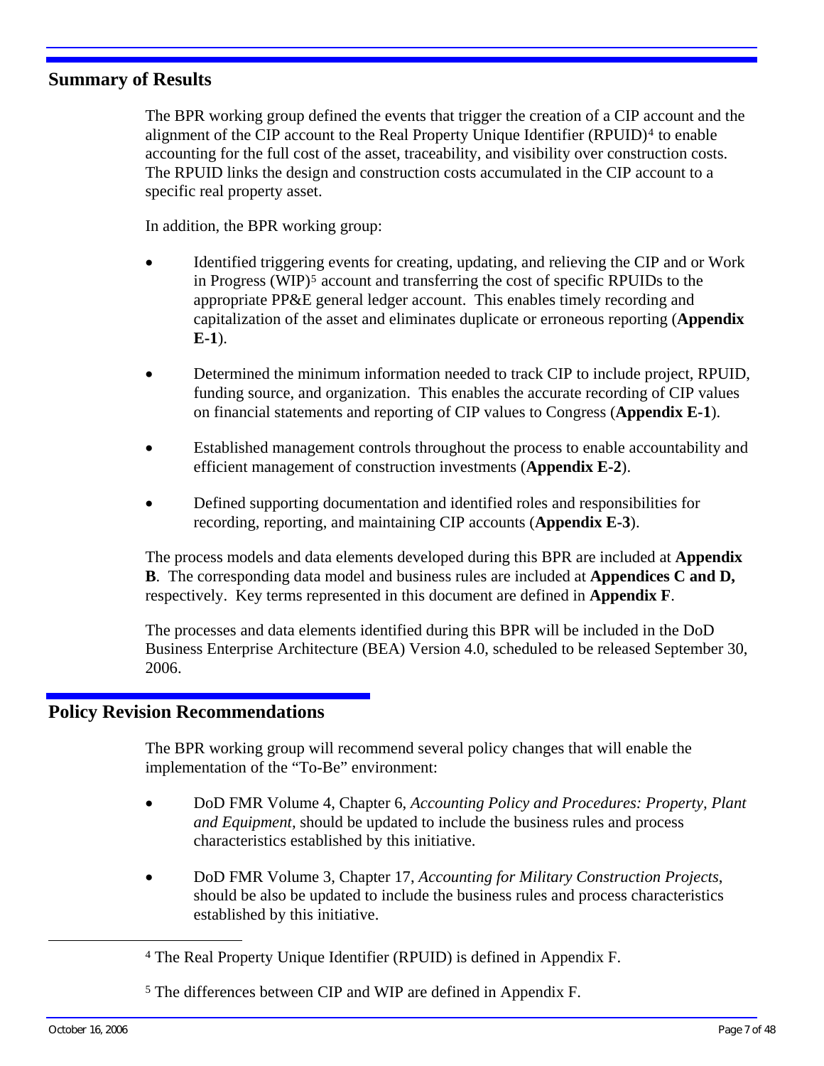## Summary of Results

The BPR working group defined the events that trigger the creation of a CIP account and the alignment of the CIP account to the Real Property Unique Identifier (RPUID)[4] to enable accounting for the full cost of the asset, traceability, and visibility over construction costs. The RPUID links the design and construction costs accumulated in the CIP account to a specific real property asset.

In addition, the BPR working group:

- Identified triggering events for creating, updating, and relieving the CIP and or Work in Progress (WIP)[5] account and transferring the cost of specific RPUIDs to the appropriate PP&E general ledger account. This enables timely recording and capitalization of the asset and eliminates duplicate or erroneous reporting (**Appendix E-1**).
- Determined the minimum information needed to track CIP to include project, RPUID, funding source, and organization. This enables the accurate recording of CIP values on financial statements and reporting of CIP values to Congress (**Appendix E-1**).
- Established management controls throughout the process to enable accountability and efficient management of construction investments (**Appendix E-2**).
- Defined supporting documentation and identified roles and responsibilities for recording, reporting, and maintaining CIP accounts (**Appendix E-3**).

The process models and data elements developed during this BPR are included at **Appendix B**. The corresponding data model and business rules are included at **Appendices C and D,** respectively. Key terms represented in this document are defined in **Appendix F**.

The processes and data elements identified during this BPR will be included in the DoD Business Enterprise Architecture (BEA) Version 4.0, scheduled to be released September 30, 2006.

## Policy Revision Recommendations

The BPR working group will recommend several policy changes that will enable the implementation of the "To-Be" environment:

- DoD FMR Volume 4, Chapter 6, *Accounting Policy and Procedures: Property, Plant and Equipment*, should be updated to include the business rules and process characteristics established by this initiative.
- DoD FMR Volume 3, Chapter 17, *Accounting for Military Construction Projects*, should be also be updated to include the business rules and process characteristics established by this initiative.

---

[4] The Real Property Unique Identifier (RPUID) is defined in Appendix F.

[5] The differences between CIP and WIP are defined in Appendix F.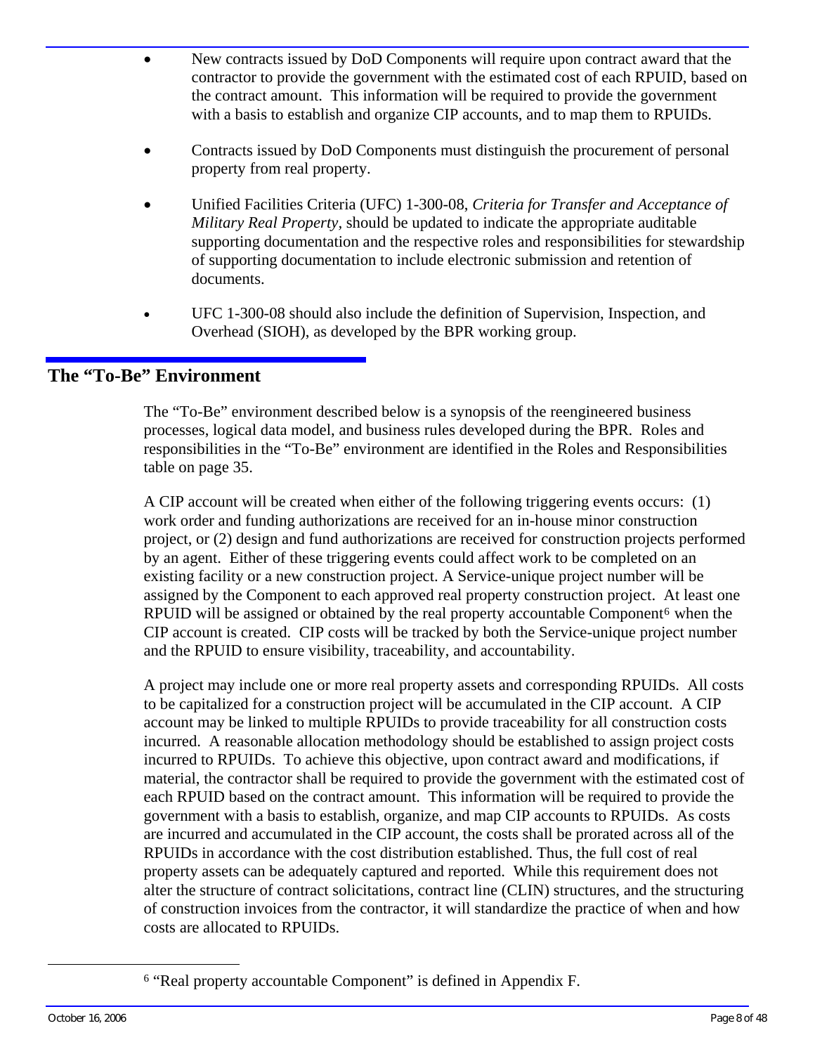- New contracts issued by DoD Components will require upon contract award that the contractor to provide the government with the estimated cost of each RPUID, based on the contract amount. This information will be required to provide the government with a basis to establish and organize CIP accounts, and to map them to RPUIDs.

- Contracts issued by DoD Components must distinguish the procurement of personal property from real property.

- Unified Facilities Criteria (UFC) 1-300-08, *Criteria for Transfer and Acceptance of Military Real Property*, should be updated to indicate the appropriate auditable supporting documentation and the respective roles and responsibilities for stewardship of supporting documentation to include electronic submission and retention of documents.

- UFC 1-300-08 should also include the definition of Supervision, Inspection, and Overhead (SIOH), as developed by the BPR working group.

## The "To-Be" Environment

The "To-Be" environment described below is a synopsis of the reengineered business processes, logical data model, and business rules developed during the BPR. Roles and responsibilities in the "To-Be" environment are identified in the Roles and Responsibilities table on page 35.

A CIP account will be created when either of the following triggering events occurs: (1) work order and funding authorizations are received for an in-house minor construction project, or (2) design and fund authorizations are received for construction projects performed by an agent. Either of these triggering events could affect work to be completed on an existing facility or a new construction project. A Service-unique project number will be assigned by the Component to each approved real property construction project. At least one RPUID will be assigned or obtained by the real property accountable Component[6] when the CIP account is created. CIP costs will be tracked by both the Service-unique project number and the RPUID to ensure visibility, traceability, and accountability.

A project may include one or more real property assets and corresponding RPUIDs. All costs to be capitalized for a construction project will be accumulated in the CIP account. A CIP account may be linked to multiple RPUIDs to provide traceability for all construction costs incurred. A reasonable allocation methodology should be established to assign project costs incurred to RPUIDs. To achieve this objective, upon contract award and modifications, if material, the contractor shall be required to provide the government with the estimated cost of each RPUID based on the contract amount. This information will be required to provide the government with a basis to establish, organize, and map CIP accounts to RPUIDs. As costs are incurred and accumulated in the CIP account, the costs shall be prorated across all of the RPUIDs in accordance with the cost distribution established. Thus, the full cost of real property assets can be adequately captured and reported. While this requirement does not alter the structure of contract solicitations, contract line (CLIN) structures, and the structuring of construction invoices from the contractor, it will standardize the practice of when and how costs are allocated to RPUIDs.

[6] "Real property accountable Component" is defined in Appendix F.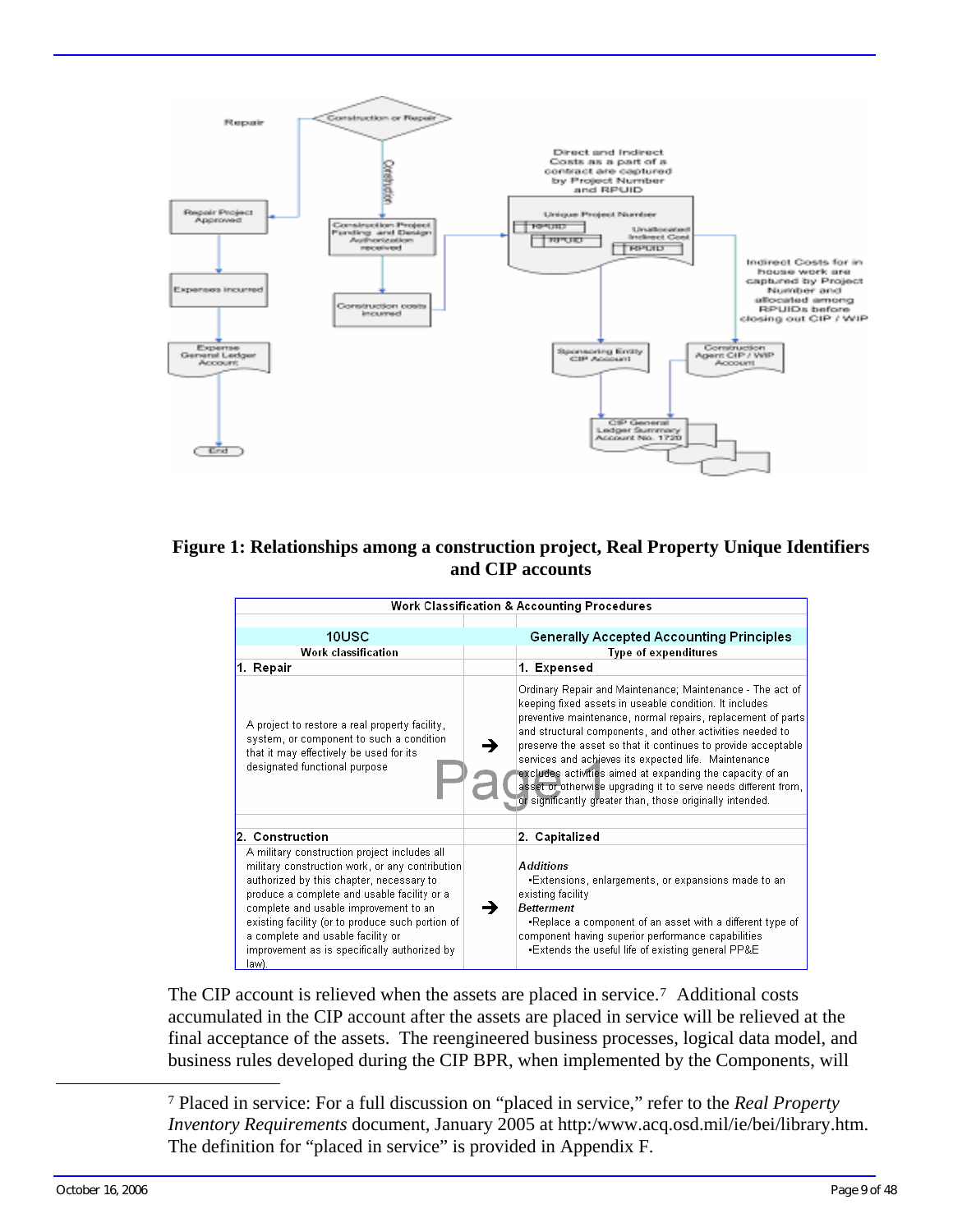Figure 1: Relationships among a construction project, Real Property Unique Identifiers and CIP accounts

| Work Classification & Accounting Procedures | | |
|---|---|---|
| **10USC** | | **Generally Accepted Accounting Principles** |
| Work classification | | Type of expenditures |
| 1. Repair | | 1. Expensed |
| A project to restore a real property facility, system, or component to such a condition that it may effectively be used for its designated functional purpose | → | Ordinary Repair and Maintenance; Maintenance - The act of keeping fixed assets in useable condition. It includes preventive maintenance, normal repairs, replacement of parts and structural components, and other activities needed to preserve the asset so that it continues to provide acceptable services and achieves its expected life. Maintenance excludes activities aimed at expanding the capacity of an asset or otherwise upgrading it to serve needs different from, or significantly greater than, those originally intended. |
| 2. Construction | | 2. Capitalized |
| A military construction project includes all military construction work, or any contribution authorized by this chapter, necessary to produce a complete and usable facility or a complete and usable improvement to an existing facility (or to produce such portion of a complete and usable facility or improvement as is specifically authorized by law). | → | *Additions* •Extensions, enlargements, or expansions made to an existing facility *Betterment* •Replace a component of an asset with a different type of component having superior performance capabilities •Extends the useful life of existing general PP&E |

The CIP account is relieved when the assets are placed in service.[7] Additional costs accumulated in the CIP account after the assets are placed in service will be relieved at the final acceptance of the assets. The reengineered business processes, logical data model, and business rules developed during the CIP BPR, when implemented by the Components, will

---

[7] Placed in service: For a full discussion on "placed in service," refer to the *Real Property Inventory Requirements* document, January 2005 at http:/www.acq.osd.mil/ie/bei/library.htm. The definition for "placed in service" is provided in Appendix F.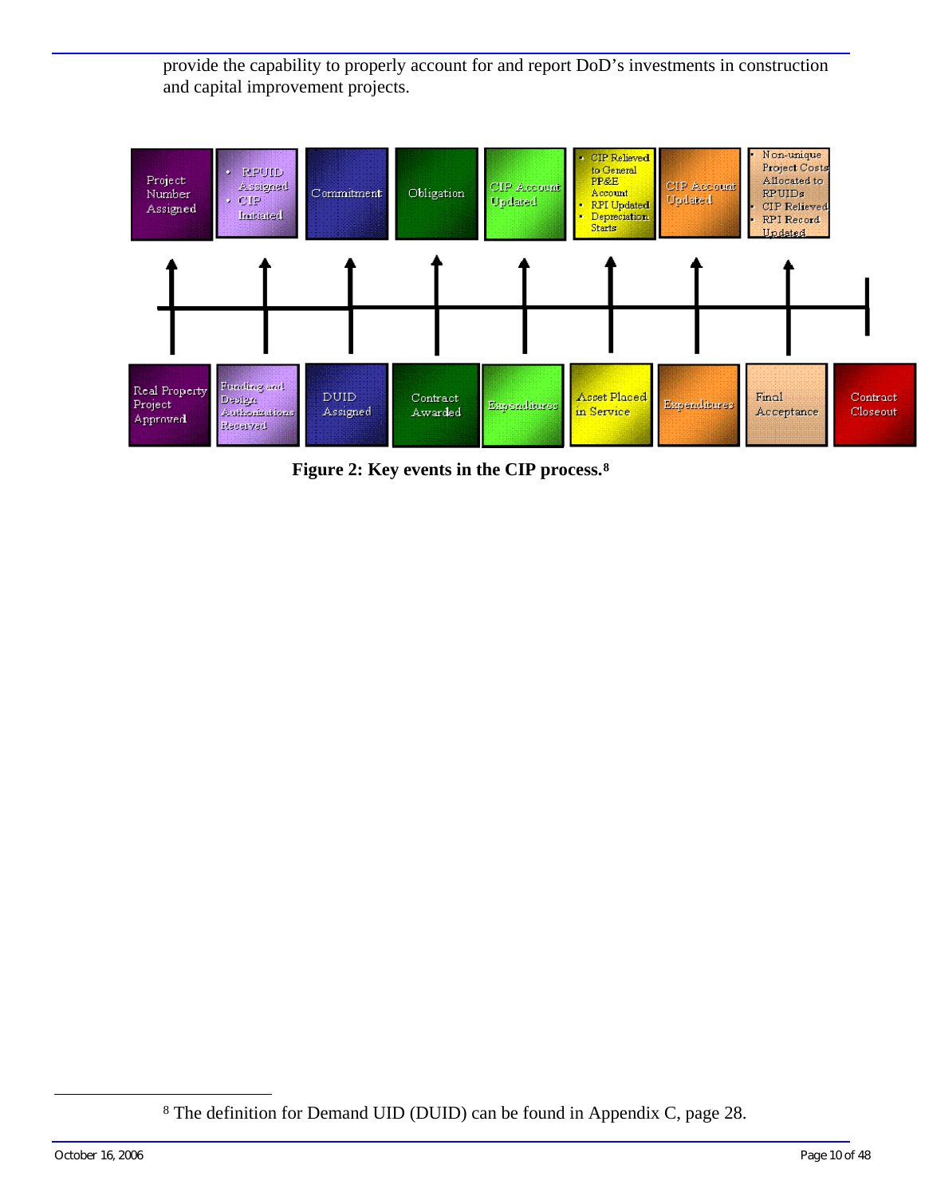provide the capability to properly account for and report DoD's investments in construction and capital improvement projects.

| Project Number Assigned | • RPUID Assigned • CIP Initiated | Commitment | Obligation | CIP Account Updated | • CIP Relieved to General PP&E Account • RPI Updated • Depreciation Starts | CIP Account Updated | • Non-unique Project Costs Allocated to RPUIDs • CIP Relieved • RPI Record Updated | |
|---|---|---|---|---|---|---|---|---|
| Real Property Project Approved | Funding and Design Authorizations Received | DUID Assigned | Contract Awarded | Expenditures | Asset Placed in Service | Expenditures | Final Acceptance | Contract Closeout |

**Figure 2: Key events in the CIP process.**[8]

---

[8] The definition for Demand UID (DUID) can be found in Appendix C, page 28.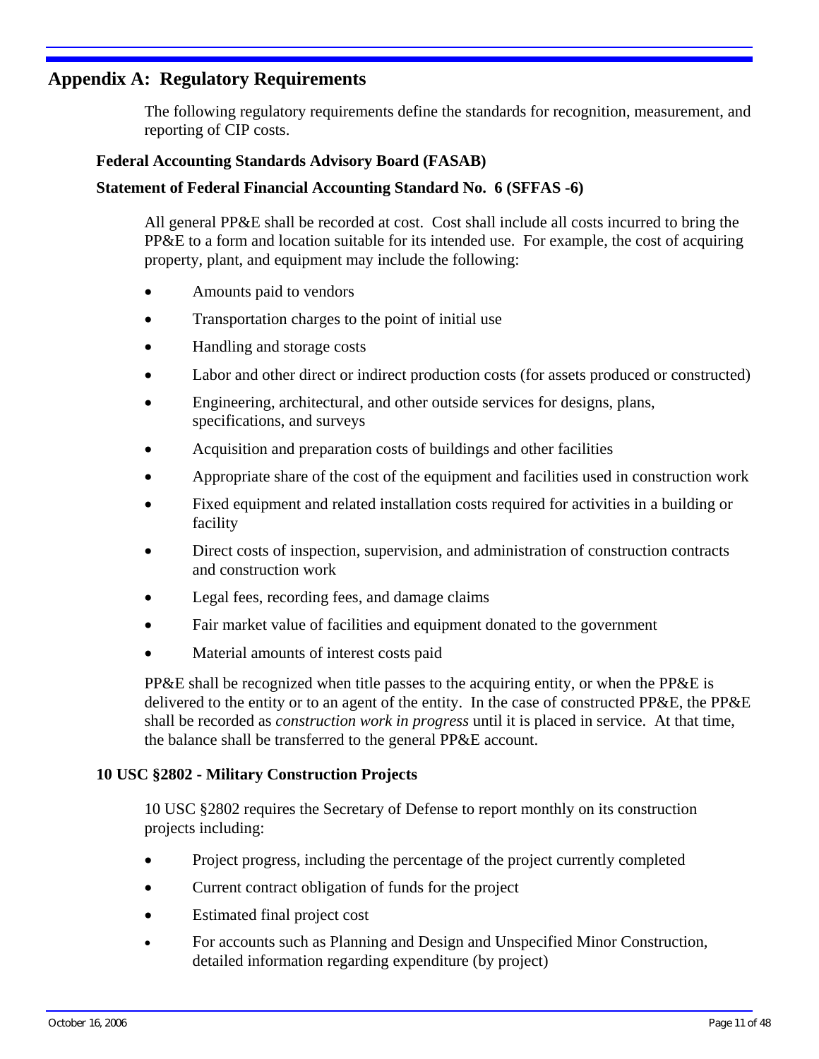## Appendix A: Regulatory Requirements

The following regulatory requirements define the standards for recognition, measurement, and reporting of CIP costs.

**Federal Accounting Standards Advisory Board (FASAB)**

**Statement of Federal Financial Accounting Standard No. 6 (SFFAS -6)**

All general PP&E shall be recorded at cost. Cost shall include all costs incurred to bring the PP&E to a form and location suitable for its intended use. For example, the cost of acquiring property, plant, and equipment may include the following:

- Amounts paid to vendors
- Transportation charges to the point of initial use
- Handling and storage costs
- Labor and other direct or indirect production costs (for assets produced or constructed)
- Engineering, architectural, and other outside services for designs, plans, specifications, and surveys
- Acquisition and preparation costs of buildings and other facilities
- Appropriate share of the cost of the equipment and facilities used in construction work
- Fixed equipment and related installation costs required for activities in a building or facility
- Direct costs of inspection, supervision, and administration of construction contracts and construction work
- Legal fees, recording fees, and damage claims
- Fair market value of facilities and equipment donated to the government
- Material amounts of interest costs paid

PP&E shall be recognized when title passes to the acquiring entity, or when the PP&E is delivered to the entity or to an agent of the entity. In the case of constructed PP&E, the PP&E shall be recorded as *construction work in progress* until it is placed in service. At that time, the balance shall be transferred to the general PP&E account.

**10 USC §2802 - Military Construction Projects**

10 USC §2802 requires the Secretary of Defense to report monthly on its construction projects including:

- Project progress, including the percentage of the project currently completed
- Current contract obligation of funds for the project
- Estimated final project cost
- For accounts such as Planning and Design and Unspecified Minor Construction, detailed information regarding expenditure (by project)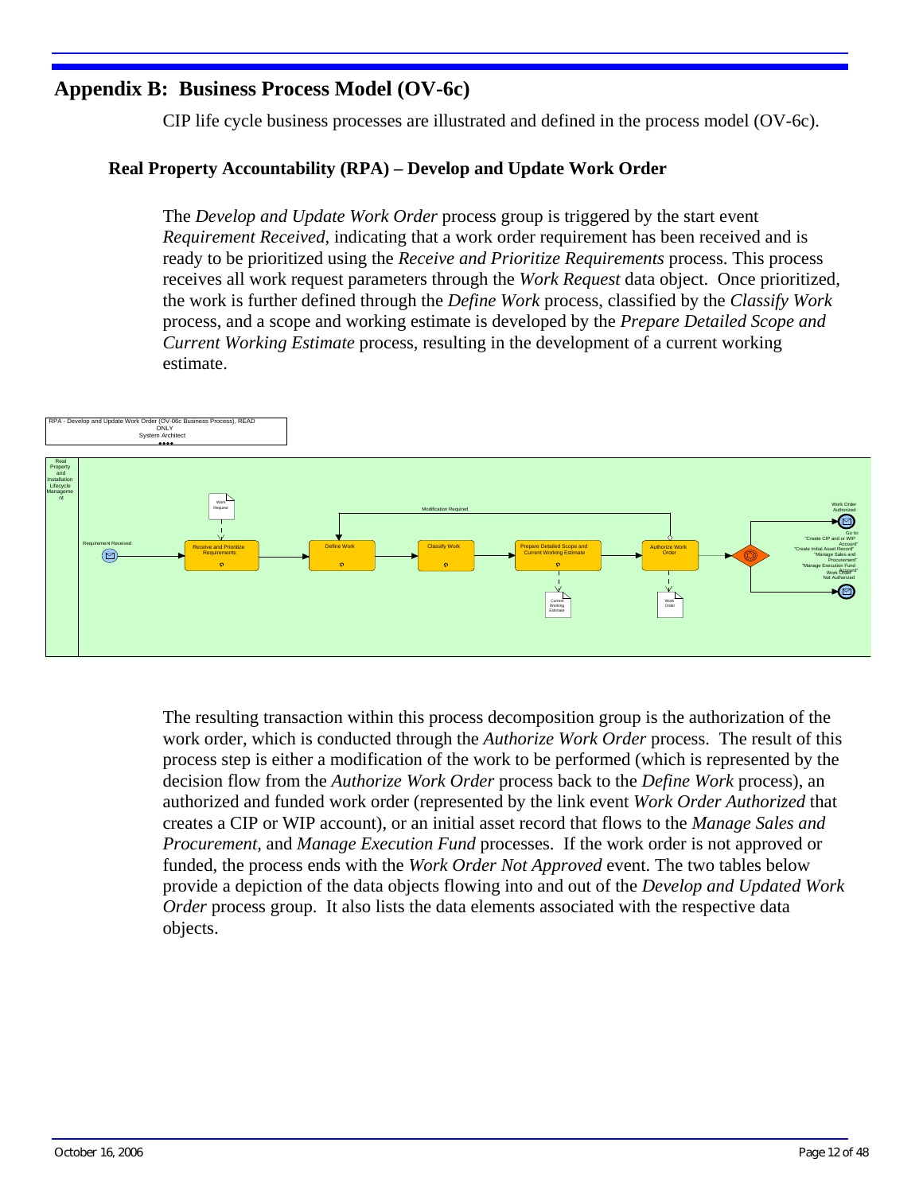# Appendix B: Business Process Model (OV-6c)

CIP life cycle business processes are illustrated and defined in the process model (OV-6c).

### Real Property Accountability (RPA) – Develop and Update Work Order

The *Develop and Update Work Order* process group is triggered by the start event *Requirement Received*, indicating that a work order requirement has been received and is ready to be prioritized using the *Receive and Prioritize Requirements* process. This process receives all work request parameters through the *Work Request* data object. Once prioritized, the work is further defined through the *Define Work* process, classified by the *Classify Work* process, and a scope and working estimate is developed by the *Prepare Detailed Scope and Current Working Estimate* process, resulting in the development of a current working estimate.

RPA - Develop and Update Work Order (OV-06c Business Process), READ ONLY
System Architect

Real Property and Installation Lifecycle Management

Requirement Received

Work Request

Receive and Prioritize Requirements

Modification Required

Define Work

Classify Work

Prepare Detailed Scope and Current Working Estimate

Current Working Estimate

Authorize Work Order

Work Order

Work Order Authorized

Go to: "Create CIP and or WIP Account" "Create Initial Asset Record" "Manage Sales and Procurement" "Manage Execution Fund Account"

Work Order Not Authorized

The resulting transaction within this process decomposition group is the authorization of the work order, which is conducted through the *Authorize Work Order* process. The result of this process step is either a modification of the work to be performed (which is represented by the decision flow from the *Authorize Work Order* process back to the *Define Work* process), an authorized and funded work order (represented by the link event *Work Order Authorized* that creates a CIP or WIP account), or an initial asset record that flows to the *Manage Sales and Procurement*, and *Manage Execution Fund* processes. If the work order is not approved or funded, the process ends with the *Work Order Not Approved* event. The two tables below provide a depiction of the data objects flowing into and out of the *Develop and Updated Work Order* process group. It also lists the data elements associated with the respective data objects.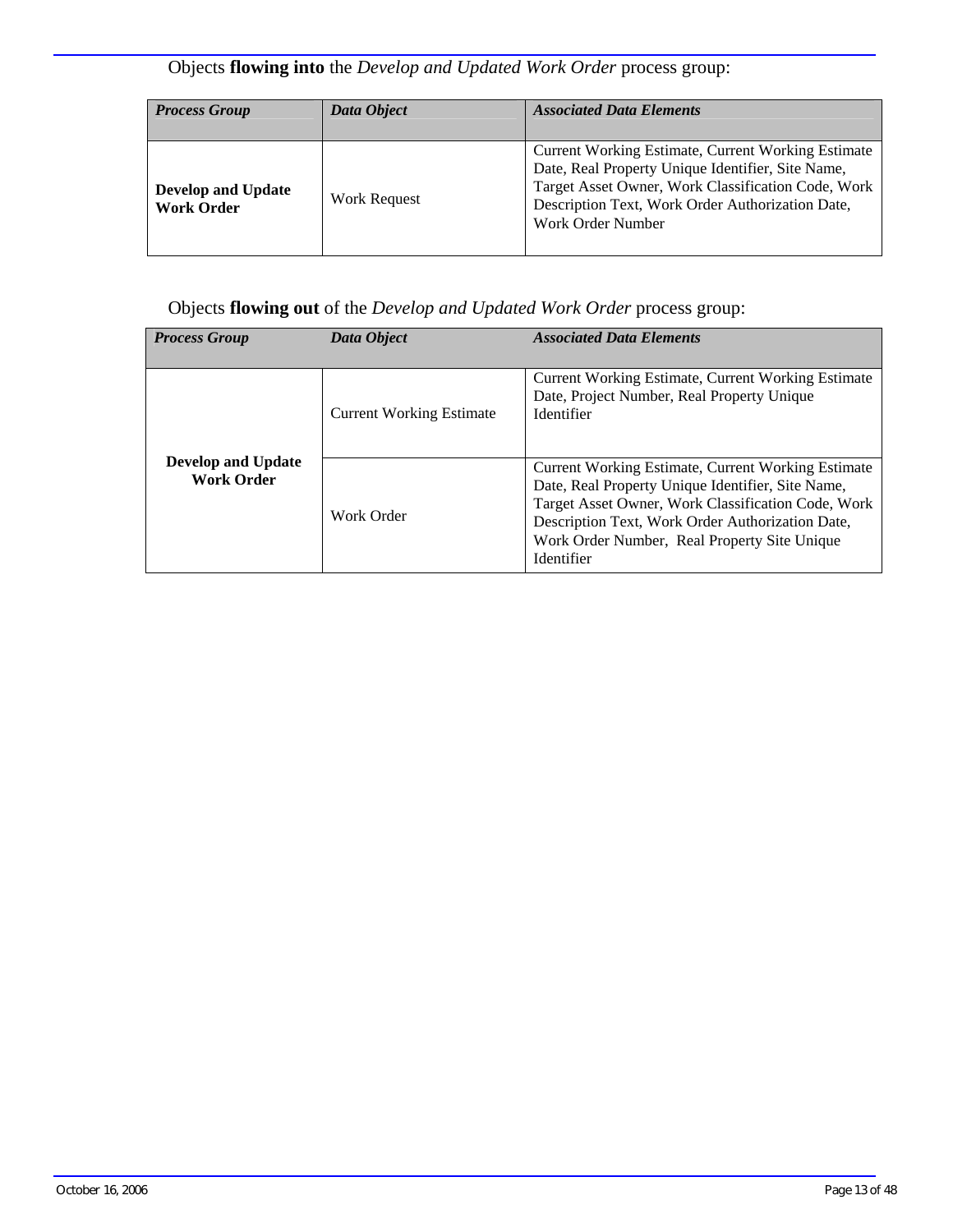Objects **flowing into** the *Develop and Updated Work Order* process group:

| *Process Group* | *Data Object* | *Associated Data Elements* |
|---|---|---|
| **Develop and Update Work Order** | Work Request | Current Working Estimate, Current Working Estimate Date, Real Property Unique Identifier, Site Name, Target Asset Owner, Work Classification Code, Work Description Text, Work Order Authorization Date, Work Order Number |

Objects **flowing out** of the *Develop and Updated Work Order* process group:

| *Process Group* | *Data Object* | *Associated Data Elements* |
|---|---|---|
| **Develop and Update Work Order** | Current Working Estimate | Current Working Estimate, Current Working Estimate Date, Project Number, Real Property Unique Identifier |
| | Work Order | Current Working Estimate, Current Working Estimate Date, Real Property Unique Identifier, Site Name, Target Asset Owner, Work Classification Code, Work Description Text, Work Order Authorization Date, Work Order Number, Real Property Site Unique Identifier |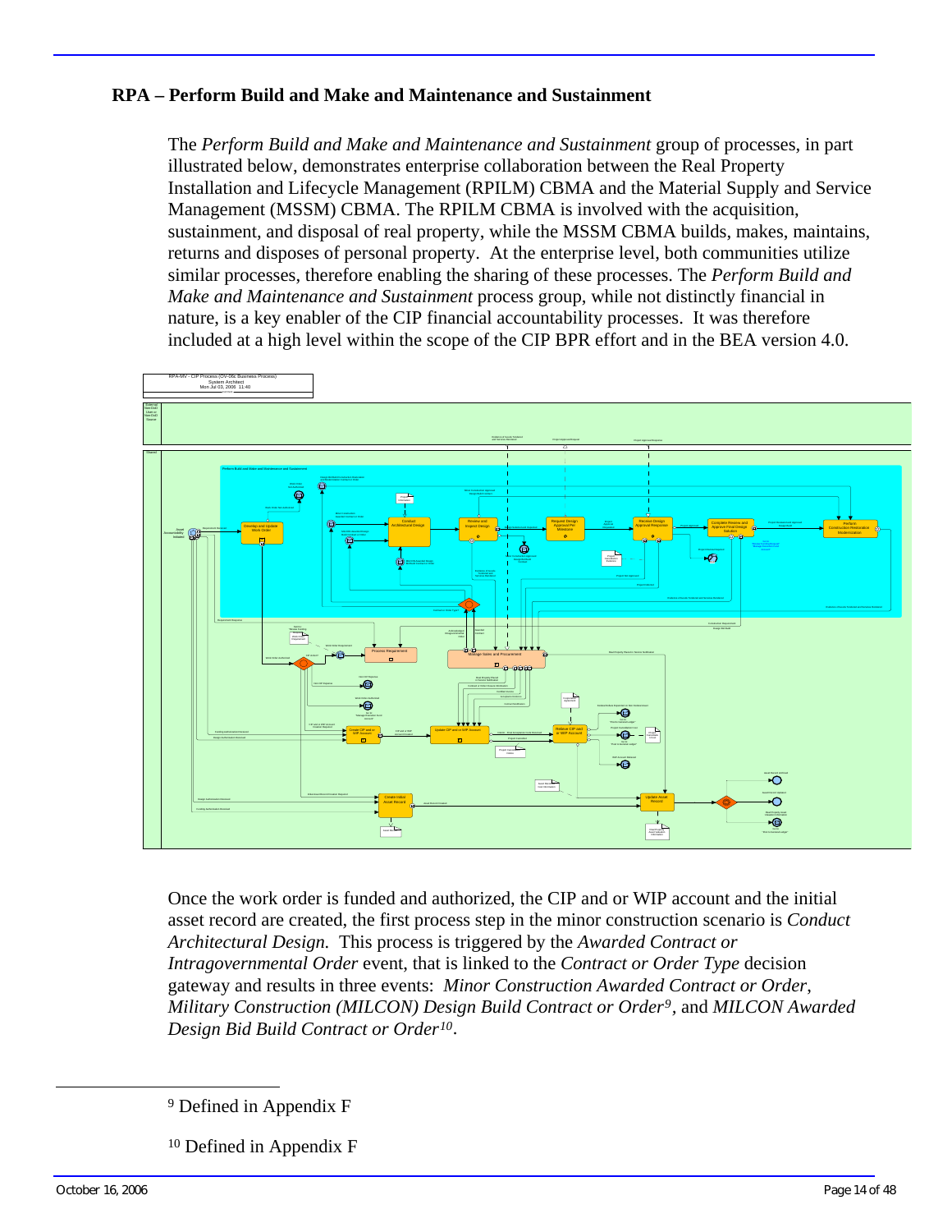## RPA – Perform Build and Make and Maintenance and Sustainment

The *Perform Build and Make and Maintenance and Sustainment* group of processes, in part illustrated below, demonstrates enterprise collaboration between the Real Property Installation and Lifecycle Management (RPILM) CBMA and the Material Supply and Service Management (MSSM) CBMA. The RPILM CBMA is involved with the acquisition, sustainment, and disposal of real property, while the MSSM CBMA builds, makes, maintains, returns and disposes of personal property. At the enterprise level, both communities utilize similar processes, therefore enabling the sharing of these processes. The *Perform Build and Make and Maintenance and Sustainment* process group, while not distinctly financial in nature, is a key enabler of the CIP financial accountability processes. It was therefore included at a high level within the scope of the CIP BPR effort and in the BEA version 4.0.

Once the work order is funded and authorized, the CIP and or WIP account and the initial asset record are created, the first process step in the minor construction scenario is *Conduct Architectural Design.* This process is triggered by the *Awarded Contract or Intragovernmental Order* event, that is linked to the *Contract or Order Type* decision gateway and results in three events: *Minor Construction Awarded Contract or Order*, *Military Construction (MILCON) Design Build Contract or Order*[9], and *MILCON Awarded Design Bid Build Contract or Order*[10].

---

[9] Defined in Appendix F

[10] Defined in Appendix F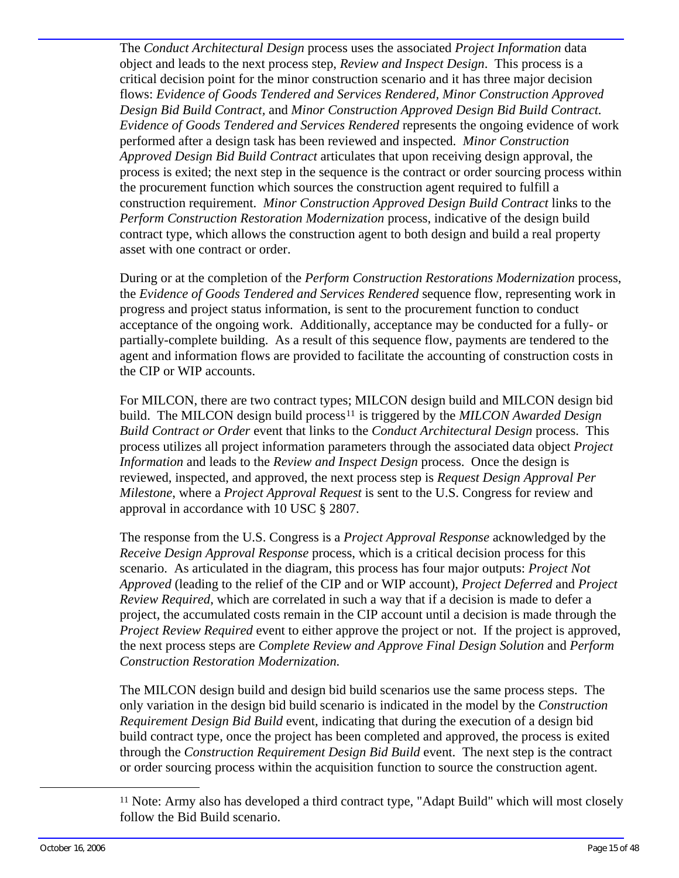The *Conduct Architectural Design* process uses the associated *Project Information* data object and leads to the next process step, *Review and Inspect Design*. This process is a critical decision point for the minor construction scenario and it has three major decision flows: *Evidence of Goods Tendered and Services Rendered*, *Minor Construction Approved Design Bid Build Contract*, and *Minor Construction Approved Design Bid Build Contract*. *Evidence of Goods Tendered and Services Rendered* represents the ongoing evidence of work performed after a design task has been reviewed and inspected. *Minor Construction Approved Design Bid Build Contract* articulates that upon receiving design approval, the process is exited; the next step in the sequence is the contract or order sourcing process within the procurement function which sources the construction agent required to fulfill a construction requirement. *Minor Construction Approved Design Build Contract* links to the *Perform Construction Restoration Modernization* process, indicative of the design build contract type, which allows the construction agent to both design and build a real property asset with one contract or order.

During or at the completion of the *Perform Construction Restorations Modernization* process, the *Evidence of Goods Tendered and Services Rendered* sequence flow, representing work in progress and project status information, is sent to the procurement function to conduct acceptance of the ongoing work. Additionally, acceptance may be conducted for a fully- or partially-complete building. As a result of this sequence flow, payments are tendered to the agent and information flows are provided to facilitate the accounting of construction costs in the CIP or WIP accounts.

For MILCON, there are two contract types; MILCON design build and MILCON design bid build. The MILCON design build process[11] is triggered by the *MILCON Awarded Design Build Contract or Order* event that links to the *Conduct Architectural Design* process. This process utilizes all project information parameters through the associated data object *Project Information* and leads to the *Review and Inspect Design* process. Once the design is reviewed, inspected, and approved, the next process step is *Request Design Approval Per Milestone*, where a *Project Approval Request* is sent to the U.S. Congress for review and approval in accordance with 10 USC § 2807.

The response from the U.S. Congress is a *Project Approval Response* acknowledged by the *Receive Design Approval Response* process, which is a critical decision process for this scenario. As articulated in the diagram, this process has four major outputs: *Project Not Approved* (leading to the relief of the CIP and or WIP account), *Project Deferred* and *Project Review Required*, which are correlated in such a way that if a decision is made to defer a project, the accumulated costs remain in the CIP account until a decision is made through the *Project Review Required* event to either approve the project or not. If the project is approved, the next process steps are *Complete Review and Approve Final Design Solution* and *Perform Construction Restoration Modernization.*

The MILCON design build and design bid build scenarios use the same process steps. The only variation in the design bid build scenario is indicated in the model by the *Construction Requirement Design Bid Build* event, indicating that during the execution of a design bid build contract type, once the project has been completed and approved, the process is exited through the *Construction Requirement Design Bid Build* event. The next step is the contract or order sourcing process within the acquisition function to source the construction agent.

[11] Note: Army also has developed a third contract type, "Adapt Build" which will most closely follow the Bid Build scenario.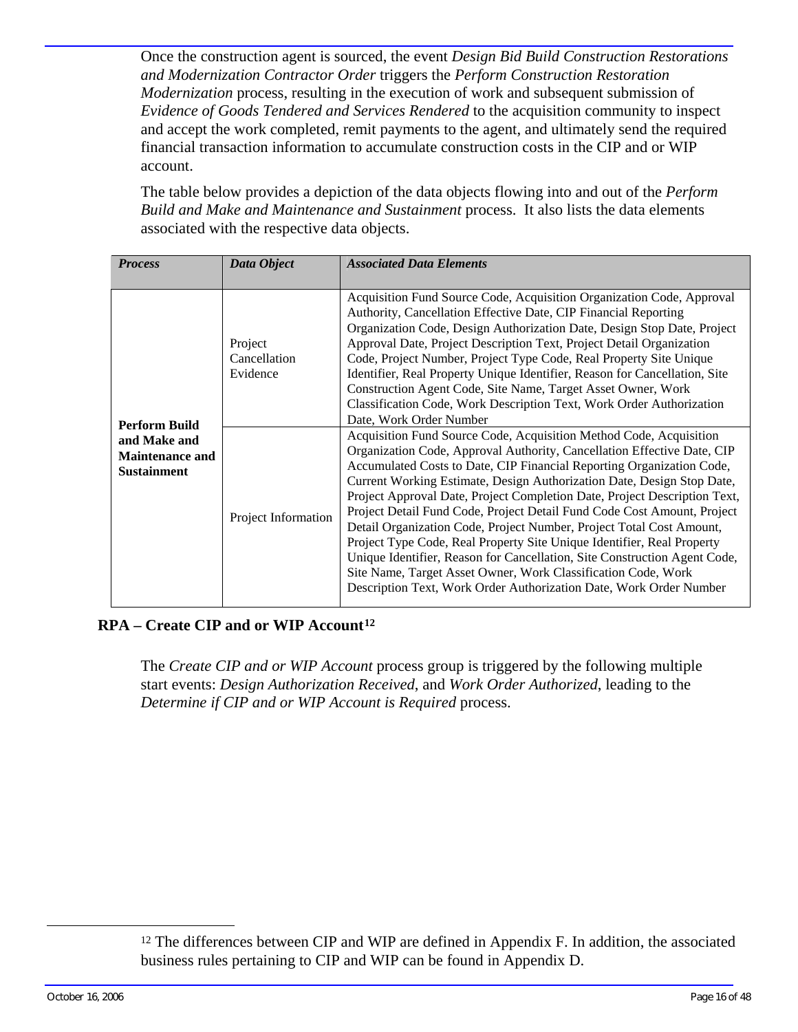Once the construction agent is sourced, the event *Design Bid Build Construction Restorations and Modernization Contractor Order* triggers the *Perform Construction Restoration Modernization* process, resulting in the execution of work and subsequent submission of *Evidence of Goods Tendered and Services Rendered* to the acquisition community to inspect and accept the work completed, remit payments to the agent, and ultimately send the required financial transaction information to accumulate construction costs in the CIP and or WIP account.

The table below provides a depiction of the data objects flowing into and out of the *Perform Build and Make and Maintenance and Sustainment* process. It also lists the data elements associated with the respective data objects.

| *Process* | *Data Object* | *Associated Data Elements* |
|---|---|---|
| **Perform Build and Make and Maintenance and Sustainment** | Project Cancellation Evidence | Acquisition Fund Source Code, Acquisition Organization Code, Approval Authority, Cancellation Effective Date, CIP Financial Reporting Organization Code, Design Authorization Date, Design Stop Date, Project Approval Date, Project Description Text, Project Detail Organization Code, Project Number, Project Type Code, Real Property Site Unique Identifier, Real Property Unique Identifier, Reason for Cancellation, Site Construction Agent Code, Site Name, Target Asset Owner, Work Classification Code, Work Description Text, Work Order Authorization Date, Work Order Number |
| | Project Information | Acquisition Fund Source Code, Acquisition Method Code, Acquisition Organization Code, Approval Authority, Cancellation Effective Date, CIP Accumulated Costs to Date, CIP Financial Reporting Organization Code, Current Working Estimate, Design Authorization Date, Design Stop Date, Project Approval Date, Project Completion Date, Project Description Text, Project Detail Fund Code, Project Detail Fund Code Cost Amount, Project Detail Organization Code, Project Number, Project Total Cost Amount, Project Type Code, Real Property Site Unique Identifier, Real Property Unique Identifier, Reason for Cancellation, Site Construction Agent Code, Site Name, Target Asset Owner, Work Classification Code, Work Description Text, Work Order Authorization Date, Work Order Number |

### RPA – Create CIP and or WIP Account[12]

The *Create CIP and or WIP Account* process group is triggered by the following multiple start events: *Design Authorization Received*, and *Work Order Authorized*, leading to the *Determine if CIP and or WIP Account is Required* process.

[12] The differences between CIP and WIP are defined in Appendix F. In addition, the associated business rules pertaining to CIP and WIP can be found in Appendix D.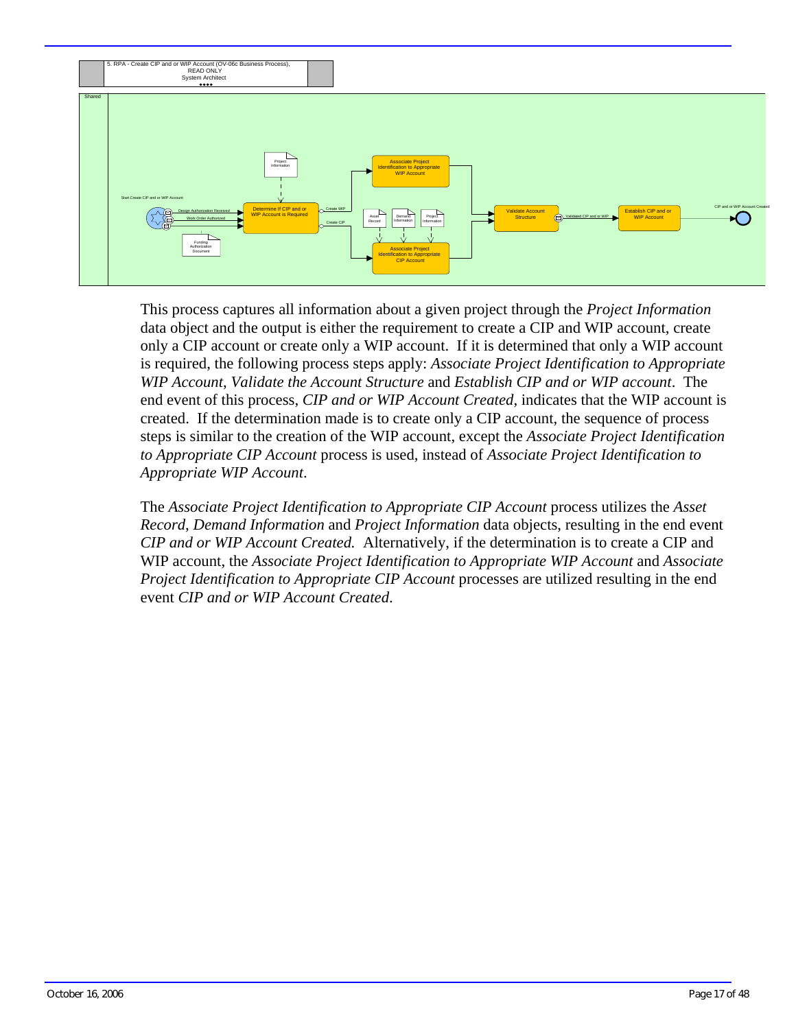5. RPA - Create CIP and or WIP Account (OV-06c Business Process), READ ONLY
System Architect

Shared

Start Create CIP and or WIP Account

Design Authorization Received

Work Order Authorized

Funding Authorization Document

Project Information

Determine If CIP and or WIP Account is Required

Create WIP

Create CIP

Associate Project Identification to Appropriate WIP Account

Asset Record

Demand Information

Project Information

Associate Project Identification to Appropriate CIP Account

Validate Account Structure

Validated CIP and or WIP

Establish CIP and or WIP Account

CIP and or WIP Account Created

This process captures all information about a given project through the *Project Information* data object and the output is either the requirement to create a CIP and WIP account, create only a CIP account or create only a WIP account. If it is determined that only a WIP account is required, the following process steps apply: *Associate Project Identification to Appropriate WIP Account*, *Validate the Account Structure* and *Establish CIP and or WIP account*. The end event of this process, *CIP and or WIP Account Created*, indicates that the WIP account is created. If the determination made is to create only a CIP account, the sequence of process steps is similar to the creation of the WIP account, except the *Associate Project Identification to Appropriate CIP Account* process is used, instead of *Associate Project Identification to Appropriate WIP Account*.

The *Associate Project Identification to Appropriate CIP Account* process utilizes the *Asset Record*, *Demand Information* and *Project Information* data objects, resulting in the end event *CIP and or WIP Account Created.* Alternatively, if the determination is to create a CIP and WIP account, the *Associate Project Identification to Appropriate WIP Account* and *Associate Project Identification to Appropriate CIP Account* processes are utilized resulting in the end event *CIP and or WIP Account Created*.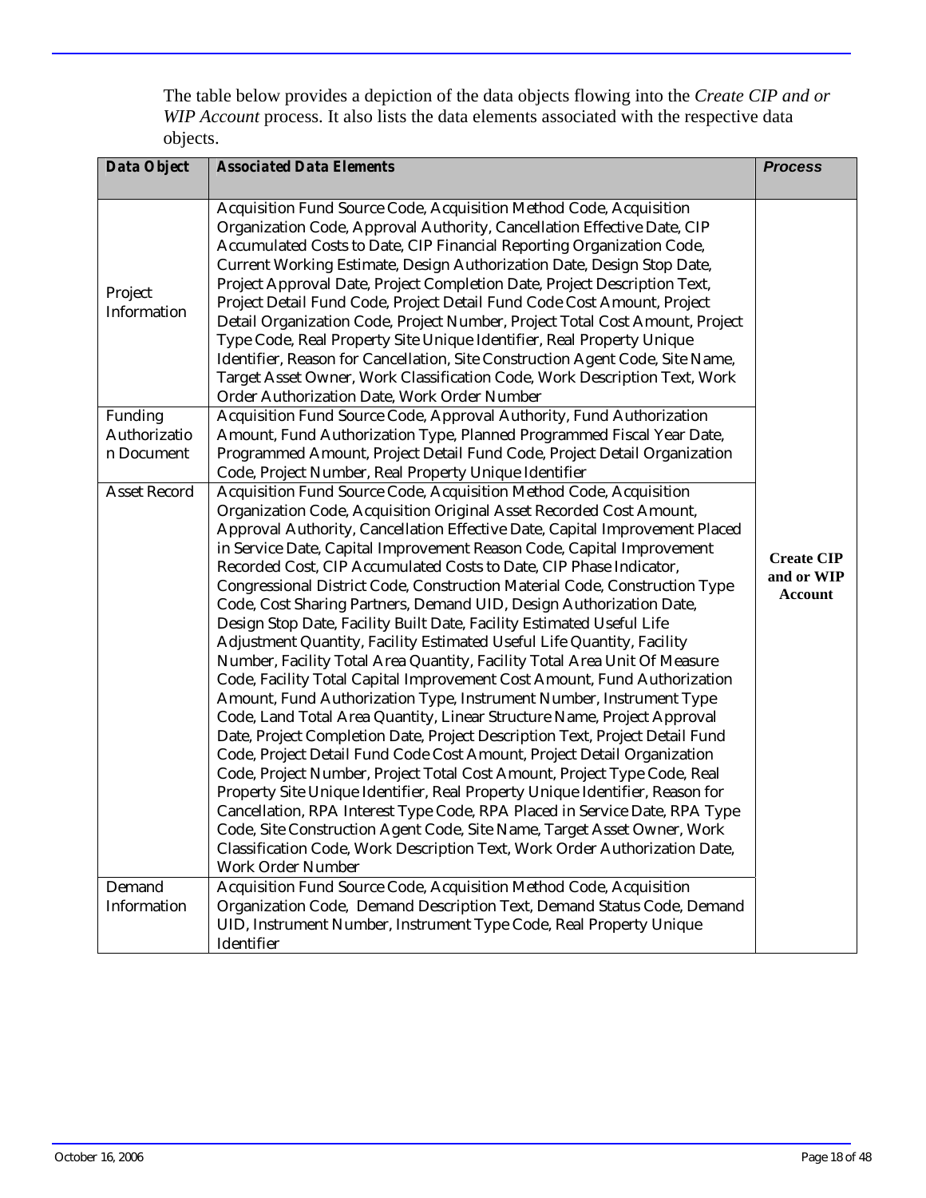The table below provides a depiction of the data objects flowing into the *Create CIP and or WIP Account* process. It also lists the data elements associated with the respective data objects.

| Data Object | Associated Data Elements | Process |
|---|---|---|
| Project Information | Acquisition Fund Source Code, Acquisition Method Code, Acquisition Organization Code, Approval Authority, Cancellation Effective Date, CIP Accumulated Costs to Date, CIP Financial Reporting Organization Code, Current Working Estimate, Design Authorization Date, Design Stop Date, Project Approval Date, Project Completion Date, Project Description Text, Project Detail Fund Code, Project Detail Fund Code Cost Amount, Project Detail Organization Code, Project Number, Project Total Cost Amount, Project Type Code, Real Property Site Unique Identifier, Real Property Unique Identifier, Reason for Cancellation, Site Construction Agent Code, Site Name, Target Asset Owner, Work Classification Code, Work Description Text, Work Order Authorization Date, Work Order Number | **Create CIP and or WIP Account** |
| Funding Authorization Document | Acquisition Fund Source Code, Approval Authority, Fund Authorization Amount, Fund Authorization Type, Planned Programmed Fiscal Year Date, Programmed Amount, Project Detail Fund Code, Project Detail Organization Code, Project Number, Real Property Unique Identifier | |
| Asset Record | Acquisition Fund Source Code, Acquisition Method Code, Acquisition Organization Code, Acquisition Original Asset Recorded Cost Amount, Approval Authority, Cancellation Effective Date, Capital Improvement Placed in Service Date, Capital Improvement Reason Code, Capital Improvement Recorded Cost, CIP Accumulated Costs to Date, CIP Phase Indicator, Congressional District Code, Construction Material Code, Construction Type Code, Cost Sharing Partners, Demand UID, Design Authorization Date, Design Stop Date, Facility Built Date, Facility Estimated Useful Life Adjustment Quantity, Facility Estimated Useful Life Quantity, Facility Number, Facility Total Area Quantity, Facility Total Area Unit Of Measure Code, Facility Total Capital Improvement Cost Amount, Fund Authorization Amount, Fund Authorization Type, Instrument Number, Instrument Type Code, Land Total Area Quantity, Linear Structure Name, Project Approval Date, Project Completion Date, Project Description Text, Project Detail Fund Code, Project Detail Fund Code Cost Amount, Project Detail Organization Code, Project Number, Project Total Cost Amount, Project Type Code, Real Property Site Unique Identifier, Real Property Unique Identifier, Reason for Cancellation, RPA Interest Type Code, RPA Placed in Service Date, RPA Type Code, Site Construction Agent Code, Site Name, Target Asset Owner, Work Classification Code, Work Description Text, Work Order Authorization Date, Work Order Number | |
| Demand Information | Acquisition Fund Source Code, Acquisition Method Code, Acquisition Organization Code, Demand Description Text, Demand Status Code, Demand UID, Instrument Number, Instrument Type Code, Real Property Unique Identifier | |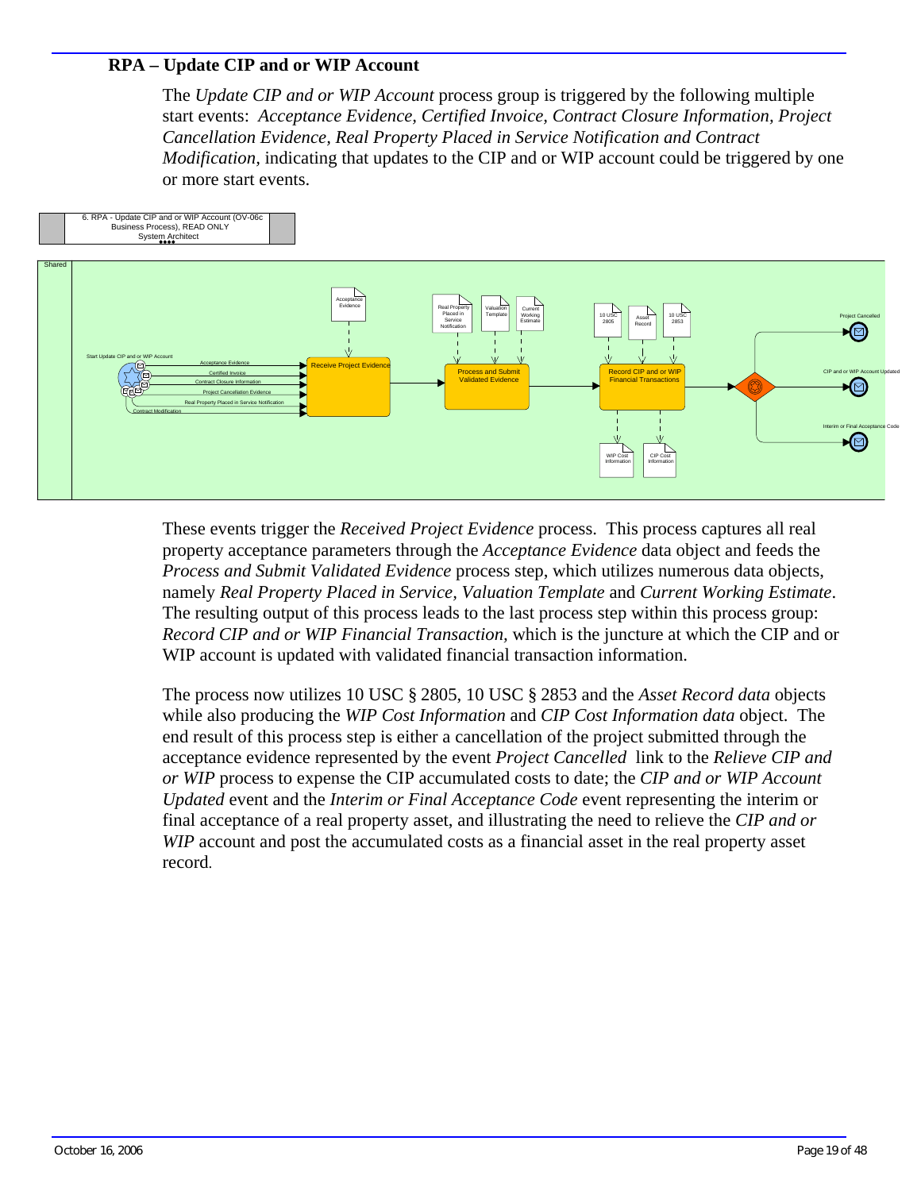## RPA – Update CIP and or WIP Account

The *Update CIP and or WIP Account* process group is triggered by the following multiple start events: *Acceptance Evidence, Certified Invoice, Contract Closure Information, Project Cancellation Evidence, Real Property Placed in Service Notification and Contract Modification,* indicating that updates to the CIP and or WIP account could be triggered by one or more start events.

6. RPA - Update CIP and or WIP Account (OV-06c Business Process), READ ONLY
System Architect

Shared

Start Update CIP and or WIP Account

Acceptance Evidence
Certified Invoice
Contract Closure Information
Project Cancellation Evidence
Real Property Placed in Service Notification
Contract Modification

Acceptance Evidence

Receive Project Evidence

Real Property Placed in Service Notification
Valuation Template
Current Working Estimate

Process and Submit Validated Evidence

10 USC 2805
Asset Record
10 USC 2853

Record CIP and or WIP Financial Transactions

WIP Cost Information
CIP Cost Information

Project Cancelled
CIP and or WIP Account Updated
Interim or Final Acceptance Code

These events trigger the *Received Project Evidence* process. This process captures all real property acceptance parameters through the *Acceptance Evidence* data object and feeds the *Process and Submit Validated Evidence* process step, which utilizes numerous data objects, namely *Real Property Placed in Service, Valuation Template* and *Current Working Estimate*. The resulting output of this process leads to the last process step within this process group: *Record CIP and or WIP Financial Transaction,* which is the juncture at which the CIP and or WIP account is updated with validated financial transaction information.

The process now utilizes 10 USC § 2805, 10 USC § 2853 and the *Asset Record data* objects while also producing the *WIP Cost Information* and *CIP Cost Information data* object. The end result of this process step is either a cancellation of the project submitted through the acceptance evidence represented by the event *Project Cancelled* link to the *Relieve CIP and or WIP* process to expense the CIP accumulated costs to date; the *CIP and or WIP Account Updated* event and the *Interim or Final Acceptance Code* event representing the interim or final acceptance of a real property asset, and illustrating the need to relieve the *CIP and or WIP* account and post the accumulated costs as a financial asset in the real property asset record.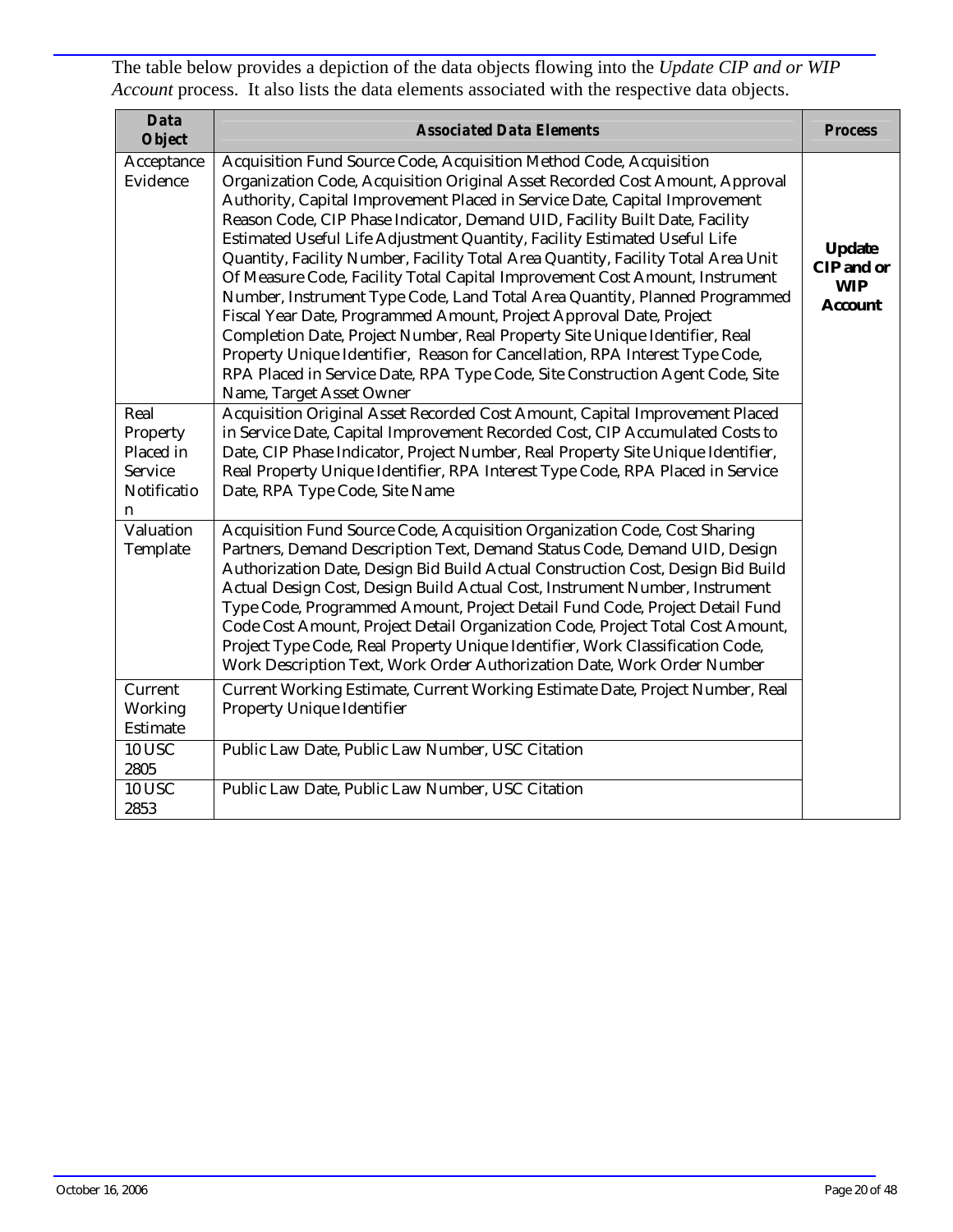The table below provides a depiction of the data objects flowing into the *Update CIP and or WIP Account* process. It also lists the data elements associated with the respective data objects.

| Data Object | Associated Data Elements | Process |
|---|---|---|
| Acceptance Evidence | Acquisition Fund Source Code, Acquisition Method Code, Acquisition Organization Code, Acquisition Original Asset Recorded Cost Amount, Approval Authority, Capital Improvement Placed in Service Date, Capital Improvement Reason Code, CIP Phase Indicator, Demand UID, Facility Built Date, Facility Estimated Useful Life Adjustment Quantity, Facility Estimated Useful Life Quantity, Facility Number, Facility Total Area Quantity, Facility Total Area Unit Of Measure Code, Facility Total Capital Improvement Cost Amount, Instrument Number, Instrument Type Code, Land Total Area Quantity, Planned Programmed Fiscal Year Date, Programmed Amount, Project Approval Date, Project Completion Date, Project Number, Real Property Site Unique Identifier, Real Property Unique Identifier, Reason for Cancellation, RPA Interest Type Code, RPA Placed in Service Date, RPA Type Code, Site Construction Agent Code, Site Name, Target Asset Owner | **Update CIP and or WIP Account** |
| Real Property Placed in Service Notification | Acquisition Original Asset Recorded Cost Amount, Capital Improvement Placed in Service Date, Capital Improvement Recorded Cost, CIP Accumulated Costs to Date, CIP Phase Indicator, Project Number, Real Property Site Unique Identifier, Real Property Unique Identifier, RPA Interest Type Code, RPA Placed in Service Date, RPA Type Code, Site Name | |
| Valuation Template | Acquisition Fund Source Code, Acquisition Organization Code, Cost Sharing Partners, Demand Description Text, Demand Status Code, Demand UID, Design Authorization Date, Design Bid Build Actual Construction Cost, Design Bid Build Actual Design Cost, Design Build Actual Cost, Instrument Number, Instrument Type Code, Programmed Amount, Project Detail Fund Code, Project Detail Fund Code Cost Amount, Project Detail Organization Code, Project Total Cost Amount, Project Type Code, Real Property Unique Identifier, Work Classification Code, Work Description Text, Work Order Authorization Date, Work Order Number | |
| Current Working Estimate | Current Working Estimate, Current Working Estimate Date, Project Number, Real Property Unique Identifier | |
| 10 USC 2805 | Public Law Date, Public Law Number, USC Citation | |
| 10 USC 2853 | Public Law Date, Public Law Number, USC Citation | |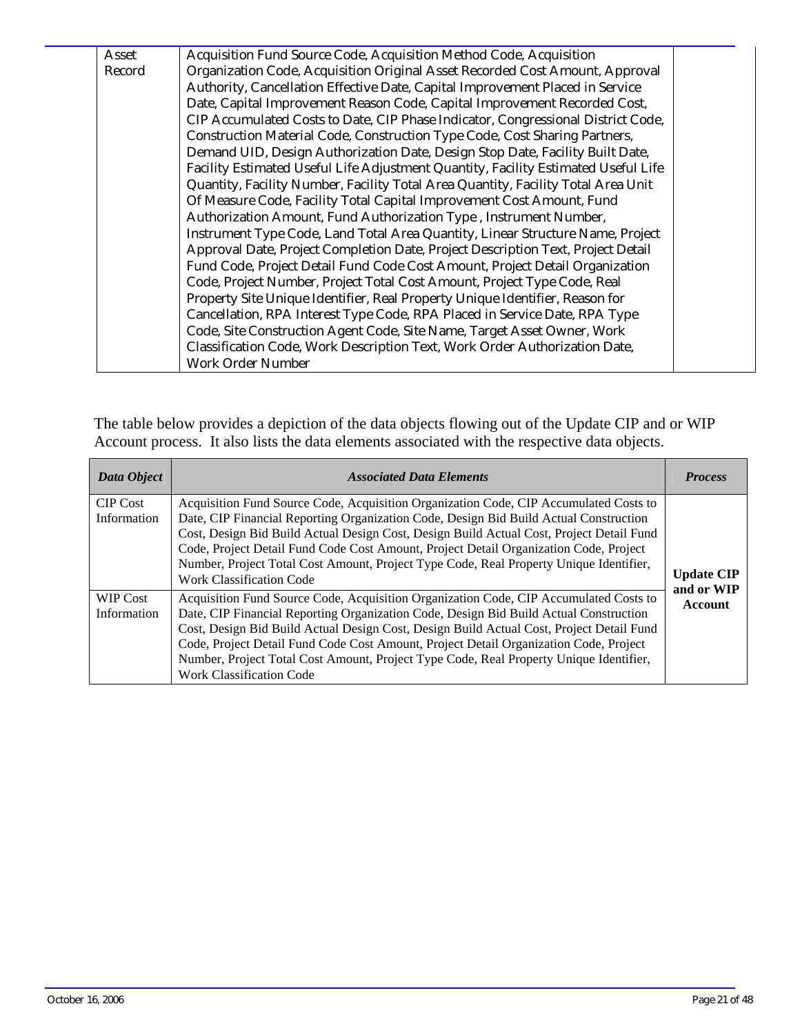| | | |
|---|---|---|
| Asset Record | Acquisition Fund Source Code, Acquisition Method Code, Acquisition Organization Code, Acquisition Original Asset Recorded Cost Amount, Approval Authority, Cancellation Effective Date, Capital Improvement Placed in Service Date, Capital Improvement Reason Code, Capital Improvement Recorded Cost, CIP Accumulated Costs to Date, CIP Phase Indicator, Congressional District Code, Construction Material Code, Construction Type Code, Cost Sharing Partners, Demand UID, Design Authorization Date, Design Stop Date, Facility Built Date, Facility Estimated Useful Life Adjustment Quantity, Facility Estimated Useful Life Quantity, Facility Number, Facility Total Area Quantity, Facility Total Area Unit Of Measure Code, Facility Total Capital Improvement Cost Amount, Fund Authorization Amount, Fund Authorization Type , Instrument Number, Instrument Type Code, Land Total Area Quantity, Linear Structure Name, Project Approval Date, Project Completion Date, Project Description Text, Project Detail Fund Code, Project Detail Fund Code Cost Amount, Project Detail Organization Code, Project Number, Project Total Cost Amount, Project Type Code, Real Property Site Unique Identifier, Real Property Unique Identifier, Reason for Cancellation, RPA Interest Type Code, RPA Placed in Service Date, RPA Type Code, Site Construction Agent Code, Site Name, Target Asset Owner, Work Classification Code, Work Description Text, Work Order Authorization Date, Work Order Number | |

The table below provides a depiction of the data objects flowing out of the Update CIP and or WIP Account process. It also lists the data elements associated with the respective data objects.

| *Data Object* | *Associated Data Elements* | *Process* |
|---|---|---|
| CIP Cost Information | Acquisition Fund Source Code, Acquisition Organization Code, CIP Accumulated Costs to Date, CIP Financial Reporting Organization Code, Design Bid Build Actual Construction Cost, Design Bid Build Actual Design Cost, Design Build Actual Cost, Project Detail Fund Code, Project Detail Fund Code Cost Amount, Project Detail Organization Code, Project Number, Project Total Cost Amount, Project Type Code, Real Property Unique Identifier, Work Classification Code | **Update CIP and or WIP Account** |
| WIP Cost Information | Acquisition Fund Source Code, Acquisition Organization Code, CIP Accumulated Costs to Date, CIP Financial Reporting Organization Code, Design Bid Build Actual Construction Cost, Design Bid Build Actual Design Cost, Design Build Actual Cost, Project Detail Fund Code, Project Detail Fund Code Cost Amount, Project Detail Organization Code, Project Number, Project Total Cost Amount, Project Type Code, Real Property Unique Identifier, Work Classification Code | |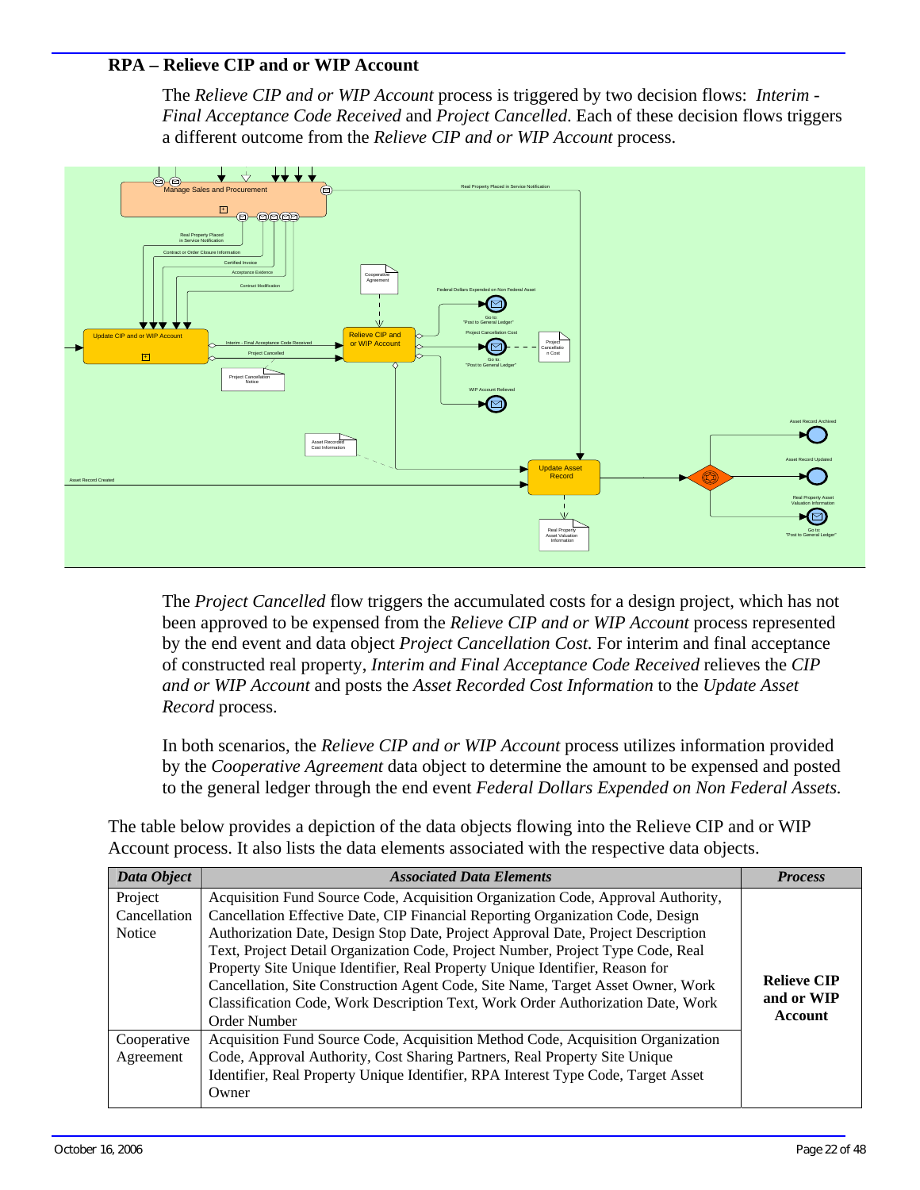### RPA – Relieve CIP and or WIP Account

The *Relieve CIP and or WIP Account* process is triggered by two decision flows: *Interim - Final Acceptance Code Received* and *Project Cancelled*. Each of these decision flows triggers a different outcome from the *Relieve CIP and or WIP Account* process.

The *Project Cancelled* flow triggers the accumulated costs for a design project, which has not been approved to be expensed from the *Relieve CIP and or WIP Account* process represented by the end event and data object *Project Cancellation Cost.* For interim and final acceptance of constructed real property, *Interim and Final Acceptance Code Received* relieves the *CIP and or WIP Account* and posts the *Asset Recorded Cost Information* to the *Update Asset Record* process.

In both scenarios, the *Relieve CIP and or WIP Account* process utilizes information provided by the *Cooperative Agreement* data object to determine the amount to be expensed and posted to the general ledger through the end event *Federal Dollars Expended on Non Federal Assets.*

The table below provides a depiction of the data objects flowing into the Relieve CIP and or WIP Account process. It also lists the data elements associated with the respective data objects.

| *Data Object* | *Associated Data Elements* | *Process* |
|---|---|---|
| Project Cancellation Notice | Acquisition Fund Source Code, Acquisition Organization Code, Approval Authority, Cancellation Effective Date, CIP Financial Reporting Organization Code, Design Authorization Date, Design Stop Date, Project Approval Date, Project Description Text, Project Detail Organization Code, Project Number, Project Type Code, Real Property Site Unique Identifier, Real Property Unique Identifier, Reason for Cancellation, Site Construction Agent Code, Site Name, Target Asset Owner, Work Classification Code, Work Description Text, Work Order Authorization Date, Work Order Number | **Relieve CIP and or WIP Account** |
| Cooperative Agreement | Acquisition Fund Source Code, Acquisition Method Code, Acquisition Organization Code, Approval Authority, Cost Sharing Partners, Real Property Site Unique Identifier, Real Property Unique Identifier, RPA Interest Type Code, Target Asset Owner | |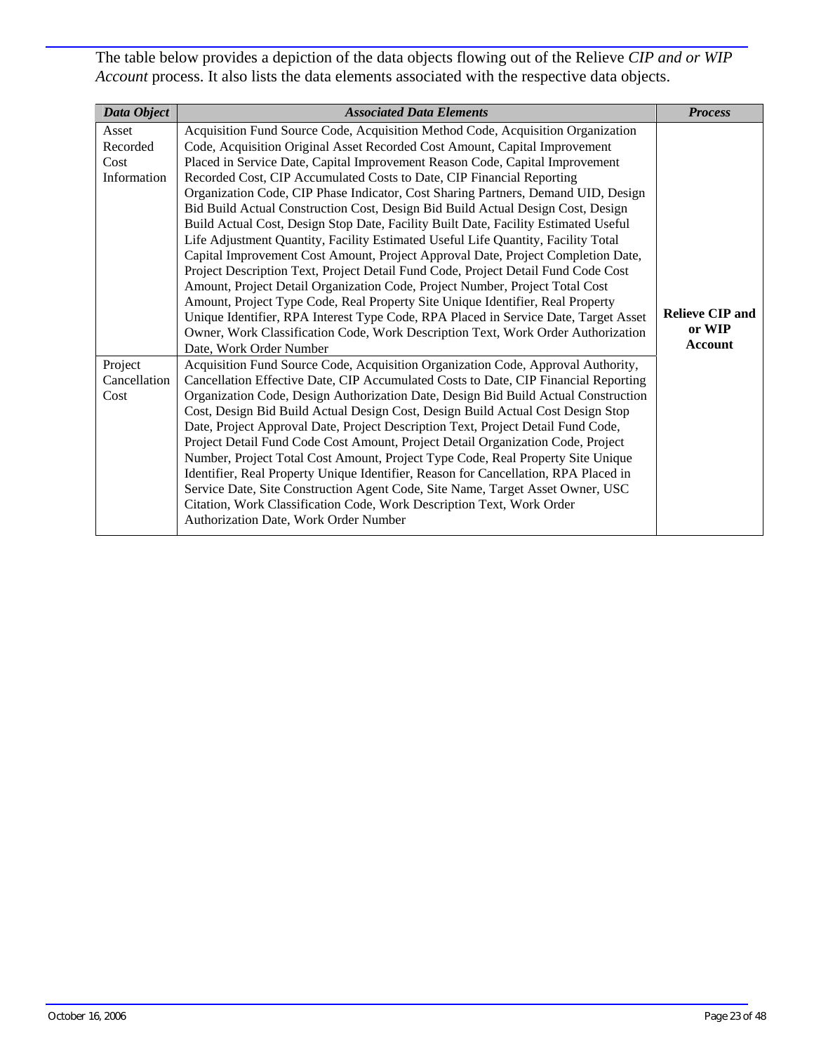The table below provides a depiction of the data objects flowing out of the Relieve *CIP and or WIP Account* process. It also lists the data elements associated with the respective data objects.

| ***Data Object*** | ***Associated Data Elements*** | ***Process*** |
|---|---|---|
| Asset Recorded Cost Information | Acquisition Fund Source Code, Acquisition Method Code, Acquisition Organization Code, Acquisition Original Asset Recorded Cost Amount, Capital Improvement Placed in Service Date, Capital Improvement Reason Code, Capital Improvement Recorded Cost, CIP Accumulated Costs to Date, CIP Financial Reporting Organization Code, CIP Phase Indicator, Cost Sharing Partners, Demand UID, Design Bid Build Actual Construction Cost, Design Bid Build Actual Design Cost, Design Build Actual Cost, Design Stop Date, Facility Built Date, Facility Estimated Useful Life Adjustment Quantity, Facility Estimated Useful Life Quantity, Facility Total Capital Improvement Cost Amount, Project Approval Date, Project Completion Date, Project Description Text, Project Detail Fund Code, Project Detail Fund Code Cost Amount, Project Detail Organization Code, Project Number, Project Total Cost Amount, Project Type Code, Real Property Site Unique Identifier, Real Property Unique Identifier, RPA Interest Type Code, RPA Placed in Service Date, Target Asset Owner, Work Classification Code, Work Description Text, Work Order Authorization Date, Work Order Number | **Relieve CIP and or WIP Account** |
| Project Cancellation Cost | Acquisition Fund Source Code, Acquisition Organization Code, Approval Authority, Cancellation Effective Date, CIP Accumulated Costs to Date, CIP Financial Reporting Organization Code, Design Authorization Date, Design Bid Build Actual Construction Cost, Design Bid Build Actual Design Cost, Design Build Actual Cost Design Stop Date, Project Approval Date, Project Description Text, Project Detail Fund Code, Project Detail Fund Code Cost Amount, Project Detail Organization Code, Project Number, Project Total Cost Amount, Project Type Code, Real Property Site Unique Identifier, Real Property Unique Identifier, Reason for Cancellation, RPA Placed in Service Date, Site Construction Agent Code, Site Name, Target Asset Owner, USC Citation, Work Classification Code, Work Description Text, Work Order Authorization Date, Work Order Number | |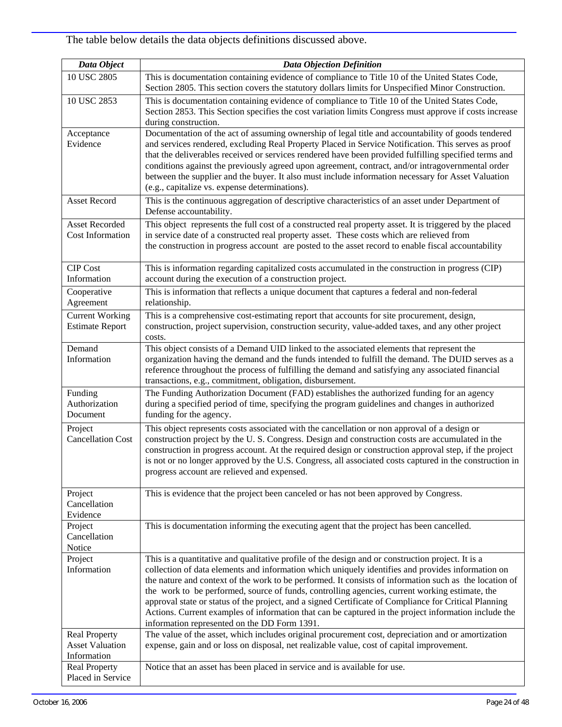The table below details the data objects definitions discussed above.

| *Data Object* | *Data Objection Definition* |
|---|---|
| 10 USC 2805 | This is documentation containing evidence of compliance to Title 10 of the United States Code, Section 2805. This section covers the statutory dollars limits for Unspecified Minor Construction. |
| 10 USC 2853 | This is documentation containing evidence of compliance to Title 10 of the United States Code, Section 2853. This Section specifies the cost variation limits Congress must approve if costs increase during construction. |
| Acceptance Evidence | Documentation of the act of assuming ownership of legal title and accountability of goods tendered and services rendered, excluding Real Property Placed in Service Notification. This serves as proof that the deliverables received or services rendered have been provided fulfilling specified terms and conditions against the previously agreed upon agreement, contract, and/or intragovernmental order between the supplier and the buyer. It also must include information necessary for Asset Valuation (e.g., capitalize vs. expense determinations). |
| Asset Record | This is the continuous aggregation of descriptive characteristics of an asset under Department of Defense accountability. |
| Asset Recorded Cost Information | This object represents the full cost of a constructed real property asset. It is triggered by the placed in service date of a constructed real property asset. These costs which are relieved from the construction in progress account are posted to the asset record to enable fiscal accountability |
| CIP Cost Information | This is information regarding capitalized costs accumulated in the construction in progress (CIP) account during the execution of a construction project. |
| Cooperative Agreement | This is information that reflects a unique document that captures a federal and non-federal relationship. |
| Current Working Estimate Report | This is a comprehensive cost-estimating report that accounts for site procurement, design, construction, project supervision, construction security, value-added taxes, and any other project costs. |
| Demand Information | This object consists of a Demand UID linked to the associated elements that represent the organization having the demand and the funds intended to fulfill the demand. The DUID serves as a reference throughout the process of fulfilling the demand and satisfying any associated financial transactions, e.g., commitment, obligation, disbursement. |
| Funding Authorization Document | The Funding Authorization Document (FAD) establishes the authorized funding for an agency during a specified period of time, specifying the program guidelines and changes in authorized funding for the agency. |
| Project Cancellation Cost | This object represents costs associated with the cancellation or non approval of a design or construction project by the U. S. Congress. Design and construction costs are accumulated in the construction in progress account. At the required design or construction approval step, if the project is not or no longer approved by the U.S. Congress, all associated costs captured in the construction in progress account are relieved and expensed. |
| Project Cancellation Evidence | This is evidence that the project been canceled or has not been approved by Congress. |
| Project Cancellation Notice | This is documentation informing the executing agent that the project has been cancelled. |
| Project Information | This is a quantitative and qualitative profile of the design and or construction project. It is a collection of data elements and information which uniquely identifies and provides information on the nature and context of the work to be performed. It consists of information such as the location of the work to be performed, source of funds, controlling agencies, current working estimate, the approval state or status of the project, and a signed Certificate of Compliance for Critical Planning Actions. Current examples of information that can be captured in the project information include the information represented on the DD Form 1391. |
| Real Property Asset Valuation Information | The value of the asset, which includes original procurement cost, depreciation and or amortization expense, gain and or loss on disposal, net realizable value, cost of capital improvement. |
| Real Property Placed in Service | Notice that an asset has been placed in service and is available for use. |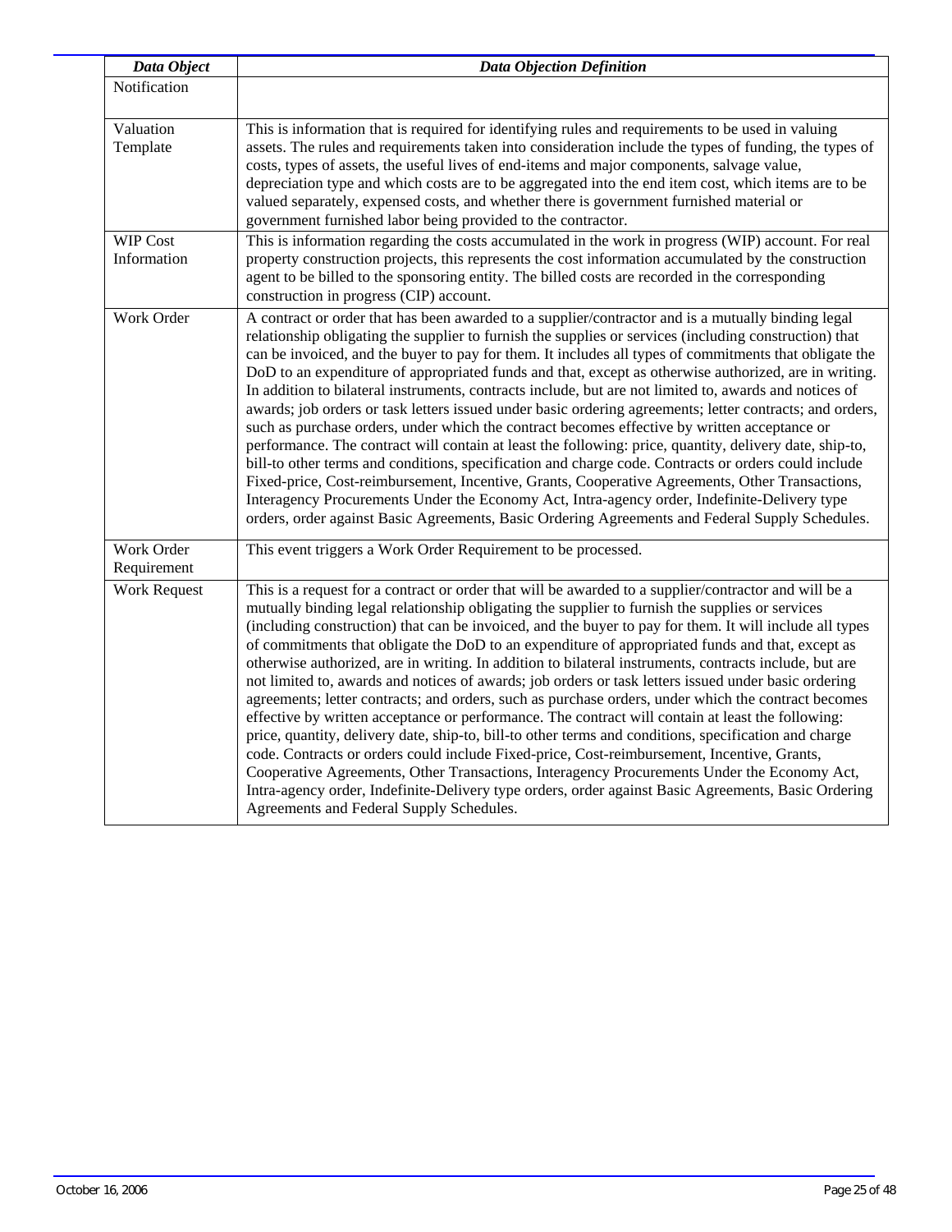| *Data Object* | *Data Objection Definition* |
| --- | --- |
| Notification | |
| Valuation Template | This is information that is required for identifying rules and requirements to be used in valuing assets. The rules and requirements taken into consideration include the types of funding, the types of costs, types of assets, the useful lives of end-items and major components, salvage value, depreciation type and which costs are to be aggregated into the end item cost, which items are to be valued separately, expensed costs, and whether there is government furnished material or government furnished labor being provided to the contractor. |
| WIP Cost Information | This is information regarding the costs accumulated in the work in progress (WIP) account. For real property construction projects, this represents the cost information accumulated by the construction agent to be billed to the sponsoring entity. The billed costs are recorded in the corresponding construction in progress (CIP) account. |
| Work Order | A contract or order that has been awarded to a supplier/contractor and is a mutually binding legal relationship obligating the supplier to furnish the supplies or services (including construction) that can be invoiced, and the buyer to pay for them. It includes all types of commitments that obligate the DoD to an expenditure of appropriated funds and that, except as otherwise authorized, are in writing. In addition to bilateral instruments, contracts include, but are not limited to, awards and notices of awards; job orders or task letters issued under basic ordering agreements; letter contracts; and orders, such as purchase orders, under which the contract becomes effective by written acceptance or performance. The contract will contain at least the following: price, quantity, delivery date, ship-to, bill-to other terms and conditions, specification and charge code. Contracts or orders could include Fixed-price, Cost-reimbursement, Incentive, Grants, Cooperative Agreements, Other Transactions, Interagency Procurements Under the Economy Act, Intra-agency order, Indefinite-Delivery type orders, order against Basic Agreements, Basic Ordering Agreements and Federal Supply Schedules. |
| Work Order Requirement | This event triggers a Work Order Requirement to be processed. |
| Work Request | This is a request for a contract or order that will be awarded to a supplier/contractor and will be a mutually binding legal relationship obligating the supplier to furnish the supplies or services (including construction) that can be invoiced, and the buyer to pay for them. It will include all types of commitments that obligate the DoD to an expenditure of appropriated funds and that, except as otherwise authorized, are in writing. In addition to bilateral instruments, contracts include, but are not limited to, awards and notices of awards; job orders or task letters issued under basic ordering agreements; letter contracts; and orders, such as purchase orders, under which the contract becomes effective by written acceptance or performance. The contract will contain at least the following: price, quantity, delivery date, ship-to, bill-to other terms and conditions, specification and charge code. Contracts or orders could include Fixed-price, Cost-reimbursement, Incentive, Grants, Cooperative Agreements, Other Transactions, Interagency Procurements Under the Economy Act, Intra-agency order, Indefinite-Delivery type orders, order against Basic Agreements, Basic Ordering Agreements and Federal Supply Schedules. |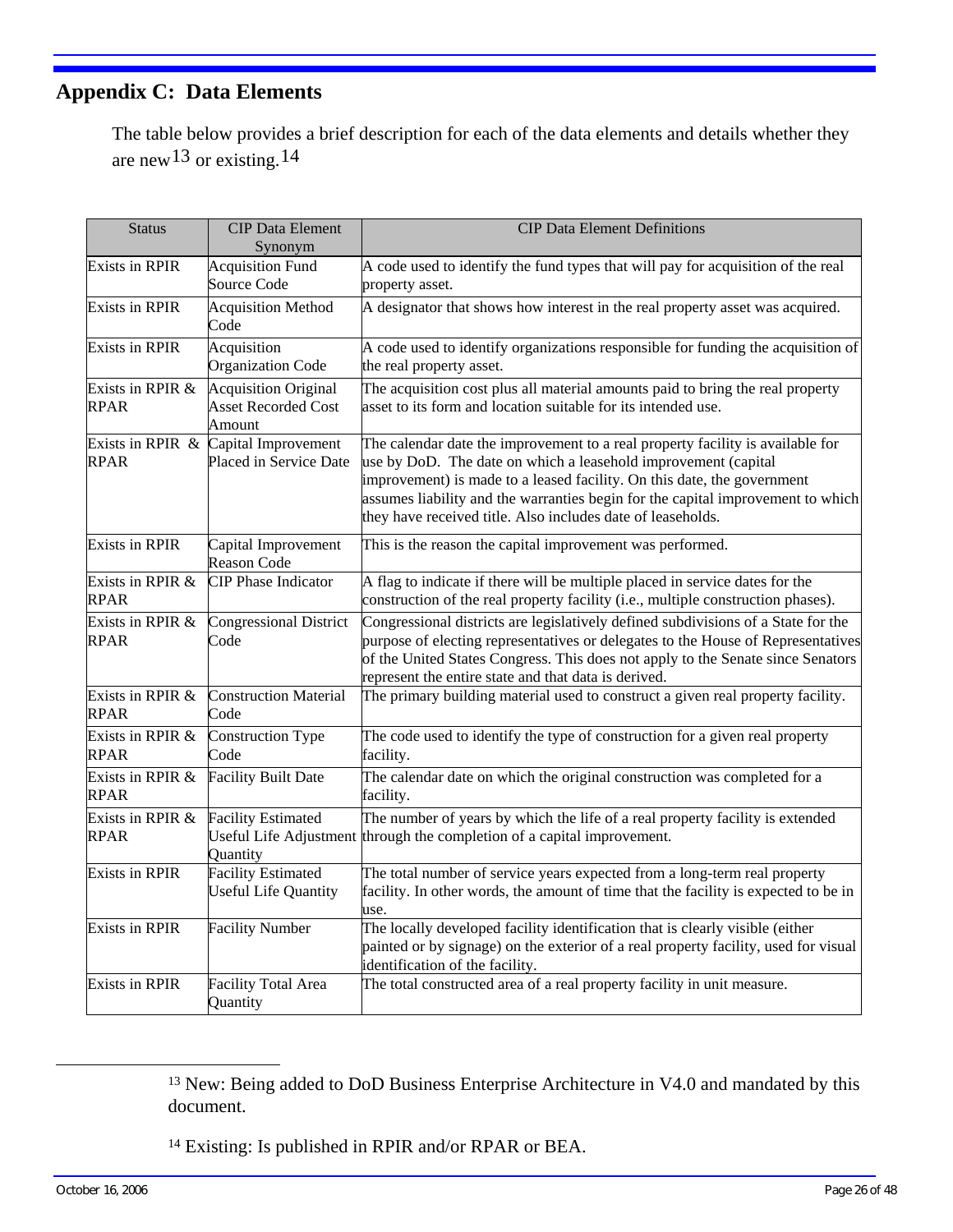# Appendix C: Data Elements

The table below provides a brief description for each of the data elements and details whether they are new[13] or existing.[14]

| Status | CIP Data Element Synonym | CIP Data Element Definitions |
|---|---|---|
| Exists in RPIR | Acquisition Fund Source Code | A code used to identify the fund types that will pay for acquisition of the real property asset. |
| Exists in RPIR | Acquisition Method Code | A designator that shows how interest in the real property asset was acquired. |
| Exists in RPIR | Acquisition Organization Code | A code used to identify organizations responsible for funding the acquisition of the real property asset. |
| Exists in RPIR & RPAR | Acquisition Original Asset Recorded Cost Amount | The acquisition cost plus all material amounts paid to bring the real property asset to its form and location suitable for its intended use. |
| Exists in RPIR & RPAR | Capital Improvement Placed in Service Date | The calendar date the improvement to a real property facility is available for use by DoD. The date on which a leasehold improvement (capital improvement) is made to a leased facility. On this date, the government assumes liability and the warranties begin for the capital improvement to which they have received title. Also includes date of leaseholds. |
| Exists in RPIR | Capital Improvement Reason Code | This is the reason the capital improvement was performed. |
| Exists in RPIR & RPAR | CIP Phase Indicator | A flag to indicate if there will be multiple placed in service dates for the construction of the real property facility (i.e., multiple construction phases). |
| Exists in RPIR & RPAR | Congressional District Code | Congressional districts are legislatively defined subdivisions of a State for the purpose of electing representatives or delegates to the House of Representatives of the United States Congress. This does not apply to the Senate since Senators represent the entire state and that data is derived. |
| Exists in RPIR & RPAR | Construction Material Code | The primary building material used to construct a given real property facility. |
| Exists in RPIR & RPAR | Construction Type Code | The code used to identify the type of construction for a given real property facility. |
| Exists in RPIR & RPAR | Facility Built Date | The calendar date on which the original construction was completed for a facility. |
| Exists in RPIR & RPAR | Facility Estimated Useful Life Adjustment Quantity | The number of years by which the life of a real property facility is extended through the completion of a capital improvement. |
| Exists in RPIR | Facility Estimated Useful Life Quantity | The total number of service years expected from a long-term real property facility. In other words, the amount of time that the facility is expected to be in use. |
| Exists in RPIR | Facility Number | The locally developed facility identification that is clearly visible (either painted or by signage) on the exterior of a real property facility, used for visual identification of the facility. |
| Exists in RPIR | Facility Total Area Quantity | The total constructed area of a real property facility in unit measure. |

[13] New: Being added to DoD Business Enterprise Architecture in V4.0 and mandated by this document.

[14] Existing: Is published in RPIR and/or RPAR or BEA.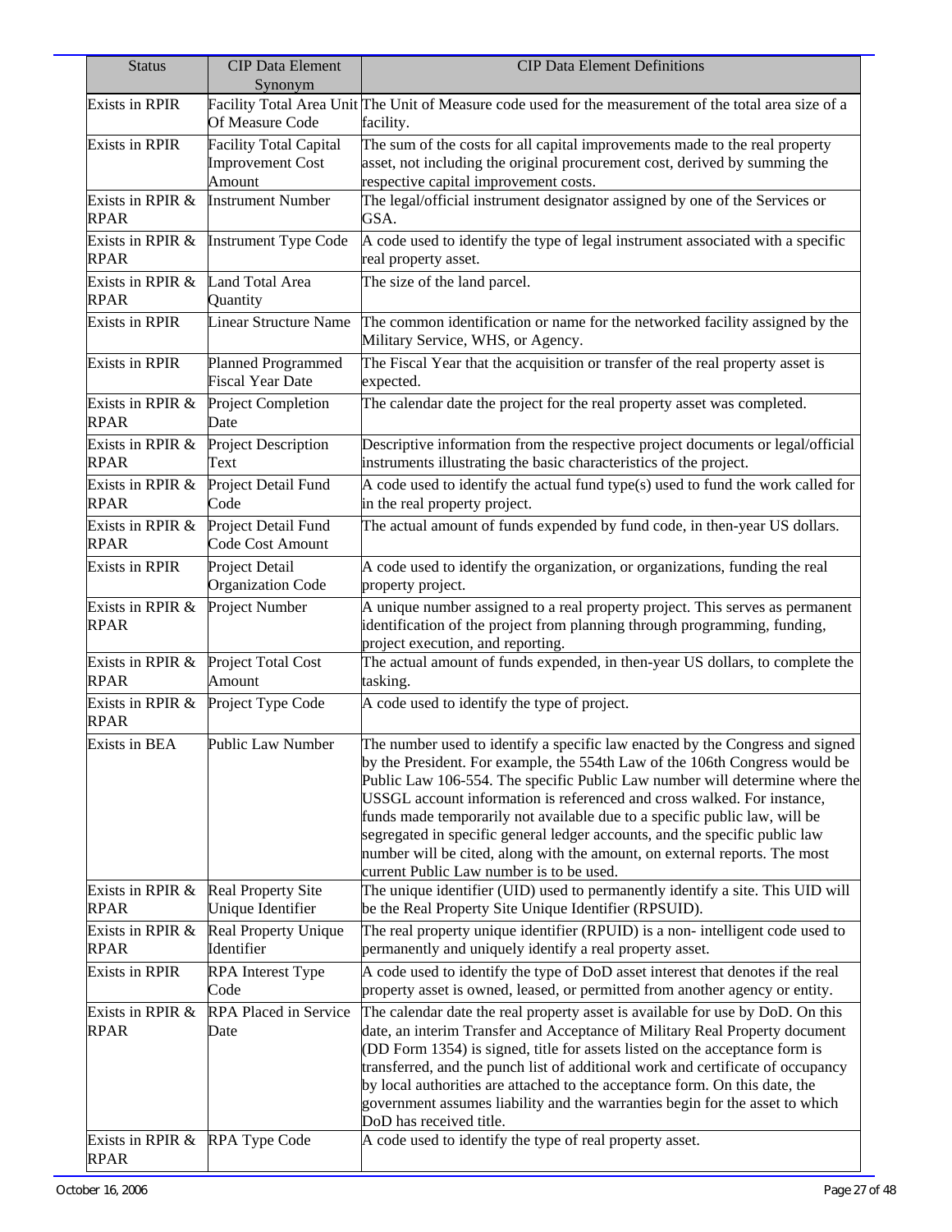| Status | CIP Data Element Synonym | CIP Data Element Definitions |
|---|---|---|
| Exists in RPIR | Facility Total Area Unit Of Measure Code | The Unit of Measure code used for the measurement of the total area size of a facility. |
| Exists in RPIR | Facility Total Capital Improvement Cost Amount | The sum of the costs for all capital improvements made to the real property asset, not including the original procurement cost, derived by summing the respective capital improvement costs. |
| Exists in RPIR & RPAR | Instrument Number | The legal/official instrument designator assigned by one of the Services or GSA. |
| Exists in RPIR & RPAR | Instrument Type Code | A code used to identify the type of legal instrument associated with a specific real property asset. |
| Exists in RPIR & RPAR | Land Total Area Quantity | The size of the land parcel. |
| Exists in RPIR | Linear Structure Name | The common identification or name for the networked facility assigned by the Military Service, WHS, or Agency. |
| Exists in RPIR | Planned Programmed Fiscal Year Date | The Fiscal Year that the acquisition or transfer of the real property asset is expected. |
| Exists in RPIR & RPAR | Project Completion Date | The calendar date the project for the real property asset was completed. |
| Exists in RPIR & RPAR | Project Description Text | Descriptive information from the respective project documents or legal/official instruments illustrating the basic characteristics of the project. |
| Exists in RPIR & RPAR | Project Detail Fund Code | A code used to identify the actual fund type(s) used to fund the work called for in the real property project. |
| Exists in RPIR & RPAR | Project Detail Fund Code Cost Amount | The actual amount of funds expended by fund code, in then-year US dollars. |
| Exists in RPIR | Project Detail Organization Code | A code used to identify the organization, or organizations, funding the real property project. |
| Exists in RPIR & RPAR | Project Number | A unique number assigned to a real property project. This serves as permanent identification of the project from planning through programming, funding, project execution, and reporting. |
| Exists in RPIR & RPAR | Project Total Cost Amount | The actual amount of funds expended, in then-year US dollars, to complete the tasking. |
| Exists in RPIR & RPAR | Project Type Code | A code used to identify the type of project. |
| Exists in BEA | Public Law Number | The number used to identify a specific law enacted by the Congress and signed by the President. For example, the 554th Law of the 106th Congress would be Public Law 106-554. The specific Public Law number will determine where the USSGL account information is referenced and cross walked. For instance, funds made temporarily not available due to a specific public law, will be segregated in specific general ledger accounts, and the specific public law number will be cited, along with the amount, on external reports. The most current Public Law number is to be used. |
| Exists in RPIR & RPAR | Real Property Site Unique Identifier | The unique identifier (UID) used to permanently identify a site. This UID will be the Real Property Site Unique Identifier (RPSUID). |
| Exists in RPIR & RPAR | Real Property Unique Identifier | The real property unique identifier (RPUID) is a non- intelligent code used to permanently and uniquely identify a real property asset. |
| Exists in RPIR | RPA Interest Type Code | A code used to identify the type of DoD asset interest that denotes if the real property asset is owned, leased, or permitted from another agency or entity. |
| Exists in RPIR & RPAR | RPA Placed in Service Date | The calendar date the real property asset is available for use by DoD. On this date, an interim Transfer and Acceptance of Military Real Property document (DD Form 1354) is signed, title for assets listed on the acceptance form is transferred, and the punch list of additional work and certificate of occupancy by local authorities are attached to the acceptance form. On this date, the government assumes liability and the warranties begin for the asset to which DoD has received title. |
| Exists in RPIR & RPAR | RPA Type Code | A code used to identify the type of real property asset. |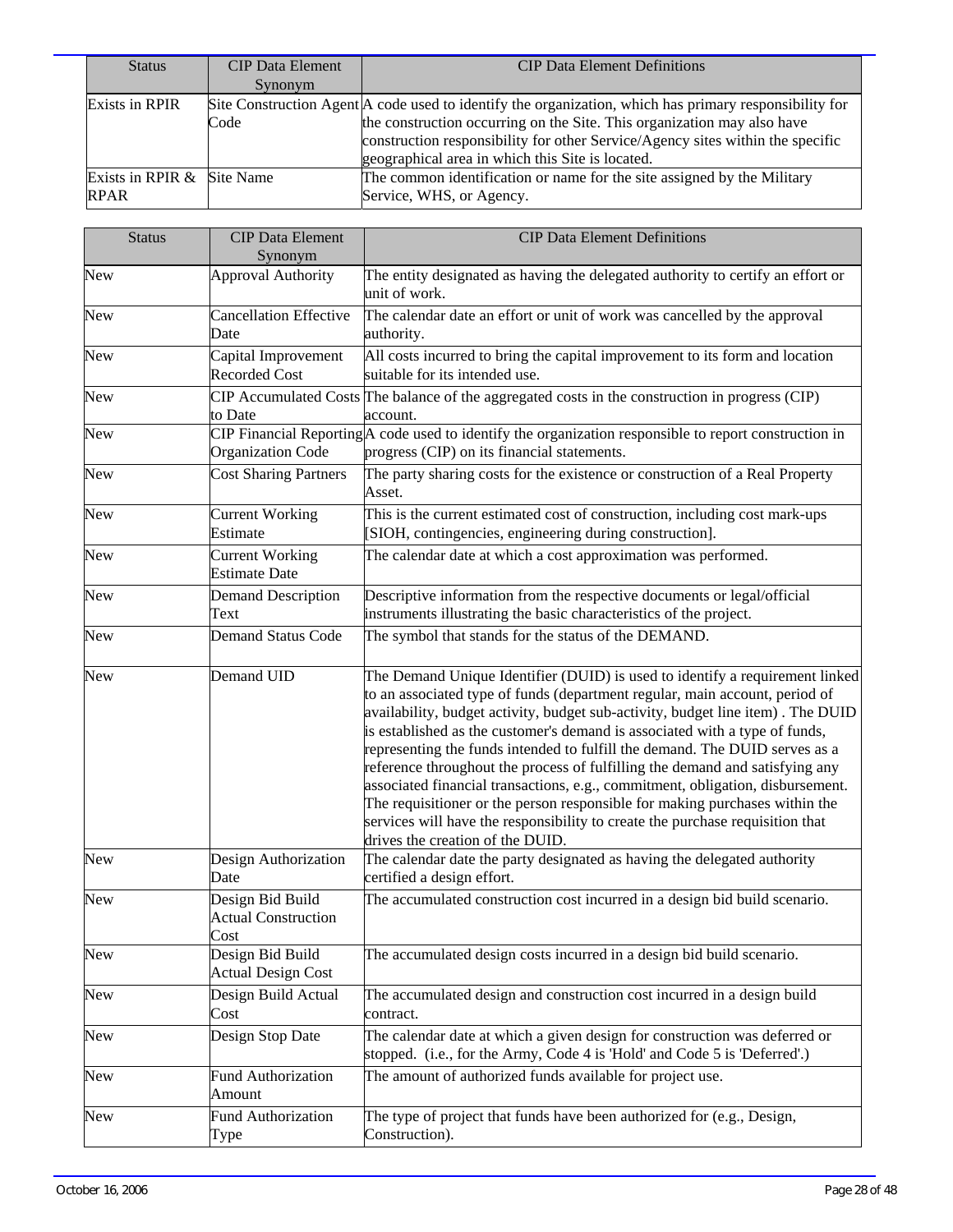| Status | CIP Data Element Synonym | CIP Data Element Definitions |
| --- | --- | --- |
| Exists in RPIR | Site Construction Agent Code | A code used to identify the organization, which has primary responsibility for the construction occurring on the Site. This organization may also have construction responsibility for other Service/Agency sites within the specific geographical area in which this Site is located. |
| Exists in RPIR & RPAR | Site Name | The common identification or name for the site assigned by the Military Service, WHS, or Agency. |

| Status | CIP Data Element Synonym | CIP Data Element Definitions |
| --- | --- | --- |
| New | Approval Authority | The entity designated as having the delegated authority to certify an effort or unit of work. |
| New | Cancellation Effective Date | The calendar date an effort or unit of work was cancelled by the approval authority. |
| New | Capital Improvement Recorded Cost | All costs incurred to bring the capital improvement to its form and location suitable for its intended use. |
| New | CIP Accumulated Costs to Date | The balance of the aggregated costs in the construction in progress (CIP) account. |
| New | CIP Financial Reporting Organization Code | A code used to identify the organization responsible to report construction in progress (CIP) on its financial statements. |
| New | Cost Sharing Partners | The party sharing costs for the existence or construction of a Real Property Asset. |
| New | Current Working Estimate | This is the current estimated cost of construction, including cost mark-ups [SIOH, contingencies, engineering during construction]. |
| New | Current Working Estimate Date | The calendar date at which a cost approximation was performed. |
| New | Demand Description Text | Descriptive information from the respective documents or legal/official instruments illustrating the basic characteristics of the project. |
| New | Demand Status Code | The symbol that stands for the status of the DEMAND. |
| New | Demand UID | The Demand Unique Identifier (DUID) is used to identify a requirement linked to an associated type of funds (department regular, main account, period of availability, budget activity, budget sub-activity, budget line item) . The DUID is established as the customer's demand is associated with a type of funds, representing the funds intended to fulfill the demand. The DUID serves as a reference throughout the process of fulfilling the demand and satisfying any associated financial transactions, e.g., commitment, obligation, disbursement. The requisitioner or the person responsible for making purchases within the services will have the responsibility to create the purchase requisition that drives the creation of the DUID. |
| New | Design Authorization Date | The calendar date the party designated as having the delegated authority certified a design effort. |
| New | Design Bid Build Actual Construction Cost | The accumulated construction cost incurred in a design bid build scenario. |
| New | Design Bid Build Actual Design Cost | The accumulated design costs incurred in a design bid build scenario. |
| New | Design Build Actual Cost | The accumulated design and construction cost incurred in a design build contract. |
| New | Design Stop Date | The calendar date at which a given design for construction was deferred or stopped. (i.e., for the Army, Code 4 is 'Hold' and Code 5 is 'Deferred'.) |
| New | Fund Authorization Amount | The amount of authorized funds available for project use. |
| New | Fund Authorization Type | The type of project that funds have been authorized for (e.g., Design, Construction). |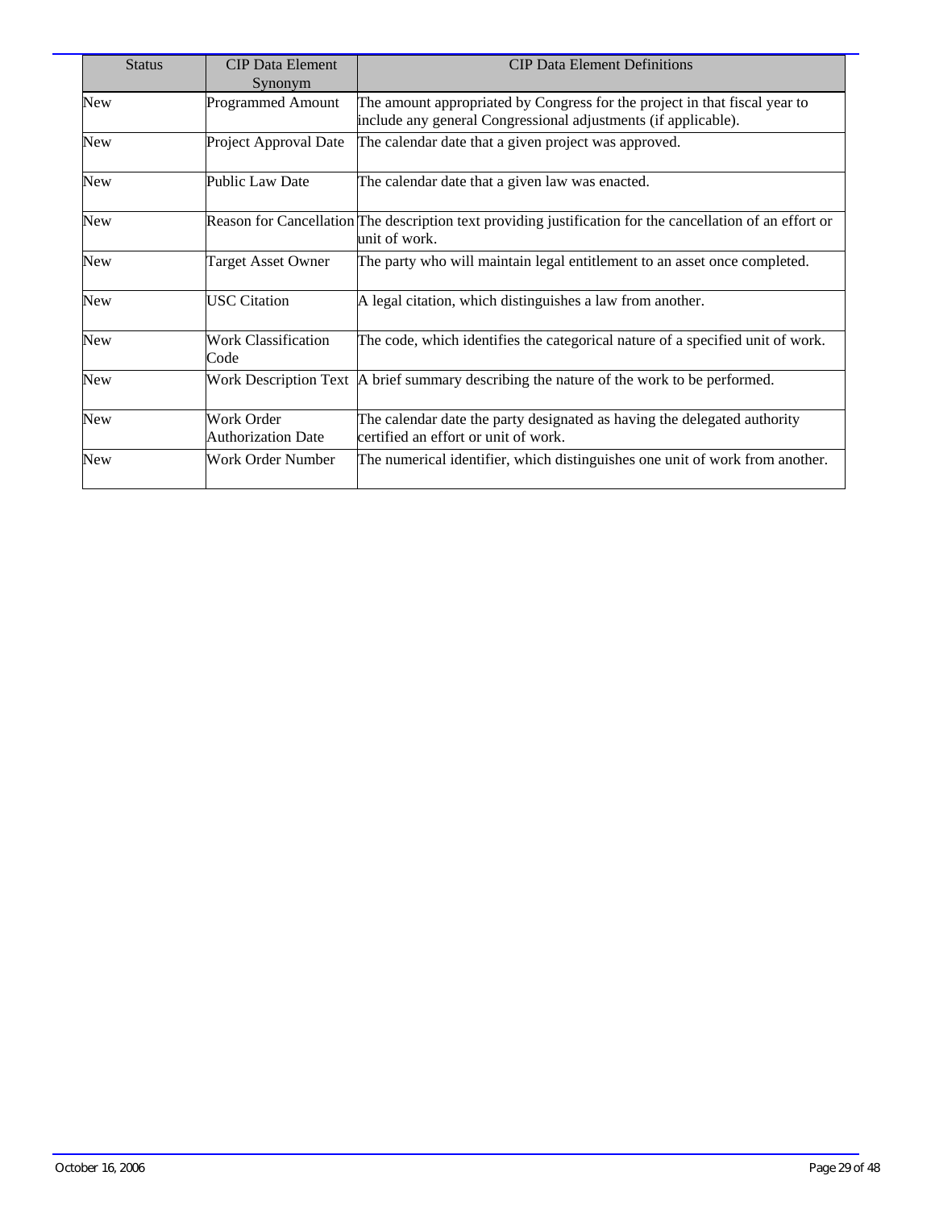| Status | CIP Data Element Synonym | CIP Data Element Definitions |
|---|---|---|
| New | Programmed Amount | The amount appropriated by Congress for the project in that fiscal year to include any general Congressional adjustments (if applicable). |
| New | Project Approval Date | The calendar date that a given project was approved. |
| New | Public Law Date | The calendar date that a given law was enacted. |
| New | Reason for Cancellation | The description text providing justification for the cancellation of an effort or unit of work. |
| New | Target Asset Owner | The party who will maintain legal entitlement to an asset once completed. |
| New | USC Citation | A legal citation, which distinguishes a law from another. |
| New | Work Classification Code | The code, which identifies the categorical nature of a specified unit of work. |
| New | Work Description Text | A brief summary describing the nature of the work to be performed. |
| New | Work Order Authorization Date | The calendar date the party designated as having the delegated authority certified an effort or unit of work. |
| New | Work Order Number | The numerical identifier, which distinguishes one unit of work from another. |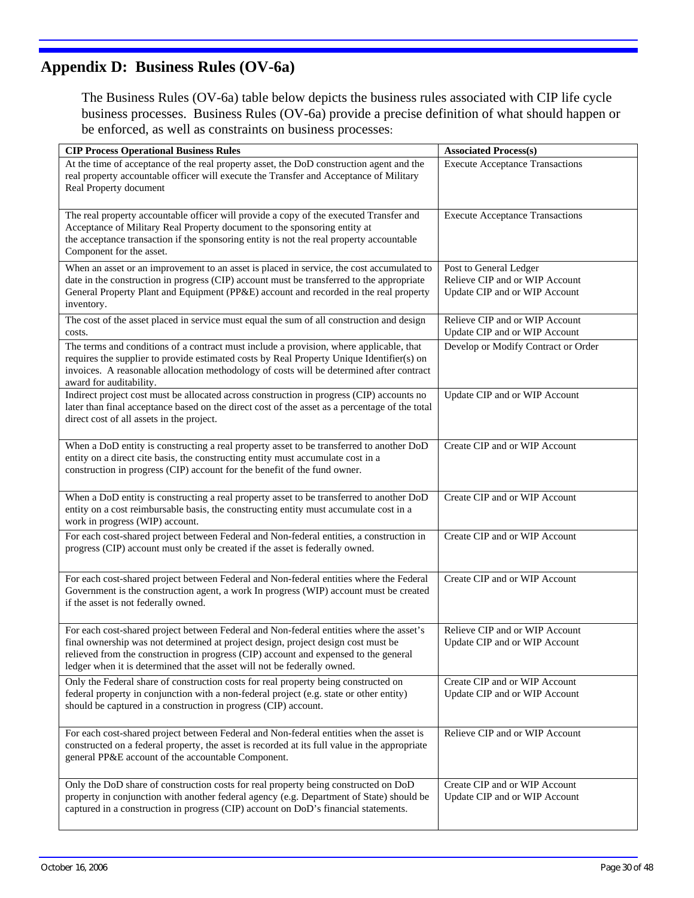## Appendix D: Business Rules (OV-6a)

The Business Rules (OV-6a) table below depicts the business rules associated with CIP life cycle business processes. Business Rules (OV-6a) provide a precise definition of what should happen or be enforced, as well as constraints on business processes:

| CIP Process Operational Business Rules | Associated Process(s) |
|---|---|
| At the time of acceptance of the real property asset, the DoD construction agent and the real property accountable officer will execute the Transfer and Acceptance of Military Real Property document | Execute Acceptance Transactions |
| The real property accountable officer will provide a copy of the executed Transfer and Acceptance of Military Real Property document to the sponsoring entity at the acceptance transaction if the sponsoring entity is not the real property accountable Component for the asset. | Execute Acceptance Transactions |
| When an asset or an improvement to an asset is placed in service, the cost accumulated to date in the construction in progress (CIP) account must be transferred to the appropriate General Property Plant and Equipment (PP&E) account and recorded in the real property inventory. | Post to General Ledger<br>Relieve CIP and or WIP Account<br>Update CIP and or WIP Account |
| The cost of the asset placed in service must equal the sum of all construction and design costs. | Relieve CIP and or WIP Account<br>Update CIP and or WIP Account |
| The terms and conditions of a contract must include a provision, where applicable, that requires the supplier to provide estimated costs by Real Property Unique Identifier(s) on invoices. A reasonable allocation methodology of costs will be determined after contract award for auditability. | Develop or Modify Contract or Order |
| Indirect project cost must be allocated across construction in progress (CIP) accounts no later than final acceptance based on the direct cost of the asset as a percentage of the total direct cost of all assets in the project. | Update CIP and or WIP Account |
| When a DoD entity is constructing a real property asset to be transferred to another DoD entity on a direct cite basis, the constructing entity must accumulate cost in a construction in progress (CIP) account for the benefit of the fund owner. | Create CIP and or WIP Account |
| When a DoD entity is constructing a real property asset to be transferred to another DoD entity on a cost reimbursable basis, the constructing entity must accumulate cost in a work in progress (WIP) account. | Create CIP and or WIP Account |
| For each cost-shared project between Federal and Non-federal entities, a construction in progress (CIP) account must only be created if the asset is federally owned. | Create CIP and or WIP Account |
| For each cost-shared project between Federal and Non-federal entities where the Federal Government is the construction agent, a work In progress (WIP) account must be created if the asset is not federally owned. | Create CIP and or WIP Account |
| For each cost-shared project between Federal and Non-federal entities where the asset's final ownership was not determined at project design, project design cost must be relieved from the construction in progress (CIP) account and expensed to the general ledger when it is determined that the asset will not be federally owned. | Relieve CIP and or WIP Account<br>Update CIP and or WIP Account |
| Only the Federal share of construction costs for real property being constructed on federal property in conjunction with a non-federal project (e.g. state or other entity) should be captured in a construction in progress (CIP) account. | Create CIP and or WIP Account<br>Update CIP and or WIP Account |
| For each cost-shared project between Federal and Non-federal entities when the asset is constructed on a federal property, the asset is recorded at its full value in the appropriate general PP&E account of the accountable Component. | Relieve CIP and or WIP Account |
| Only the DoD share of construction costs for real property being constructed on DoD property in conjunction with another federal agency (e.g. Department of State) should be captured in a construction in progress (CIP) account on DoD's financial statements. | Create CIP and or WIP Account<br>Update CIP and or WIP Account |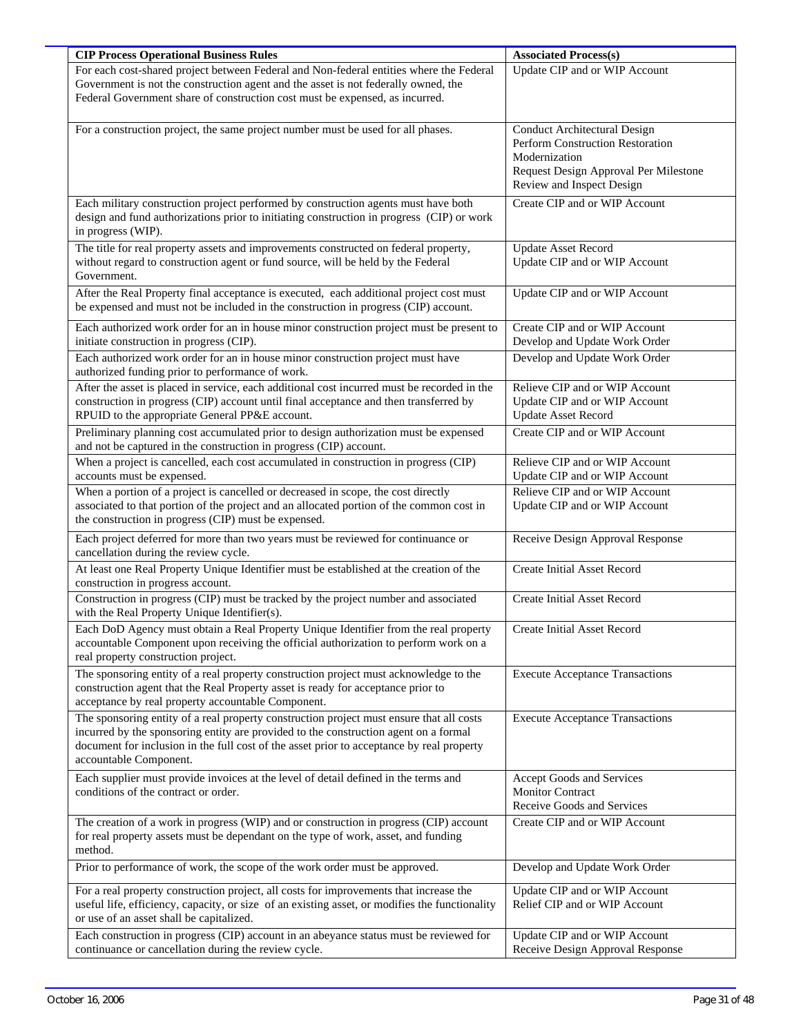| CIP Process Operational Business Rules | Associated Process(s) |
|---|---|
| For each cost-shared project between Federal and Non-federal entities where the Federal Government is not the construction agent and the asset is not federally owned, the Federal Government share of construction cost must be expensed, as incurred. | Update CIP and or WIP Account |
| For a construction project, the same project number must be used for all phases. | Conduct Architectural Design<br>Perform Construction Restoration Modernization<br>Request Design Approval Per Milestone<br>Review and Inspect Design |
| Each military construction project performed by construction agents must have both design and fund authorizations prior to initiating construction in progress (CIP) or work in progress (WIP). | Create CIP and or WIP Account |
| The title for real property assets and improvements constructed on federal property, without regard to construction agent or fund source, will be held by the Federal Government. | Update Asset Record<br>Update CIP and or WIP Account |
| After the Real Property final acceptance is executed, each additional project cost must be expensed and must not be included in the construction in progress (CIP) account. | Update CIP and or WIP Account |
| Each authorized work order for an in house minor construction project must be present to initiate construction in progress (CIP). | Create CIP and or WIP Account<br>Develop and Update Work Order |
| Each authorized work order for an in house minor construction project must have authorized funding prior to performance of work. | Develop and Update Work Order |
| After the asset is placed in service, each additional cost incurred must be recorded in the construction in progress (CIP) account until final acceptance and then transferred by RPUID to the appropriate General PP&E account. | Relieve CIP and or WIP Account<br>Update CIP and or WIP Account<br>Update Asset Record |
| Preliminary planning cost accumulated prior to design authorization must be expensed and not be captured in the construction in progress (CIP) account. | Create CIP and or WIP Account |
| When a project is cancelled, each cost accumulated in construction in progress (CIP) accounts must be expensed. | Relieve CIP and or WIP Account<br>Update CIP and or WIP Account |
| When a portion of a project is cancelled or decreased in scope, the cost directly associated to that portion of the project and an allocated portion of the common cost in the construction in progress (CIP) must be expensed. | Relieve CIP and or WIP Account<br>Update CIP and or WIP Account |
| Each project deferred for more than two years must be reviewed for continuance or cancellation during the review cycle. | Receive Design Approval Response |
| At least one Real Property Unique Identifier must be established at the creation of the construction in progress account. | Create Initial Asset Record |
| Construction in progress (CIP) must be tracked by the project number and associated with the Real Property Unique Identifier(s). | Create Initial Asset Record |
| Each DoD Agency must obtain a Real Property Unique Identifier from the real property accountable Component upon receiving the official authorization to perform work on a real property construction project. | Create Initial Asset Record |
| The sponsoring entity of a real property construction project must acknowledge to the construction agent that the Real Property asset is ready for acceptance prior to acceptance by real property accountable Component. | Execute Acceptance Transactions |
| The sponsoring entity of a real property construction project must ensure that all costs incurred by the sponsoring entity are provided to the construction agent on a formal document for inclusion in the full cost of the asset prior to acceptance by real property accountable Component. | Execute Acceptance Transactions |
| Each supplier must provide invoices at the level of detail defined in the terms and conditions of the contract or order. | Accept Goods and Services<br>Monitor Contract<br>Receive Goods and Services |
| The creation of a work in progress (WIP) and or construction in progress (CIP) account for real property assets must be dependant on the type of work, asset, and funding method. | Create CIP and or WIP Account |
| Prior to performance of work, the scope of the work order must be approved. | Develop and Update Work Order |
| For a real property construction project, all costs for improvements that increase the useful life, efficiency, capacity, or size of an existing asset, or modifies the functionality or use of an asset shall be capitalized. | Update CIP and or WIP Account<br>Relief CIP and or WIP Account |
| Each construction in progress (CIP) account in an abeyance status must be reviewed for continuance or cancellation during the review cycle. | Update CIP and or WIP Account<br>Receive Design Approval Response |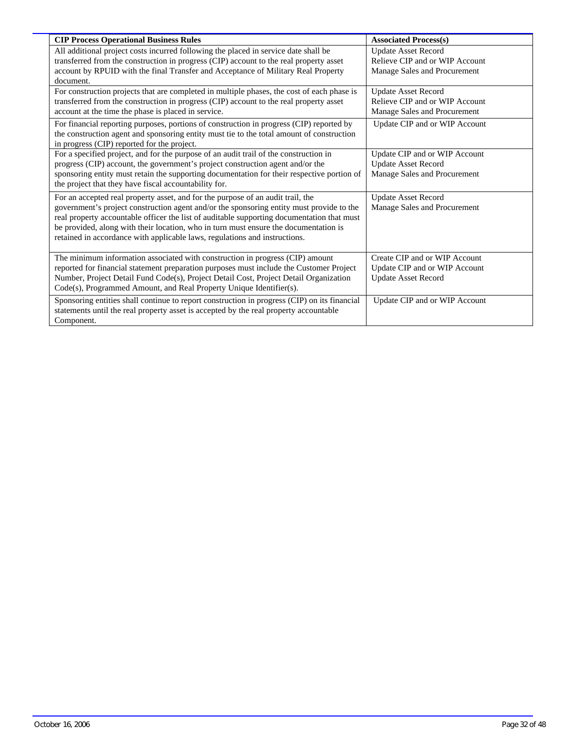| CIP Process Operational Business Rules | Associated Process(s) |
|---|---|
| All additional project costs incurred following the placed in service date shall be transferred from the construction in progress (CIP) account to the real property asset account by RPUID with the final Transfer and Acceptance of Military Real Property document. | Update Asset Record<br>Relieve CIP and or WIP Account<br>Manage Sales and Procurement |
| For construction projects that are completed in multiple phases, the cost of each phase is transferred from the construction in progress (CIP) account to the real property asset account at the time the phase is placed in service. | Update Asset Record<br>Relieve CIP and or WIP Account<br>Manage Sales and Procurement |
| For financial reporting purposes, portions of construction in progress (CIP) reported by the construction agent and sponsoring entity must tie to the total amount of construction in progress (CIP) reported for the project. | Update CIP and or WIP Account |
| For a specified project, and for the purpose of an audit trail of the construction in progress (CIP) account, the government's project construction agent and/or the sponsoring entity must retain the supporting documentation for their respective portion of the project that they have fiscal accountability for. | Update CIP and or WIP Account<br>Update Asset Record<br>Manage Sales and Procurement |
| For an accepted real property asset, and for the purpose of an audit trail, the government's project construction agent and/or the sponsoring entity must provide to the real property accountable officer the list of auditable supporting documentation that must be provided, along with their location, who in turn must ensure the documentation is retained in accordance with applicable laws, regulations and instructions. | Update Asset Record<br>Manage Sales and Procurement |
| The minimum information associated with construction in progress (CIP) amount reported for financial statement preparation purposes must include the Customer Project Number, Project Detail Fund Code(s), Project Detail Cost, Project Detail Organization Code(s), Programmed Amount, and Real Property Unique Identifier(s). | Create CIP and or WIP Account<br>Update CIP and or WIP Account<br>Update Asset Record |
| Sponsoring entities shall continue to report construction in progress (CIP) on its financial statements until the real property asset is accepted by the real property accountable Component. | Update CIP and or WIP Account |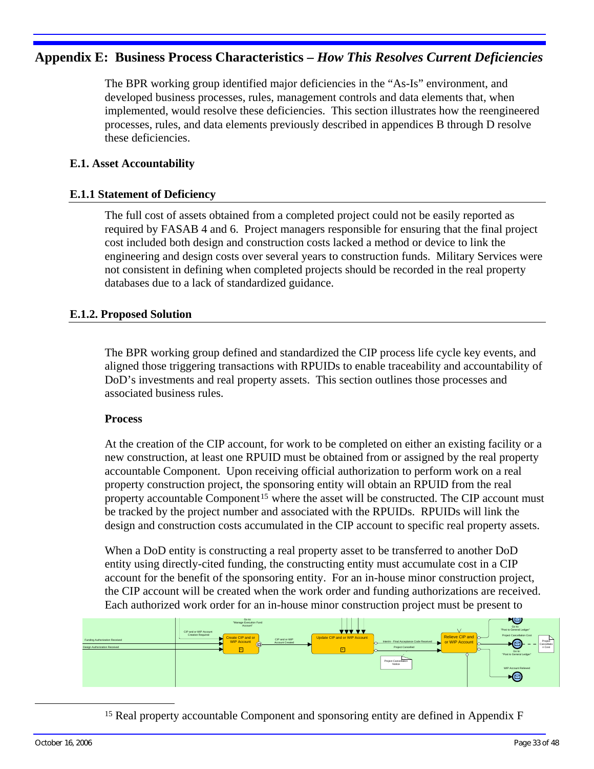## Appendix E: Business Process Characteristics – *How This Resolves Current Deficiencies*

The BPR working group identified major deficiencies in the "As-Is" environment, and developed business processes, rules, management controls and data elements that, when implemented, would resolve these deficiencies. This section illustrates how the reengineered processes, rules, and data elements previously described in appendices B through D resolve these deficiencies.

### E.1. Asset Accountability

### E.1.1 Statement of Deficiency

The full cost of assets obtained from a completed project could not be easily reported as required by FASAB 4 and 6. Project managers responsible for ensuring that the final project cost included both design and construction costs lacked a method or device to link the engineering and design costs over several years to construction funds. Military Services were not consistent in defining when completed projects should be recorded in the real property databases due to a lack of standardized guidance.

### E.1.2. Proposed Solution

The BPR working group defined and standardized the CIP process life cycle key events, and aligned those triggering transactions with RPUIDs to enable traceability and accountability of DoD's investments and real property assets. This section outlines those processes and associated business rules.

**Process**

At the creation of the CIP account, for work to be completed on either an existing facility or a new construction, at least one RPUID must be obtained from or assigned by the real property accountable Component. Upon receiving official authorization to perform work on a real property construction project, the sponsoring entity will obtain an RPUID from the real property accountable Component[15] where the asset will be constructed. The CIP account must be tracked by the project number and associated with the RPUIDs. RPUIDs will link the design and construction costs accumulated in the CIP account to specific real property assets.

When a DoD entity is constructing a real property asset to be transferred to another DoD entity using directly-cited funding, the constructing entity must accumulate cost in a CIP account for the benefit of the sponsoring entity. For an in-house minor construction project, the CIP account will be created when the work order and funding authorizations are received. Each authorized work order for an in-house minor construction project must be present to

Funding Authorization Received
Design Authorization Received
CIP and or WIP Account Creation Required
Go to: "Manage Execution Fund Account"
Create CIP and or WIP Account
CIP and or WIP Account Created
Update CIP and or WIP Account
Interim - Final Acceptance Code Received
Project Cancelled
Project Cancellation Notice
Relieve CIP and or WIP Account
Go to: "Post to General Ledger"
Project Cancellation Cost
Project Cancellation Cost
Go to: "Post to General Ledger"
WIP Account Relieved

[15] Real property accountable Component and sponsoring entity are defined in Appendix F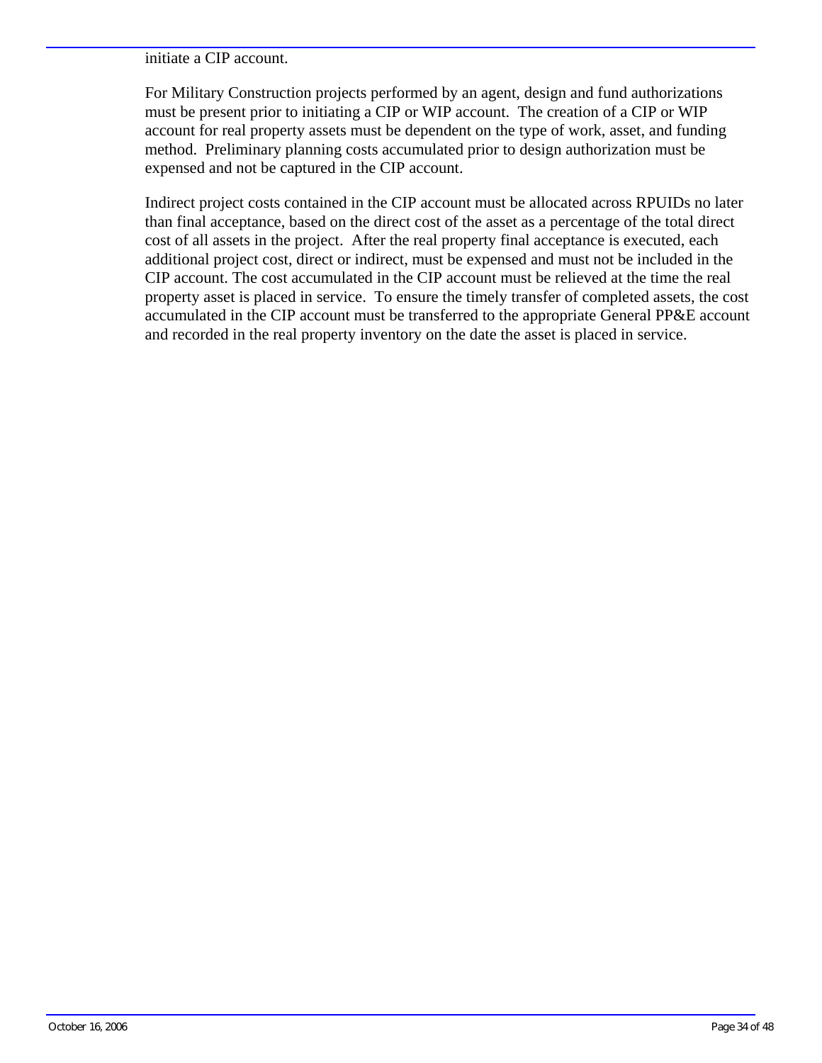initiate a CIP account.

For Military Construction projects performed by an agent, design and fund authorizations must be present prior to initiating a CIP or WIP account. The creation of a CIP or WIP account for real property assets must be dependent on the type of work, asset, and funding method. Preliminary planning costs accumulated prior to design authorization must be expensed and not be captured in the CIP account.

Indirect project costs contained in the CIP account must be allocated across RPUIDs no later than final acceptance, based on the direct cost of the asset as a percentage of the total direct cost of all assets in the project. After the real property final acceptance is executed, each additional project cost, direct or indirect, must be expensed and must not be included in the CIP account. The cost accumulated in the CIP account must be relieved at the time the real property asset is placed in service. To ensure the timely transfer of completed assets, the cost accumulated in the CIP account must be transferred to the appropriate General PP&E account and recorded in the real property inventory on the date the asset is placed in service.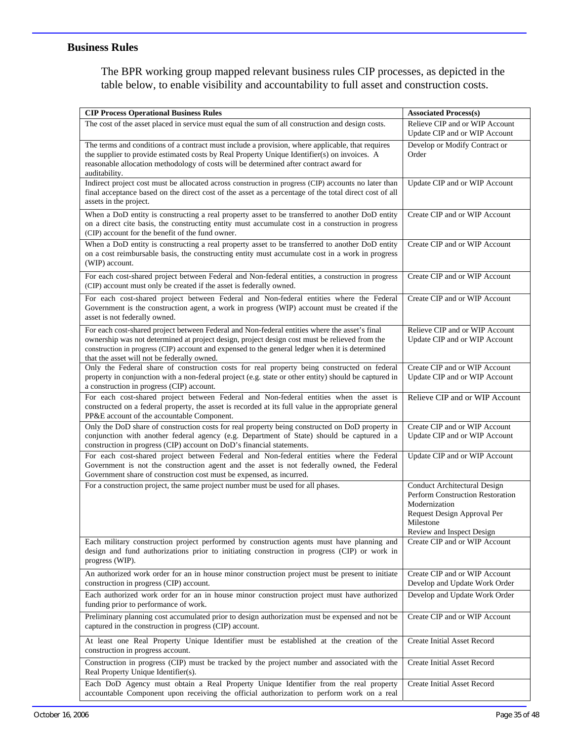### Business Rules

The BPR working group mapped relevant business rules CIP processes, as depicted in the table below, to enable visibility and accountability to full asset and construction costs.

| CIP Process Operational Business Rules | Associated Process(s) |
|---|---|
| The cost of the asset placed in service must equal the sum of all construction and design costs. | Relieve CIP and or WIP Account<br>Update CIP and or WIP Account |
| The terms and conditions of a contract must include a provision, where applicable, that requires the supplier to provide estimated costs by Real Property Unique Identifier(s) on invoices. A reasonable allocation methodology of costs will be determined after contract award for auditability. | Develop or Modify Contract or Order |
| Indirect project cost must be allocated across construction in progress (CIP) accounts no later than final acceptance based on the direct cost of the asset as a percentage of the total direct cost of all assets in the project. | Update CIP and or WIP Account |
| When a DoD entity is constructing a real property asset to be transferred to another DoD entity on a direct cite basis, the constructing entity must accumulate cost in a construction in progress (CIP) account for the benefit of the fund owner. | Create CIP and or WIP Account |
| When a DoD entity is constructing a real property asset to be transferred to another DoD entity on a cost reimbursable basis, the constructing entity must accumulate cost in a work in progress (WIP) account. | Create CIP and or WIP Account |
| For each cost-shared project between Federal and Non-federal entities, a construction in progress (CIP) account must only be created if the asset is federally owned. | Create CIP and or WIP Account |
| For each cost-shared project between Federal and Non-federal entities where the Federal Government is the construction agent, a work in progress (WIP) account must be created if the asset is not federally owned. | Create CIP and or WIP Account |
| For each cost-shared project between Federal and Non-federal entities where the asset's final ownership was not determined at project design, project design cost must be relieved from the construction in progress (CIP) account and expensed to the general ledger when it is determined that the asset will not be federally owned. | Relieve CIP and or WIP Account<br>Update CIP and or WIP Account |
| Only the Federal share of construction costs for real property being constructed on federal property in conjunction with a non-federal project (e.g. state or other entity) should be captured in a construction in progress (CIP) account. | Create CIP and or WIP Account<br>Update CIP and or WIP Account |
| For each cost-shared project between Federal and Non-federal entities when the asset is constructed on a federal property, the asset is recorded at its full value in the appropriate general PP&E account of the accountable Component. | Relieve CIP and or WIP Account |
| Only the DoD share of construction costs for real property being constructed on DoD property in conjunction with another federal agency (e.g. Department of State) should be captured in a construction in progress (CIP) account on DoD's financial statements. | Create CIP and or WIP Account<br>Update CIP and or WIP Account |
| For each cost-shared project between Federal and Non-federal entities where the Federal Government is not the construction agent and the asset is not federally owned, the Federal Government share of construction cost must be expensed, as incurred. | Update CIP and or WIP Account |
| For a construction project, the same project number must be used for all phases. | Conduct Architectural Design<br>Perform Construction Restoration Modernization<br>Request Design Approval Per Milestone<br>Review and Inspect Design |
| Each military construction project performed by construction agents must have planning and design and fund authorizations prior to initiating construction in progress (CIP) or work in progress (WIP). | Create CIP and or WIP Account |
| An authorized work order for an in house minor construction project must be present to initiate construction in progress (CIP) account. | Create CIP and or WIP Account<br>Develop and Update Work Order |
| Each authorized work order for an in house minor construction project must have authorized funding prior to performance of work. | Develop and Update Work Order |
| Preliminary planning cost accumulated prior to design authorization must be expensed and not be captured in the construction in progress (CIP) account. | Create CIP and or WIP Account |
| At least one Real Property Unique Identifier must be established at the creation of the construction in progress account. | Create Initial Asset Record |
| Construction in progress (CIP) must be tracked by the project number and associated with the Real Property Unique Identifier(s). | Create Initial Asset Record |
| Each DoD Agency must obtain a Real Property Unique Identifier from the real property accountable Component upon receiving the official authorization to perform work on a real | Create Initial Asset Record |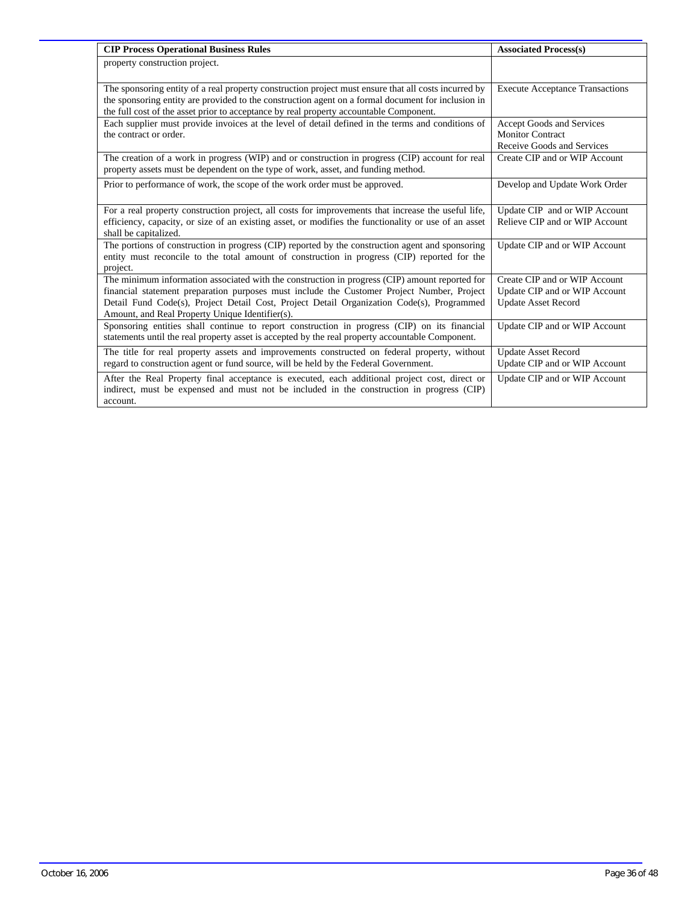| CIP Process Operational Business Rules | Associated Process(s) |
|---|---|
| property construction project. | |
| The sponsoring entity of a real property construction project must ensure that all costs incurred by the sponsoring entity are provided to the construction agent on a formal document for inclusion in the full cost of the asset prior to acceptance by real property accountable Component. | Execute Acceptance Transactions |
| Each supplier must provide invoices at the level of detail defined in the terms and conditions of the contract or order. | Accept Goods and Services<br>Monitor Contract<br>Receive Goods and Services |
| The creation of a work in progress (WIP) and or construction in progress (CIP) account for real property assets must be dependent on the type of work, asset, and funding method. | Create CIP and or WIP Account |
| Prior to performance of work, the scope of the work order must be approved. | Develop and Update Work Order |
| For a real property construction project, all costs for improvements that increase the useful life, efficiency, capacity, or size of an existing asset, or modifies the functionality or use of an asset shall be capitalized. | Update CIP and or WIP Account<br>Relieve CIP and or WIP Account |
| The portions of construction in progress (CIP) reported by the construction agent and sponsoring entity must reconcile to the total amount of construction in progress (CIP) reported for the project. | Update CIP and or WIP Account |
| The minimum information associated with the construction in progress (CIP) amount reported for financial statement preparation purposes must include the Customer Project Number, Project Detail Fund Code(s), Project Detail Cost, Project Detail Organization Code(s), Programmed Amount, and Real Property Unique Identifier(s). | Create CIP and or WIP Account<br>Update CIP and or WIP Account<br>Update Asset Record |
| Sponsoring entities shall continue to report construction in progress (CIP) on its financial statements until the real property asset is accepted by the real property accountable Component. | Update CIP and or WIP Account |
| The title for real property assets and improvements constructed on federal property, without regard to construction agent or fund source, will be held by the Federal Government. | Update Asset Record<br>Update CIP and or WIP Account |
| After the Real Property final acceptance is executed, each additional project cost, direct or indirect, must be expensed and must not be included in the construction in progress (CIP) account. | Update CIP and or WIP Account |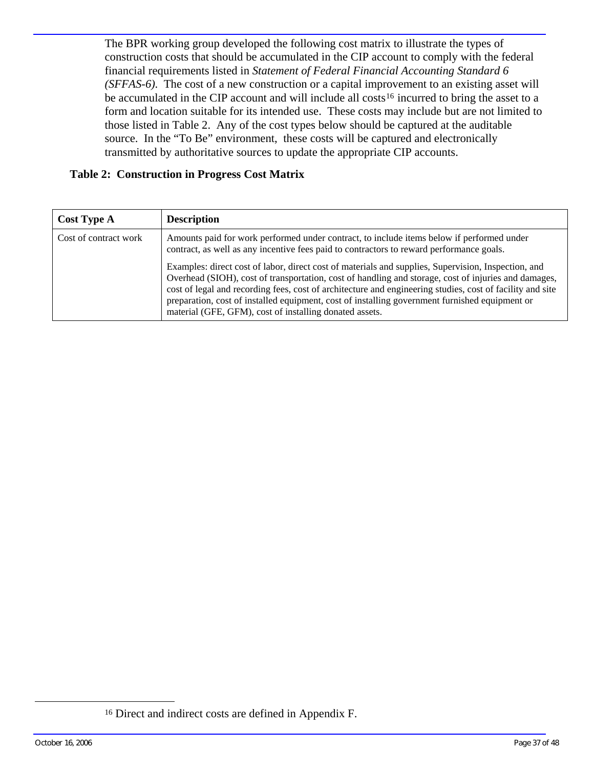The BPR working group developed the following cost matrix to illustrate the types of construction costs that should be accumulated in the CIP account to comply with the federal financial requirements listed in *Statement of Federal Financial Accounting Standard 6 (SFFAS-6)*. The cost of a new construction or a capital improvement to an existing asset will be accumulated in the CIP account and will include all costs[16] incurred to bring the asset to a form and location suitable for its intended use. These costs may include but are not limited to those listed in Table 2. Any of the cost types below should be captured at the auditable source. In the "To Be" environment, these costs will be captured and electronically transmitted by authoritative sources to update the appropriate CIP accounts.

**Table 2: Construction in Progress Cost Matrix**

| Cost Type A | Description |
|---|---|
| Cost of contract work | Amounts paid for work performed under contract, to include items below if performed under contract, as well as any incentive fees paid to contractors to reward performance goals.<br><br>Examples: direct cost of labor, direct cost of materials and supplies, Supervision, Inspection, and Overhead (SIOH), cost of transportation, cost of handling and storage, cost of injuries and damages, cost of legal and recording fees, cost of architecture and engineering studies, cost of facility and site preparation, cost of installed equipment, cost of installing government furnished equipment or material (GFE, GFM), cost of installing donated assets. |

[16] Direct and indirect costs are defined in Appendix F.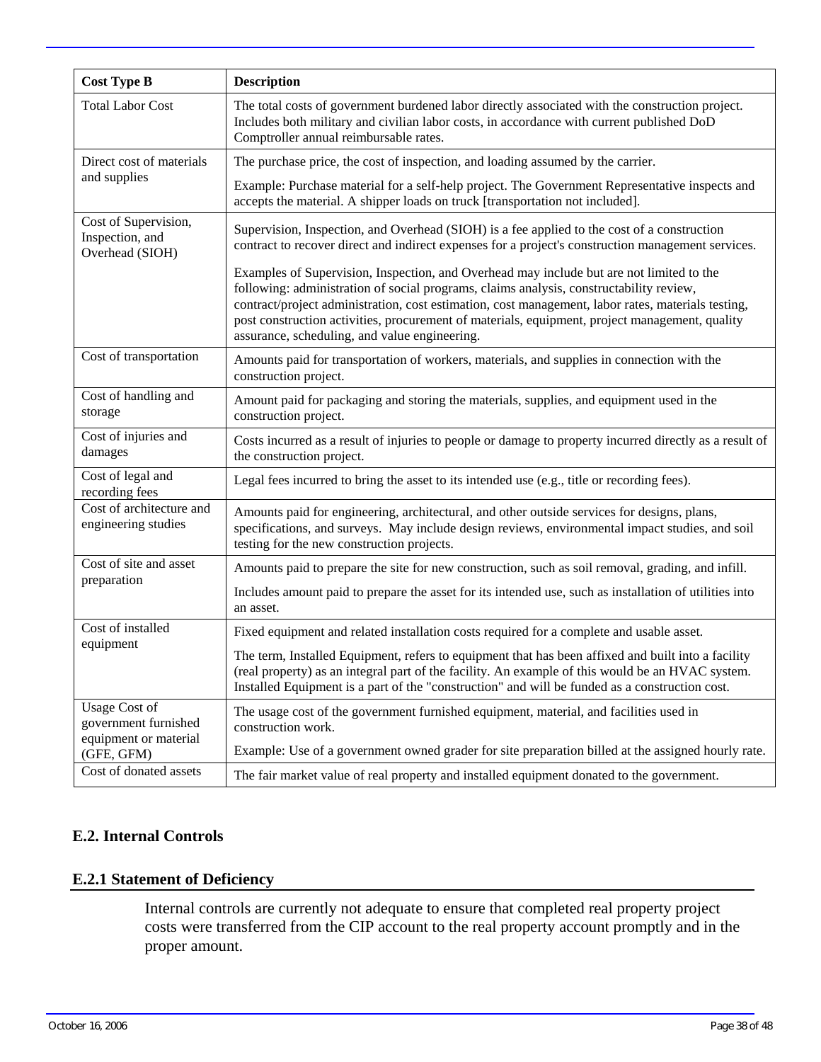| Cost Type B | Description |
|---|---|
| Total Labor Cost | The total costs of government burdened labor directly associated with the construction project. Includes both military and civilian labor costs, in accordance with current published DoD Comptroller annual reimbursable rates. |
| Direct cost of materials and supplies | The purchase price, the cost of inspection, and loading assumed by the carrier.<br><br>Example: Purchase material for a self-help project. The Government Representative inspects and accepts the material. A shipper loads on truck [transportation not included]. |
| Cost of Supervision, Inspection, and Overhead (SIOH) | Supervision, Inspection, and Overhead (SIOH) is a fee applied to the cost of a construction contract to recover direct and indirect expenses for a project's construction management services.<br><br>Examples of Supervision, Inspection, and Overhead may include but are not limited to the following: administration of social programs, claims analysis, constructability review, contract/project administration, cost estimation, cost management, labor rates, materials testing, post construction activities, procurement of materials, equipment, project management, quality assurance, scheduling, and value engineering. |
| Cost of transportation | Amounts paid for transportation of workers, materials, and supplies in connection with the construction project. |
| Cost of handling and storage | Amount paid for packaging and storing the materials, supplies, and equipment used in the construction project. |
| Cost of injuries and damages | Costs incurred as a result of injuries to people or damage to property incurred directly as a result of the construction project. |
| Cost of legal and recording fees | Legal fees incurred to bring the asset to its intended use (e.g., title or recording fees). |
| Cost of architecture and engineering studies | Amounts paid for engineering, architectural, and other outside services for designs, plans, specifications, and surveys. May include design reviews, environmental impact studies, and soil testing for the new construction projects. |
| Cost of site and asset preparation | Amounts paid to prepare the site for new construction, such as soil removal, grading, and infill.<br><br>Includes amount paid to prepare the asset for its intended use, such as installation of utilities into an asset. |
| Cost of installed equipment | Fixed equipment and related installation costs required for a complete and usable asset.<br><br>The term, Installed Equipment, refers to equipment that has been affixed and built into a facility (real property) as an integral part of the facility. An example of this would be an HVAC system. Installed Equipment is a part of the "construction" and will be funded as a construction cost. |
| Usage Cost of government furnished equipment or material (GFE, GFM) | The usage cost of the government furnished equipment, material, and facilities used in construction work.<br><br>Example: Use of a government owned grader for site preparation billed at the assigned hourly rate. |
| Cost of donated assets | The fair market value of real property and installed equipment donated to the government. |

## E.2. Internal Controls

### E.2.1 Statement of Deficiency

Internal controls are currently not adequate to ensure that completed real property project costs were transferred from the CIP account to the real property account promptly and in the proper amount.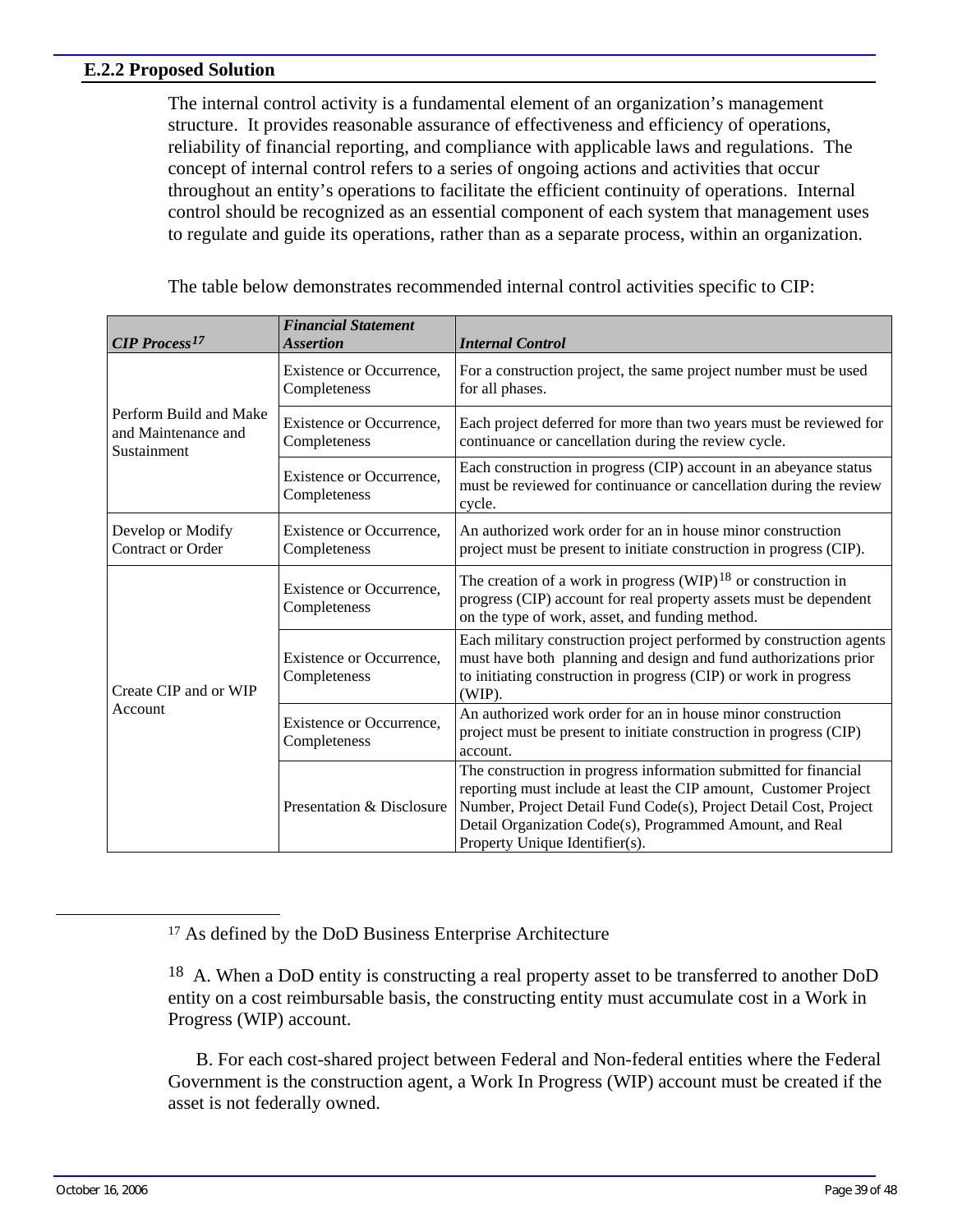### E.2.2 Proposed Solution

The internal control activity is a fundamental element of an organization's management structure. It provides reasonable assurance of effectiveness and efficiency of operations, reliability of financial reporting, and compliance with applicable laws and regulations. The concept of internal control refers to a series of ongoing actions and activities that occur throughout an entity's operations to facilitate the efficient continuity of operations. Internal control should be recognized as an essential component of each system that management uses to regulate and guide its operations, rather than as a separate process, within an organization.

The table below demonstrates recommended internal control activities specific to CIP:

| *CIP Process*[17] | *Financial Statement Assertion* | *Internal Control* |
|---|---|---|
| Perform Build and Make and Maintenance and Sustainment | Existence or Occurrence, Completeness | For a construction project, the same project number must be used for all phases. |
| | Existence or Occurrence, Completeness | Each project deferred for more than two years must be reviewed for continuance or cancellation during the review cycle. |
| | Existence or Occurrence, Completeness | Each construction in progress (CIP) account in an abeyance status must be reviewed for continuance or cancellation during the review cycle. |
| Develop or Modify Contract or Order | Existence or Occurrence, Completeness | An authorized work order for an in house minor construction project must be present to initiate construction in progress (CIP). |
| Create CIP and or WIP Account | Existence or Occurrence, Completeness | The creation of a work in progress (WIP)[18] or construction in progress (CIP) account for real property assets must be dependent on the type of work, asset, and funding method. |
| | Existence or Occurrence, Completeness | Each military construction project performed by construction agents must have both planning and design and fund authorizations prior to initiating construction in progress (CIP) or work in progress (WIP). |
| | Existence or Occurrence, Completeness | An authorized work order for an in house minor construction project must be present to initiate construction in progress (CIP) account. |
| | Presentation & Disclosure | The construction in progress information submitted for financial reporting must include at least the CIP amount, Customer Project Number, Project Detail Fund Code(s), Project Detail Cost, Project Detail Organization Code(s), Programmed Amount, and Real Property Unique Identifier(s). |

[17] As defined by the DoD Business Enterprise Architecture

[18] A. When a DoD entity is constructing a real property asset to be transferred to another DoD entity on a cost reimbursable basis, the constructing entity must accumulate cost in a Work in Progress (WIP) account.

B. For each cost-shared project between Federal and Non-federal entities where the Federal Government is the construction agent, a Work In Progress (WIP) account must be created if the asset is not federally owned.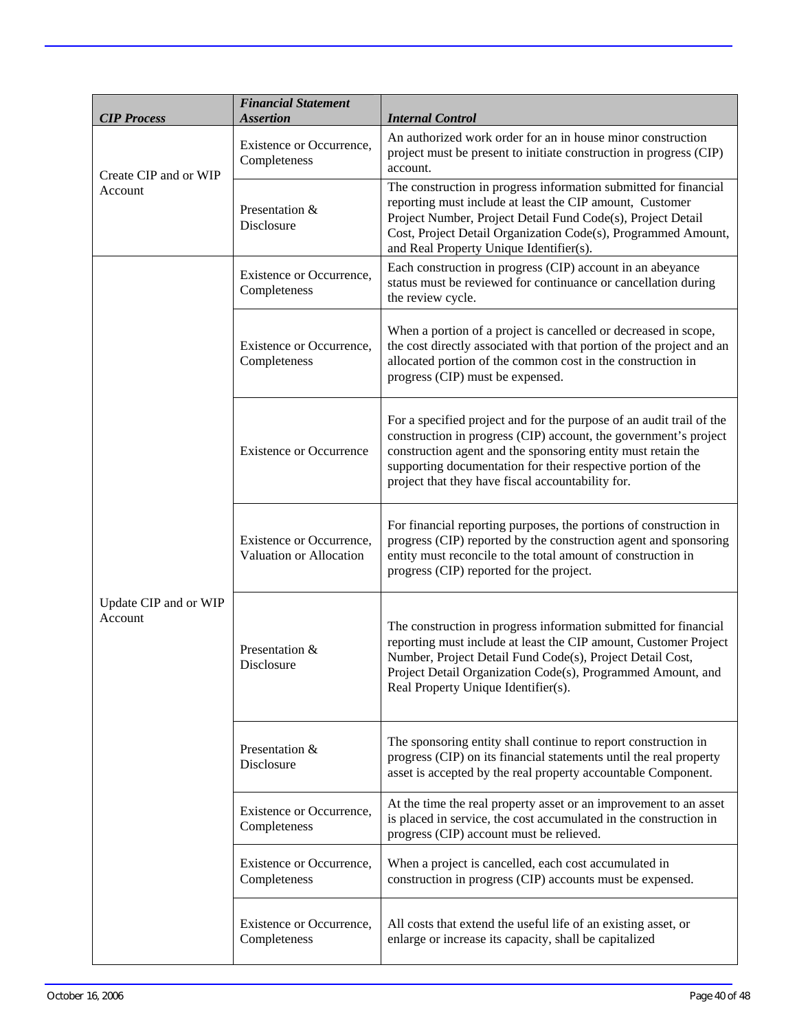| *CIP Process* | *Financial Statement Assertion* | *Internal Control* |
|---|---|---|
| Create CIP and or WIP Account | Existence or Occurrence, Completeness | An authorized work order for an in house minor construction project must be present to initiate construction in progress (CIP) account. |
| | Presentation & Disclosure | The construction in progress information submitted for financial reporting must include at least the CIP amount, Customer Project Number, Project Detail Fund Code(s), Project Detail Cost, Project Detail Organization Code(s), Programmed Amount, and Real Property Unique Identifier(s). |
| Update CIP and or WIP Account | Existence or Occurrence, Completeness | Each construction in progress (CIP) account in an abeyance status must be reviewed for continuance or cancellation during the review cycle. |
| | Existence or Occurrence, Completeness | When a portion of a project is cancelled or decreased in scope, the cost directly associated with that portion of the project and an allocated portion of the common cost in the construction in progress (CIP) must be expensed. |
| | Existence or Occurrence | For a specified project and for the purpose of an audit trail of the construction in progress (CIP) account, the government's project construction agent and the sponsoring entity must retain the supporting documentation for their respective portion of the project that they have fiscal accountability for. |
| | Existence or Occurrence, Valuation or Allocation | For financial reporting purposes, the portions of construction in progress (CIP) reported by the construction agent and sponsoring entity must reconcile to the total amount of construction in progress (CIP) reported for the project. |
| | Presentation & Disclosure | The construction in progress information submitted for financial reporting must include at least the CIP amount, Customer Project Number, Project Detail Fund Code(s), Project Detail Cost, Project Detail Organization Code(s), Programmed Amount, and Real Property Unique Identifier(s). |
| | Presentation & Disclosure | The sponsoring entity shall continue to report construction in progress (CIP) on its financial statements until the real property asset is accepted by the real property accountable Component. |
| | Existence or Occurrence, Completeness | At the time the real property asset or an improvement to an asset is placed in service, the cost accumulated in the construction in progress (CIP) account must be relieved. |
| | Existence or Occurrence, Completeness | When a project is cancelled, each cost accumulated in construction in progress (CIP) accounts must be expensed. |
| | Existence or Occurrence, Completeness | All costs that extend the useful life of an existing asset, or enlarge or increase its capacity, shall be capitalized |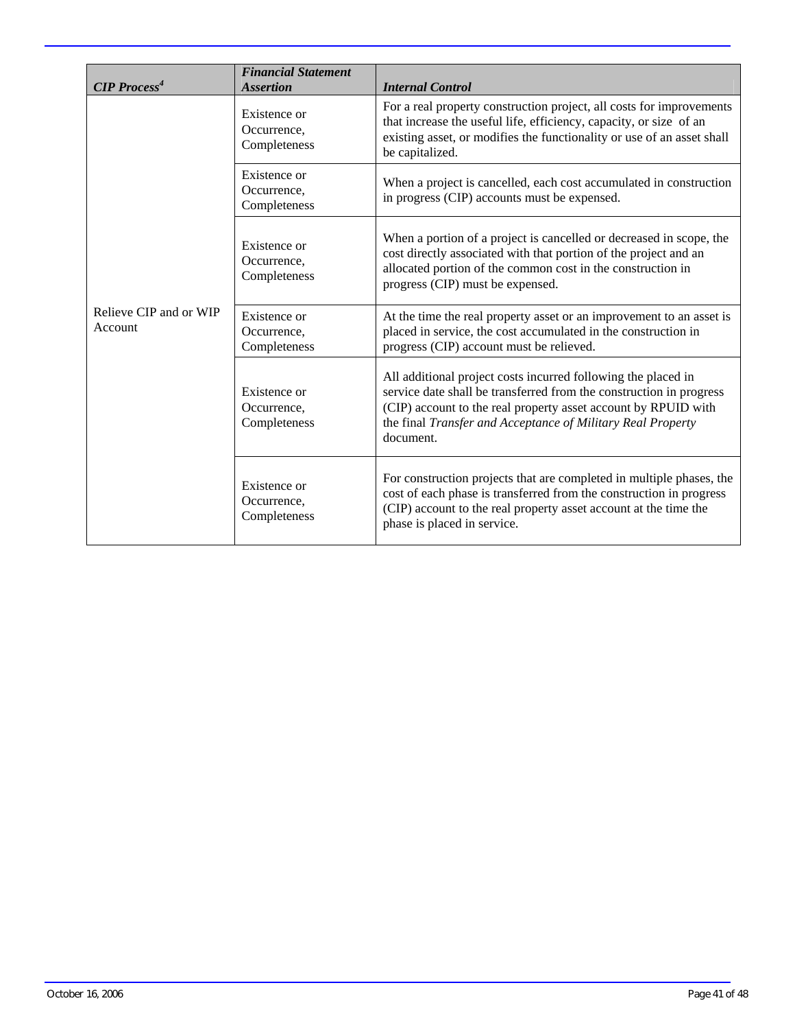| *CIP Process*[4] | *Financial Statement Assertion* | *Internal Control* |
|---|---|---|
| Relieve CIP and or WIP Account | Existence or Occurrence, Completeness | For a real property construction project, all costs for improvements that increase the useful life, efficiency, capacity, or size of an existing asset, or modifies the functionality or use of an asset shall be capitalized. |
| | Existence or Occurrence, Completeness | When a project is cancelled, each cost accumulated in construction in progress (CIP) accounts must be expensed. |
| | Existence or Occurrence, Completeness | When a portion of a project is cancelled or decreased in scope, the cost directly associated with that portion of the project and an allocated portion of the common cost in the construction in progress (CIP) must be expensed. |
| | Existence or Occurrence, Completeness | At the time the real property asset or an improvement to an asset is placed in service, the cost accumulated in the construction in progress (CIP) account must be relieved. |
| | Existence or Occurrence, Completeness | All additional project costs incurred following the placed in service date shall be transferred from the construction in progress (CIP) account to the real property asset account by RPUID with the final *Transfer and Acceptance of Military Real Property* document. |
| | Existence or Occurrence, Completeness | For construction projects that are completed in multiple phases, the cost of each phase is transferred from the construction in progress (CIP) account to the real property asset account at the time the phase is placed in service. |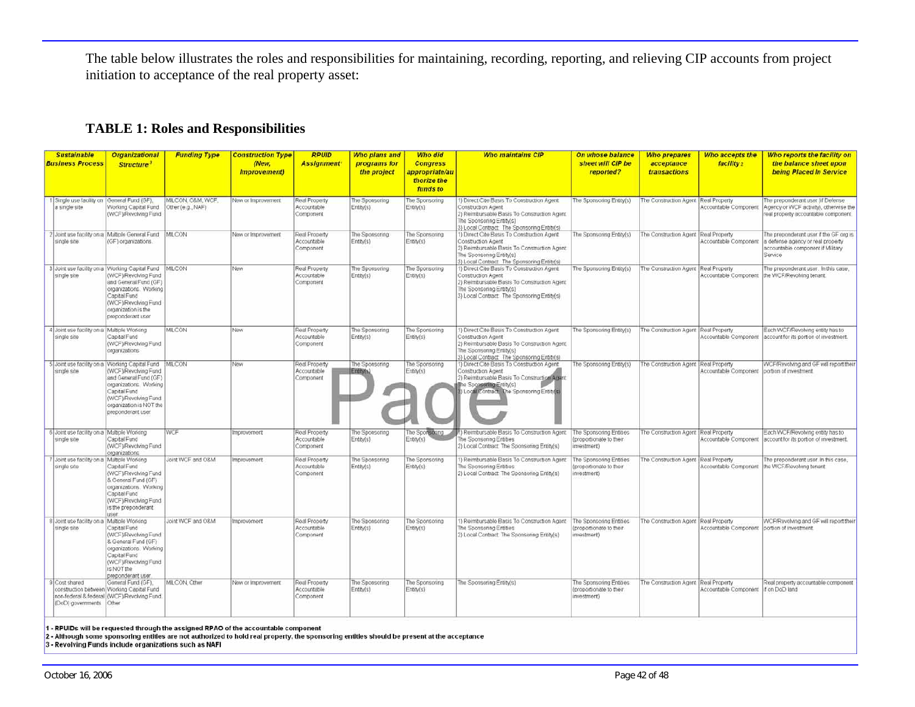The table below illustrates the roles and responsibilities for maintaining, recording, reporting, and relieving CIP accounts from project initiation to acceptance of the real property asset:

## TABLE 1: Roles and Responsibilities

| | Sustainable Business Process | Organizational Structure[3] | Funding Type | Construction Type (New, Improvement) | RPUID Assignment[1] | Who plans and programs for the project | Who did Congress appropriate/authorize the funds to | Who maintains CIP | On whose balance sheet will CIP be reported? | Who prepares acceptance transactions | Who accepts the facility[2] | Who reports the facility on the balance sheet upon being Placed In Service |
|---|---|---|---|---|---|---|---|---|---|---|---|---|
| 1 | Single use facility on a single site | General Fund (GF), Working Capital Fund (WCF)/Revolving Fund | MILCON, O&M, WCF, Other (e.g., NAF) | New or Improvement | Real Property Accountable Component | The Sponsoring Entity(s) | The Sponsoring Entity(s) | 1) Direct Cite Basis To Construction Agent: Construction Agent 2) Reimbursable Basis To Construction Agent: The Sponsoring Entity(s) 3) Local Contract: The Sponsoring Entity(s) | The Sponsoring Entity(s) | The Construction Agent | Real Property Accountable Component | The preponderant user (if Defense Agency or WCF activity), otherwise the real property accountable component. |
| 2 | Joint use facility on a single site | Multiple General Fund (GF) organizations. | MILCON | New or Improvement | Real Property Accountable Component | The Sponsoring Entity(s) | The Sponsoring Entity(s) | 1) Direct Cite Basis To Construction Agent: Construction Agent 2) Reimbursable Basis To Construction Agent: The Sponsoring Entity(s) 3) Local Contract: The Sponsoring Entity(s) | The Sponsoring Entity(s) | The Construction Agent | Real Property Accountable Component | The preponderant user if the GF org is a defense agency or real property accountable component if Military Service |
| 3 | Joint use facility on a single site | Working Capital Fund (WCF)/Revolving Fund and General Fund (GF) organizations. Working Capital Fund (WCF)/Revolving Fund organization is the preponderant user | MILCON | New | Real Property Accountable Component | The Sponsoring Entity(s) | The Sponsoring Entity(s) | 1) Direct Cite Basis To Construction Agent: Construction Agent 2) Reimbursable Basis To Construction Agent: The Sponsoring Entity(s) 3) Local Contract: The Sponsoring Entity(s) | The Sponsoring Entity(s) | The Construction Agent | Real Property Accountable Component | The preponderant user. In this case, the WCF/Revolving tenant. |
| 4 | Joint use facility on a single site | Multiple Working Capital Fund (WCF)/Revolving Fund organizations | MILCON | New | Real Property Accountable Component | The Sponsoring Entity(s) | The Sponsoring Entity(s) | 1) Direct Cite Basis To Construction Agent: Construction Agent 2) Reimbursable Basis To Construction Agent: The Sponsoring Entity(s) 3) Local Contract: The Sponsoring Entity(s) | The Sponsoring Entity(s) | The Construction Agent | Real Property Accountable Component | Each WCF/Revolving entity has to account for its portion of investment. |
| 5 | Joint use facility on a single site | Working Capital Fund (WCF)/Revolving Fund and General Fund (GF) organizations. Working Capital Fund (WCF)/Revolving Fund organization is NOT the preponderant user | MILCON | New | Real Property Accountable Component | The Sponsoring Entity(s) | The Sponsoring Entity(s) | 1) Direct Cite Basis To Construction Agent: Construction Agent 2) Reimbursable Basis To Construction Agent: The Sponsoring Entity(s) 3) Local Contract: The Sponsoring Entity(s) | The Sponsoring Entity(s) | The Construction Agent | Real Property Accountable Component | WCF/Revolving and GF will report their portion of investment |
| 6 | Joint use facility on a single site | Multiple Working Capital Fund (WCF)/Revolving Fund organizations | WCF | Improvement | Real Property Accountable Component | The Sponsoring Entity(s) | The Sponsoring Entity(s) | 1) Reimbursable Basis To Construction Agent: The Sponsoring Entities 2) Local Contract: The Sponsoring Entity(s) | The Sponsoring Entities (proportionate to their investment) | The Construction Agent | Real Property Accountable Component | Each WCF/Revolving entity has to account for its portion of investment. |
| 7 | Joint use facility on a single site | Multiple Working Capital Fund (WCF)/Revolving Fund & General Fund (GF) organizations. Working Capital Fund (WCF)/Revolving Fund is the preponderant user | Joint WCF and O&M | Improvement | Real Property Accountable Component | The Sponsoring Entity(s) | The Sponsoring Entity(s) | 1) Reimbursable Basis To Construction Agent: The Sponsoring Entities 2) Local Contract: The Sponsoring Entity(s) | The Sponsoring Entities (proportionate to their investment) | The Construction Agent | Real Property Accountable Component | The preponderant user. In this case, the WCF/Revolving tenant. |
| 8 | Joint use facility on a single site | Multiple Working Capital Fund (WCF)/Revolving Fund & General Fund (GF) organizations. Working Capital Fund (WCF)/Revolving Fund is NOT the preponderant user | Joint WCF and O&M | Improvement | Real Property Accountable Component | The Sponsoring Entity(s) | The Sponsoring Entity(s) | 1) Reimbursable Basis To Construction Agent: The Sponsoring Entities 2) Local Contract: The Sponsoring Entity(s) | The Sponsoring Entities (proportionate to their investment) | The Construction Agent | Real Property Accountable Component | WCF/Revolving and GF will report their portion of investment. |
| 9 | Cost shared construction between non-federal & federal (DoD) governments | General Fund (GF), Working Capital Fund (WCF)/Revolving Fund, Other | MILCON, Other | New or Improvement | Real Property Accountable Component | The Sponsoring Entity(s) | The Sponsoring Entity(s) | The Sponsoring Entity(s) | The Sponsoring Entities (proportionate to their investment) | The Construction Agent | Real Property Accountable Component | Real property accountable component if on DoD land |

1 - RPUIDs will be requested through the assigned RPAO of the accountable component

2 - Although some sponsoring entities are not authorized to hold real property, the sponsoring entities should be present at the acceptance

3 - Revolving Funds include organizations such as NAFI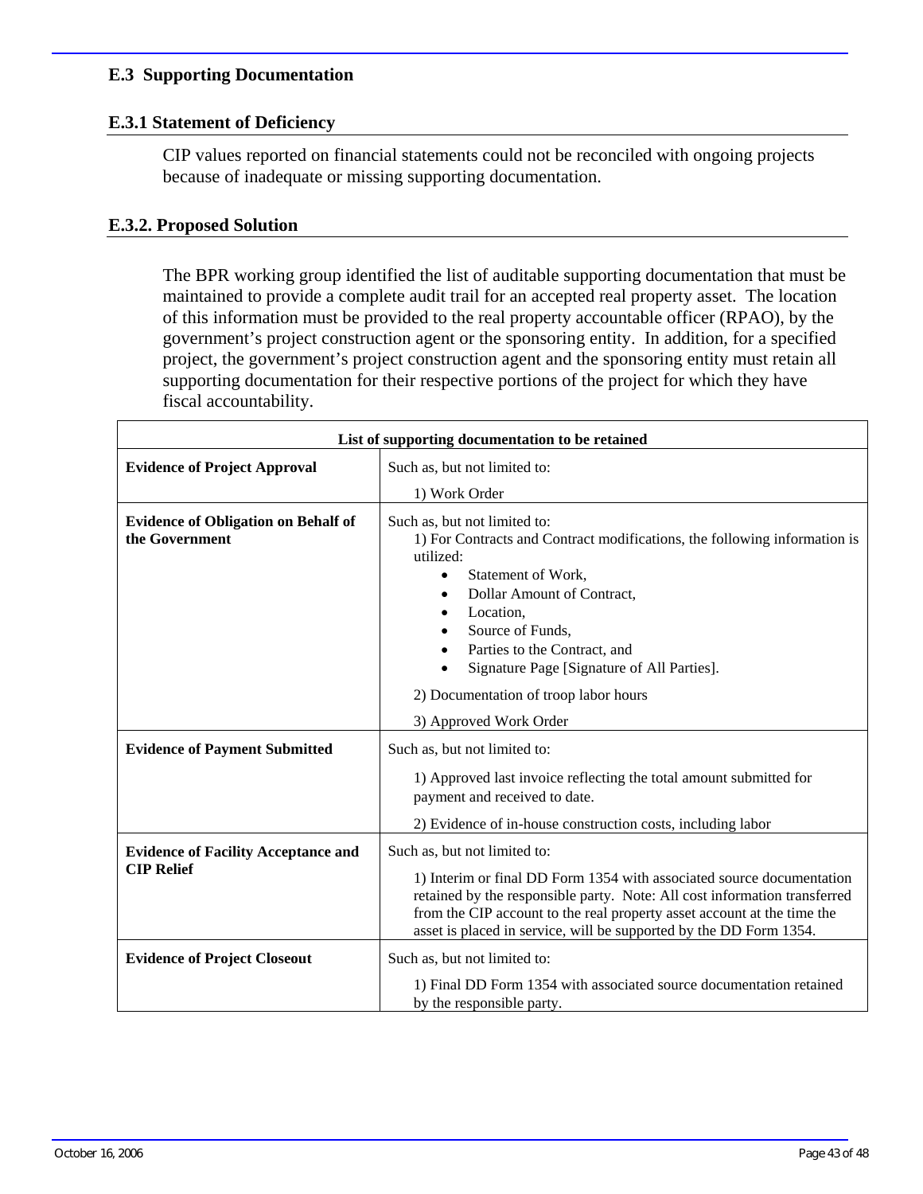## E.3 Supporting Documentation

### E.3.1 Statement of Deficiency

CIP values reported on financial statements could not be reconciled with ongoing projects because of inadequate or missing supporting documentation.

### E.3.2. Proposed Solution

The BPR working group identified the list of auditable supporting documentation that must be maintained to provide a complete audit trail for an accepted real property asset. The location of this information must be provided to the real property accountable officer (RPAO), by the government's project construction agent or the sponsoring entity. In addition, for a specified project, the government's project construction agent and the sponsoring entity must retain all supporting documentation for their respective portions of the project for which they have fiscal accountability.

| List of supporting documentation to be retained | |
|---|---|
| **Evidence of Project Approval** | Such as, but not limited to:<br>1) Work Order |
| **Evidence of Obligation on Behalf of the Government** | Such as, but not limited to:<br>1) For Contracts and Contract modifications, the following information is utilized:<br>• Statement of Work,<br>• Dollar Amount of Contract,<br>• Location,<br>• Source of Funds,<br>• Parties to the Contract, and<br>• Signature Page [Signature of All Parties].<br>2) Documentation of troop labor hours<br>3) Approved Work Order |
| **Evidence of Payment Submitted** | Such as, but not limited to:<br>1) Approved last invoice reflecting the total amount submitted for payment and received to date.<br>2) Evidence of in-house construction costs, including labor |
| **Evidence of Facility Acceptance and CIP Relief** | Such as, but not limited to:<br>1) Interim or final DD Form 1354 with associated source documentation retained by the responsible party. Note: All cost information transferred from the CIP account to the real property asset account at the time the asset is placed in service, will be supported by the DD Form 1354. |
| **Evidence of Project Closeout** | Such as, but not limited to:<br>1) Final DD Form 1354 with associated source documentation retained by the responsible party. |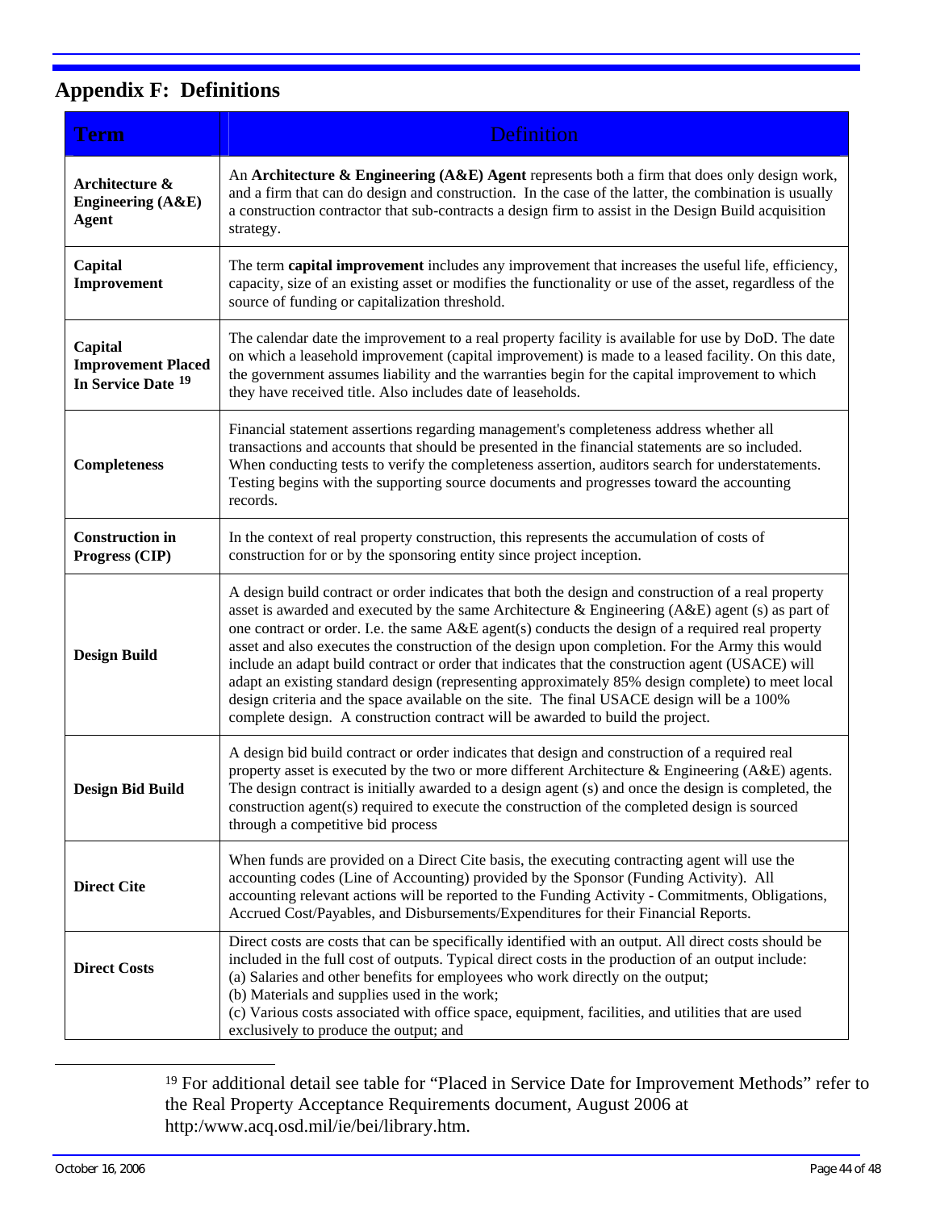## Appendix F: Definitions

| Term | Definition |
|---|---|
| **Architecture & Engineering (A&E) Agent** | An **Architecture & Engineering (A&E) Agent** represents both a firm that does only design work, and a firm that can do design and construction. In the case of the latter, the combination is usually a construction contractor that sub-contracts a design firm to assist in the Design Build acquisition strategy. |
| **Capital Improvement** | The term **capital improvement** includes any improvement that increases the useful life, efficiency, capacity, size of an existing asset or modifies the functionality or use of the asset, regardless of the source of funding or capitalization threshold. |
| **Capital Improvement Placed In Service Date** [19] | The calendar date the improvement to a real property facility is available for use by DoD. The date on which a leasehold improvement (capital improvement) is made to a leased facility. On this date, the government assumes liability and the warranties begin for the capital improvement to which they have received title. Also includes date of leaseholds. |
| **Completeness** | Financial statement assertions regarding management's completeness address whether all transactions and accounts that should be presented in the financial statements are so included. When conducting tests to verify the completeness assertion, auditors search for understatements. Testing begins with the supporting source documents and progresses toward the accounting records. |
| **Construction in Progress (CIP)** | In the context of real property construction, this represents the accumulation of costs of construction for or by the sponsoring entity since project inception. |
| **Design Build** | A design build contract or order indicates that both the design and construction of a real property asset is awarded and executed by the same Architecture & Engineering (A&E) agent (s) as part of one contract or order. I.e. the same A&E agent(s) conducts the design of a required real property asset and also executes the construction of the design upon completion. For the Army this would include an adapt build contract or order that indicates that the construction agent (USACE) will adapt an existing standard design (representing approximately 85% design complete) to meet local design criteria and the space available on the site. The final USACE design will be a 100% complete design. A construction contract will be awarded to build the project. |
| **Design Bid Build** | A design bid build contract or order indicates that design and construction of a required real property asset is executed by the two or more different Architecture & Engineering (A&E) agents. The design contract is initially awarded to a design agent (s) and once the design is completed, the construction agent(s) required to execute the construction of the completed design is sourced through a competitive bid process |
| **Direct Cite** | When funds are provided on a Direct Cite basis, the executing contracting agent will use the accounting codes (Line of Accounting) provided by the Sponsor (Funding Activity). All accounting relevant actions will be reported to the Funding Activity - Commitments, Obligations, Accrued Cost/Payables, and Disbursements/Expenditures for their Financial Reports. |
| **Direct Costs** | Direct costs are costs that can be specifically identified with an output. All direct costs should be included in the full cost of outputs. Typical direct costs in the production of an output include:<br>(a) Salaries and other benefits for employees who work directly on the output;<br>(b) Materials and supplies used in the work;<br>(c) Various costs associated with office space, equipment, facilities, and utilities that are used exclusively to produce the output; and |

[19] For additional detail see table for "Placed in Service Date for Improvement Methods" refer to the Real Property Acceptance Requirements document, August 2006 at http:/www.acq.osd.mil/ie/bei/library.htm.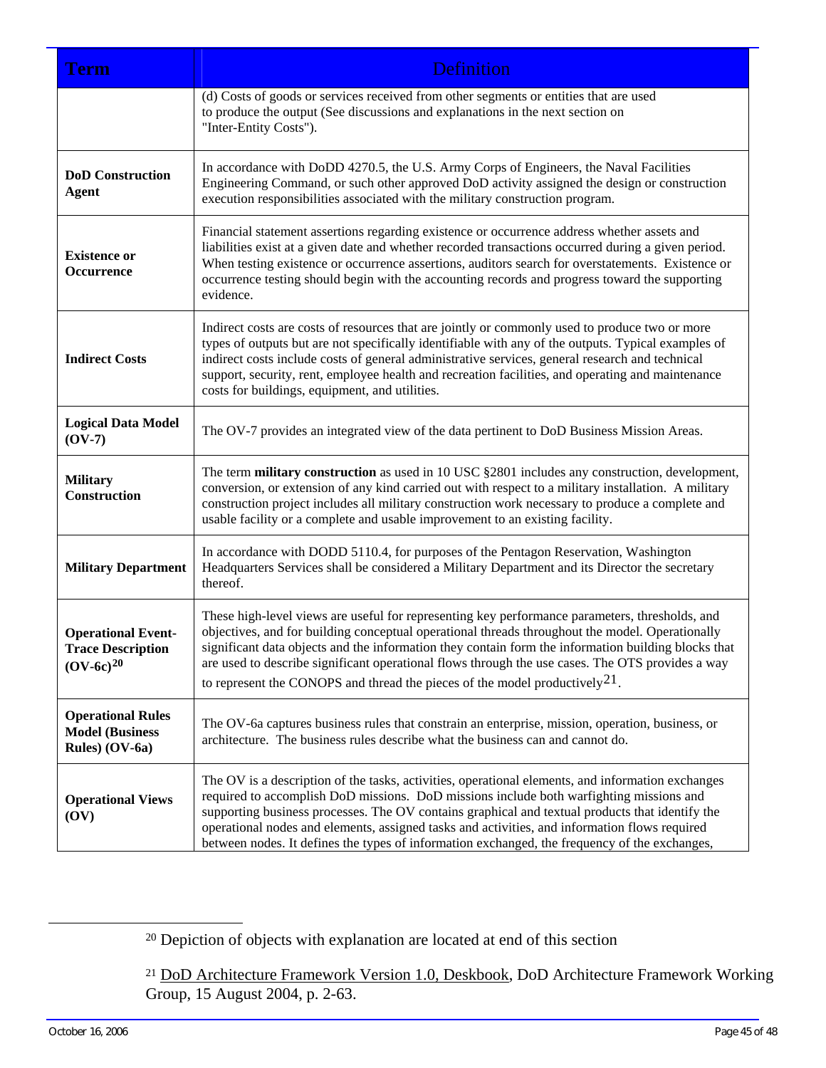| Term | Definition |
|---|---|
| | (d) Costs of goods or services received from other segments or entities that are used to produce the output (See discussions and explanations in the next section on "Inter-Entity Costs"). |
| **DoD Construction Agent** | In accordance with DoDD 4270.5, the U.S. Army Corps of Engineers, the Naval Facilities Engineering Command, or such other approved DoD activity assigned the design or construction execution responsibilities associated with the military construction program. |
| **Existence or Occurrence** | Financial statement assertions regarding existence or occurrence address whether assets and liabilities exist at a given date and whether recorded transactions occurred during a given period. When testing existence or occurrence assertions, auditors search for overstatements. Existence or occurrence testing should begin with the accounting records and progress toward the supporting evidence. |
| **Indirect Costs** | Indirect costs are costs of resources that are jointly or commonly used to produce two or more types of outputs but are not specifically identifiable with any of the outputs. Typical examples of indirect costs include costs of general administrative services, general research and technical support, security, rent, employee health and recreation facilities, and operating and maintenance costs for buildings, equipment, and utilities. |
| **Logical Data Model (OV-7)** | The OV-7 provides an integrated view of the data pertinent to DoD Business Mission Areas. |
| **Military Construction** | The term **military construction** as used in 10 USC §2801 includes any construction, development, conversion, or extension of any kind carried out with respect to a military installation. A military construction project includes all military construction work necessary to produce a complete and usable facility or a complete and usable improvement to an existing facility. |
| **Military Department** | In accordance with DODD 5110.4, for purposes of the Pentagon Reservation, Washington Headquarters Services shall be considered a Military Department and its Director the secretary thereof. |
| **Operational Event-Trace Description (OV-6c)[20]** | These high-level views are useful for representing key performance parameters, thresholds, and objectives, and for building conceptual operational threads throughout the model. Operationally significant data objects and the information they contain form the information building blocks that are used to describe significant operational flows through the use cases. The OTS provides a way to represent the CONOPS and thread the pieces of the model productively[21]. |
| **Operational Rules Model (Business Rules) (OV-6a)** | The OV-6a captures business rules that constrain an enterprise, mission, operation, business, or architecture. The business rules describe what the business can and cannot do. |
| **Operational Views (OV)** | The OV is a description of the tasks, activities, operational elements, and information exchanges required to accomplish DoD missions. DoD missions include both warfighting missions and supporting business processes. The OV contains graphical and textual products that identify the operational nodes and elements, assigned tasks and activities, and information flows required between nodes. It defines the types of information exchanged, the frequency of the exchanges, |

[20] Depiction of objects with explanation are located at end of this section

[21] DoD Architecture Framework Version 1.0, Deskbook, DoD Architecture Framework Working Group, 15 August 2004, p. 2-63.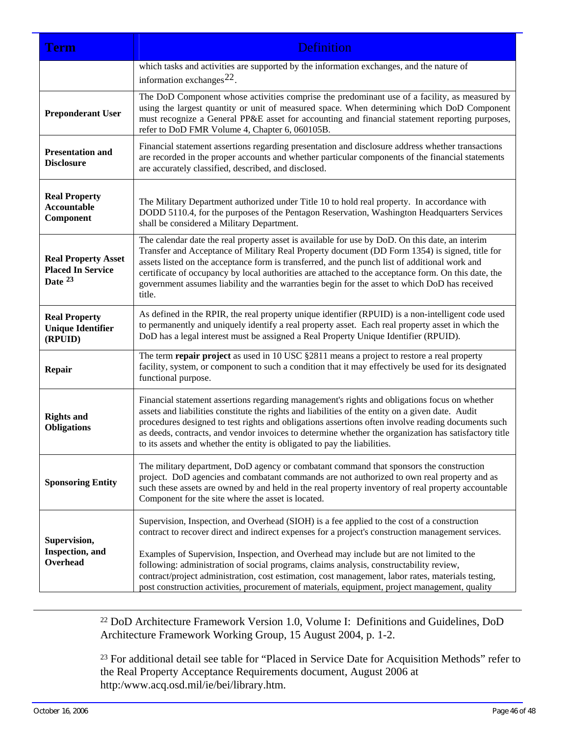| Term | Definition |
| --- | --- |
| | which tasks and activities are supported by the information exchanges, and the nature of information exchanges[22]. |
| **Preponderant User** | The DoD Component whose activities comprise the predominant use of a facility, as measured by using the largest quantity or unit of measured space. When determining which DoD Component must recognize a General PP&E asset for accounting and financial statement reporting purposes, refer to DoD FMR Volume 4, Chapter 6, 060105B. |
| **Presentation and Disclosure** | Financial statement assertions regarding presentation and disclosure address whether transactions are recorded in the proper accounts and whether particular components of the financial statements are accurately classified, described, and disclosed. |
| **Real Property Accountable Component** | The Military Department authorized under Title 10 to hold real property. In accordance with DODD 5110.4, for the purposes of the Pentagon Reservation, Washington Headquarters Services shall be considered a Military Department. |
| **Real Property Asset Placed In Service Date [23]** | The calendar date the real property asset is available for use by DoD. On this date, an interim Transfer and Acceptance of Military Real Property document (DD Form 1354) is signed, title for assets listed on the acceptance form is transferred, and the punch list of additional work and certificate of occupancy by local authorities are attached to the acceptance form. On this date, the government assumes liability and the warranties begin for the asset to which DoD has received title. |
| **Real Property Unique Identifier (RPUID)** | As defined in the RPIR, the real property unique identifier (RPUID) is a non-intelligent code used to permanently and uniquely identify a real property asset. Each real property asset in which the DoD has a legal interest must be assigned a Real Property Unique Identifier (RPUID). |
| **Repair** | The term **repair project** as used in 10 USC §2811 means a project to restore a real property facility, system, or component to such a condition that it may effectively be used for its designated functional purpose. |
| **Rights and Obligations** | Financial statement assertions regarding management's rights and obligations focus on whether assets and liabilities constitute the rights and liabilities of the entity on a given date. Audit procedures designed to test rights and obligations assertions often involve reading documents such as deeds, contracts, and vendor invoices to determine whether the organization has satisfactory title to its assets and whether the entity is obligated to pay the liabilities. |
| **Sponsoring Entity** | The military department, DoD agency or combatant command that sponsors the construction project. DoD agencies and combatant commands are not authorized to own real property and as such these assets are owned by and held in the real property inventory of real property accountable Component for the site where the asset is located. |
| **Supervision, Inspection, and Overhead** | Supervision, Inspection, and Overhead (SIOH) is a fee applied to the cost of a construction contract to recover direct and indirect expenses for a project's construction management services.<br><br>Examples of Supervision, Inspection, and Overhead may include but are not limited to the following: administration of social programs, claims analysis, constructability review, contract/project administration, cost estimation, cost management, labor rates, materials testing, post construction activities, procurement of materials, equipment, project management, quality |

[22] DoD Architecture Framework Version 1.0, Volume I: Definitions and Guidelines, DoD Architecture Framework Working Group, 15 August 2004, p. 1-2.

[23] For additional detail see table for "Placed in Service Date for Acquisition Methods" refer to the Real Property Acceptance Requirements document, August 2006 at http:/www.acq.osd.mil/ie/bei/library.htm.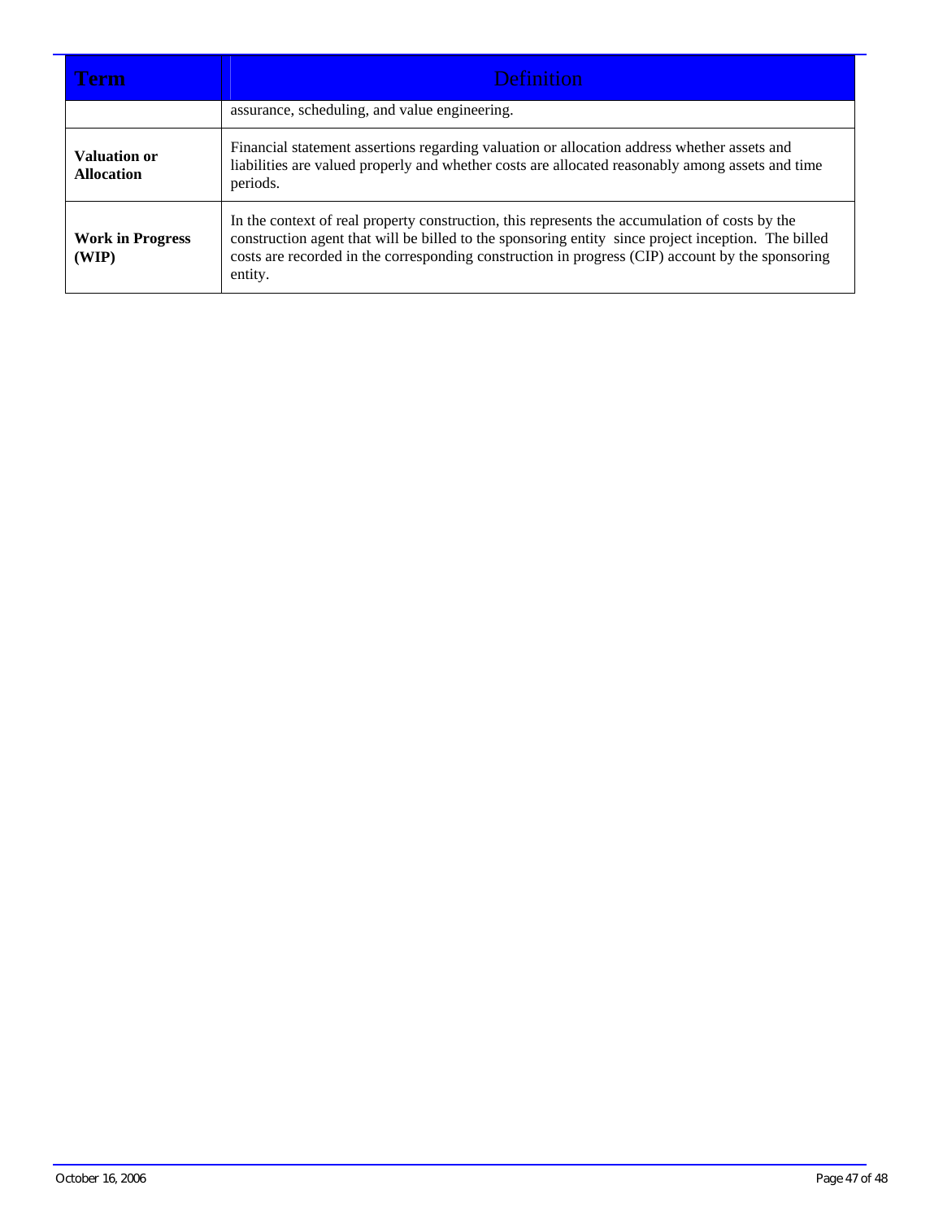| Term | Definition |
| --- | --- |
| | assurance, scheduling, and value engineering. |
| **Valuation or Allocation** | Financial statement assertions regarding valuation or allocation address whether assets and liabilities are valued properly and whether costs are allocated reasonably among assets and time periods. |
| **Work in Progress (WIP)** | In the context of real property construction, this represents the accumulation of costs by the construction agent that will be billed to the sponsoring entity since project inception. The billed costs are recorded in the corresponding construction in progress (CIP) account by the sponsoring entity. |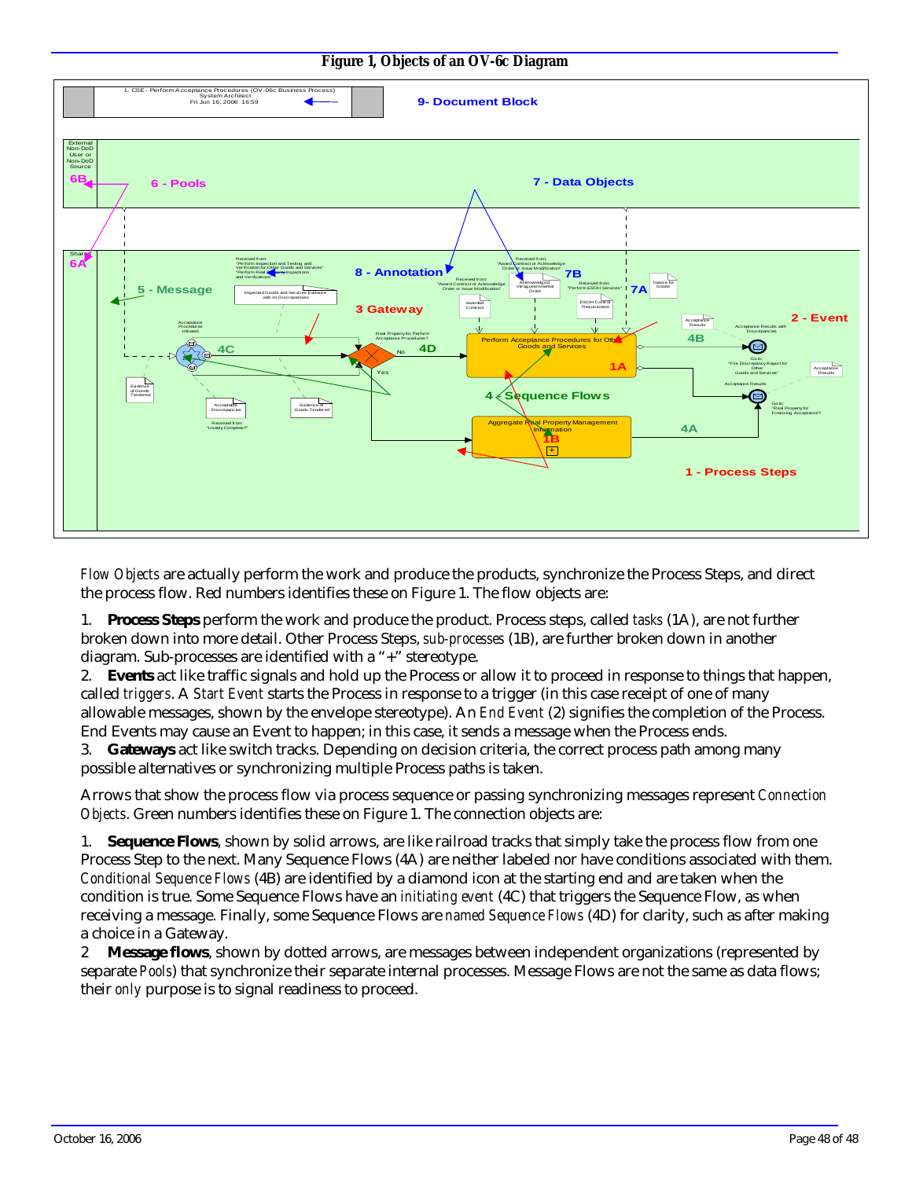**Figure 1, Objects of an OV-6c Diagram**

1. CSE - Perform Acceptance Procedures (OV-06c Business Process)
System Architect
Fri Jun 16, 2006 16:59

9- Document Block

External Non-DoD User or Non-DoD Source

6B

6 - Pools

7 - Data Objects

Shared

6A

5 - Message

8 - Annotation

7B

7A

3 Gateway

2 - Event

4C

4D

4B

1A

4 - Sequence Flows

1B

4A

1 - Process Steps

Perform Acceptance Procedures for Other Goods and Services

Aggregate Real Property Management Information

*Flow Objects* are actually perform the work and produce the products, synchronize the Process Steps, and direct the process flow. Red numbers identifies these on Figure 1. The flow objects are:

1. **Process Steps** perform the work and produce the product. Process steps, called *tasks* (1A), are not further broken down into more detail. Other Process Steps, *sub-processes* (1B), are further broken down in another diagram. Sub-processes are identified with a "+" stereotype.
2. **Events** act like traffic signals and hold up the Process or allow it to proceed in response to things that happen, called *triggers*. A *Start Event* starts the Process in response to a trigger (in this case receipt of one of many allowable messages, shown by the envelope stereotype). An *End Event* (2) signifies the completion of the Process. End Events may cause an Event to happen; in this case, it sends a message when the Process ends.
3. **Gateways** act like switch tracks. Depending on decision criteria, the correct process path among many possible alternatives or synchronizing multiple Process paths is taken.

Arrows that show the process flow via process sequence or passing synchronizing messages represent *Connection Objects*. Green numbers identifies these on Figure 1. The connection objects are:

1. **Sequence Flows**, shown by solid arrows, are like railroad tracks that simply take the process flow from one Process Step to the next. Many Sequence Flows (4A) are neither labeled nor have conditions associated with them. *Conditional Sequence Flows* (4B) are identified by a diamond icon at the starting end and are taken when the condition is true. Some Sequence Flows have an *initiating event* (4C) that triggers the Sequence Flow, as when receiving a message. Finally, some Sequence Flows are *named Sequence Flows* (4D) for clarity, such as after making a choice in a Gateway.
2. **Message flows**, shown by dotted arrows, are messages between independent organizations (represented by separate *Pools*) that synchronize their separate internal processes. Message Flows are not the same as data flows; their *only* purpose is to signal readiness to proceed.